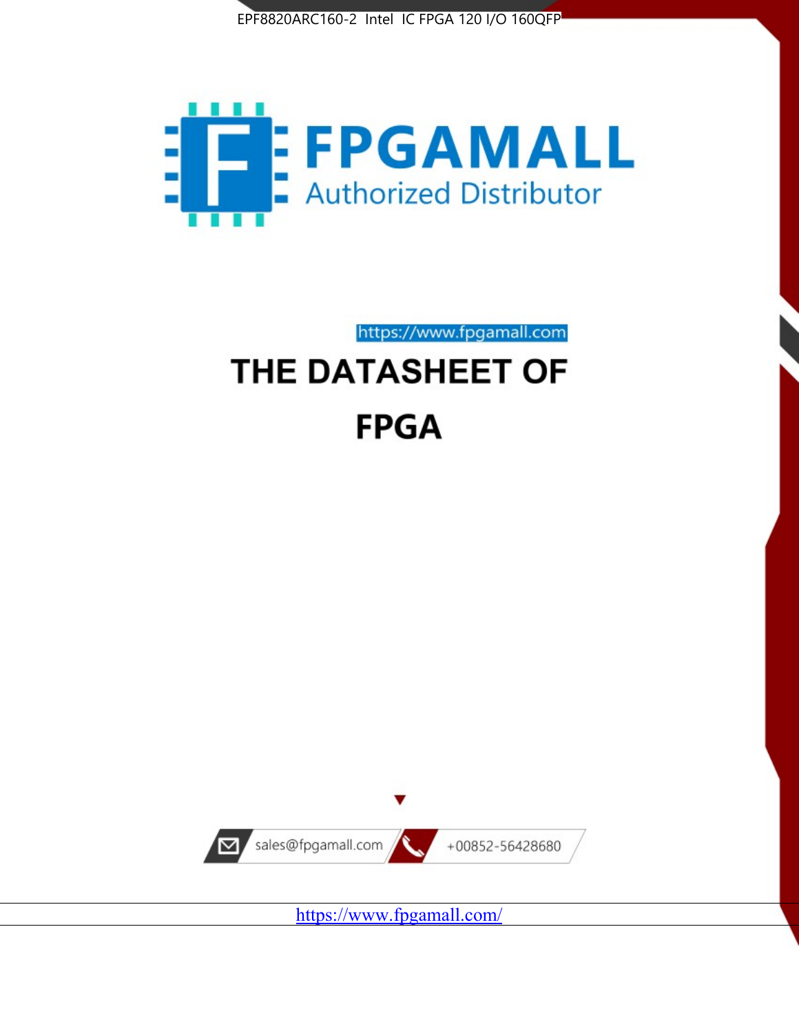EPF8820ARC160-2 Intel IC FPGA 120 I/O 160QFP

# FPGAMALL

Authorized Distributor

https://www.fpgamall.com

# THE DATASHEET OF

# FPGA

sales@fpgamall.com

+00852-56428680

https://www.fpgamall.com/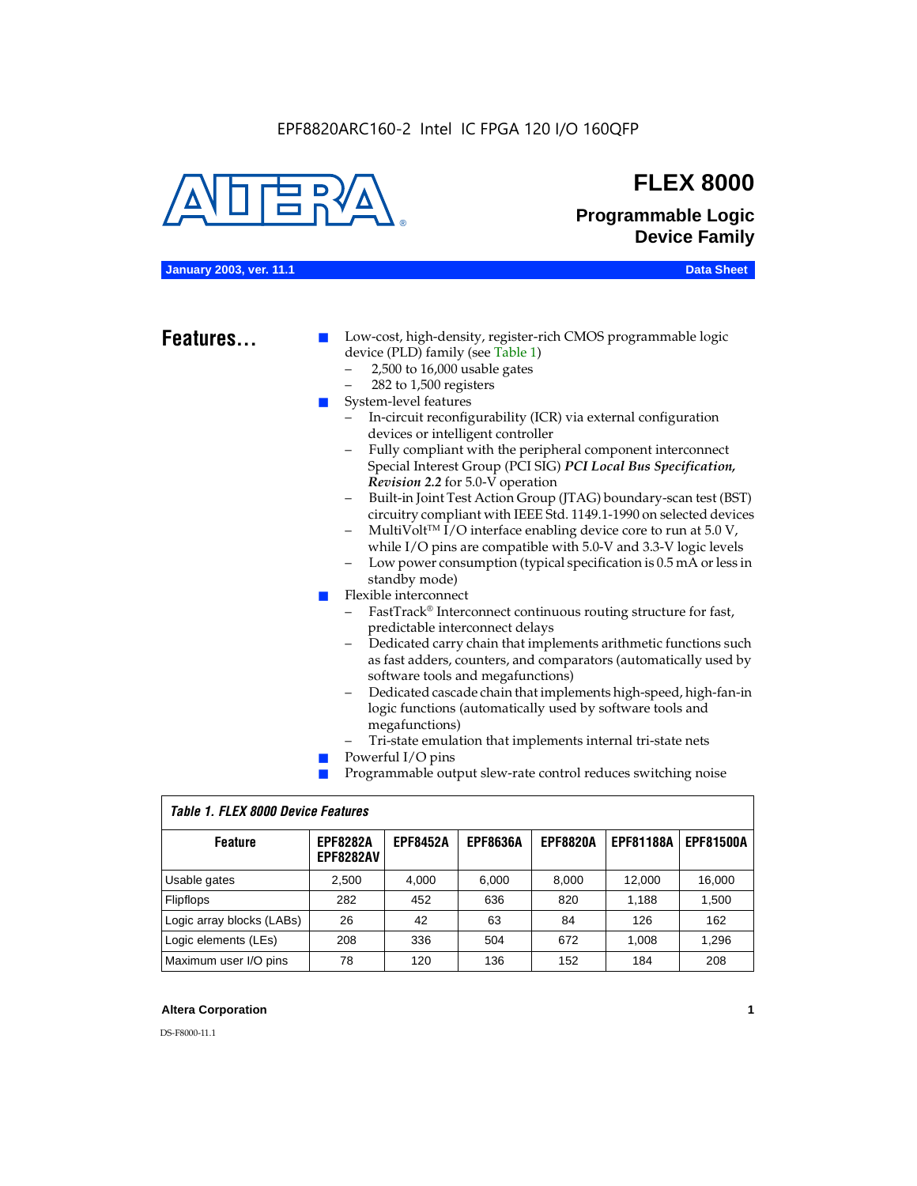EPF8820ARC160-2 Intel IC FPGA 120 I/O 160QFP

# FLEX 8000

## Programmable Logic Device Family

**January 2003, ver. 11.1** **Data Sheet**

## Features...

- Low-cost, high-density, register-rich CMOS programmable logic device (PLD) family (see Table 1)
  - 2,500 to 16,000 usable gates
  - 282 to 1,500 registers
- System-level features
  - In-circuit reconfigurability (ICR) via external configuration devices or intelligent controller
  - Fully compliant with the peripheral component interconnect Special Interest Group (PCI SIG) ***PCI Local Bus Specification, Revision 2.2*** for 5.0-V operation
  - Built-in Joint Test Action Group (JTAG) boundary-scan test (BST) circuitry compliant with IEEE Std. 1149.1-1990 on selected devices
  - MultiVolt™ I/O interface enabling device core to run at 5.0 V, while I/O pins are compatible with 5.0-V and 3.3-V logic levels
  - Low power consumption (typical specification is 0.5 mA or less in standby mode)
- Flexible interconnect
  - FastTrack® Interconnect continuous routing structure for fast, predictable interconnect delays
  - Dedicated carry chain that implements arithmetic functions such as fast adders, counters, and comparators (automatically used by software tools and megafunctions)
  - Dedicated cascade chain that implements high-speed, high-fan-in logic functions (automatically used by software tools and megafunctions)
  - Tri-state emulation that implements internal tri-state nets
- Powerful I/O pins
- Programmable output slew-rate control reduces switching noise

*Table 1. FLEX 8000 Device Features*

| Feature | EPF8282A EPF8282AV | EPF8452A | EPF8636A | EPF8820A | EPF81188A | EPF81500A |
|---|---|---|---|---|---|---|
| Usable gates | 2,500 | 4,000 | 6,000 | 8,000 | 12,000 | 16,000 |
| Flipflops | 282 | 452 | 636 | 820 | 1,188 | 1,500 |
| Logic array blocks (LABs) | 26 | 42 | 63 | 84 | 126 | 162 |
| Logic elements (LEs) | 208 | 336 | 504 | 672 | 1,008 | 1,296 |
| Maximum user I/O pins | 78 | 120 | 136 | 152 | 184 | 208 |

**Altera Corporation**

DS-F8000-11.1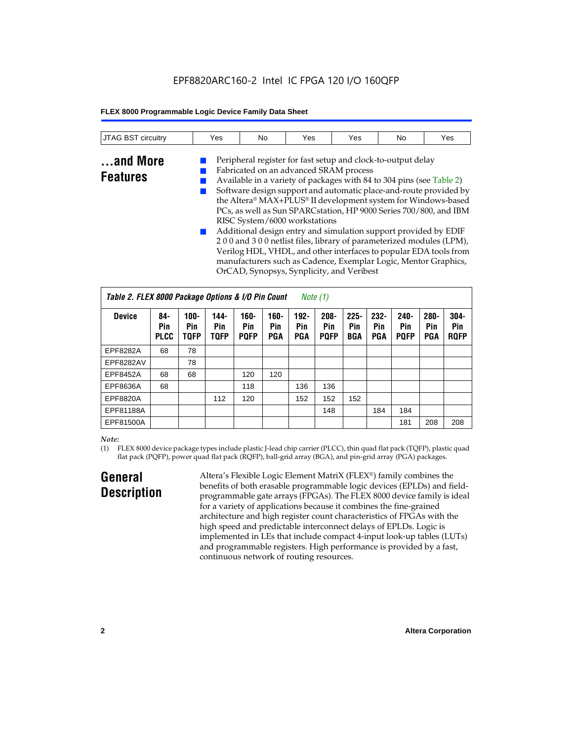| JTAG BST circuitry | Yes | No | Yes | Yes | No | Yes |
|---|---|---|---|---|---|---|

## ...and More Features

- Peripheral register for fast setup and clock-to-output delay
- Fabricated on an advanced SRAM process
- Available in a variety of packages with 84 to 304 pins (see Table 2)
- Software design support and automatic place-and-route provided by the Altera® MAX+PLUS® II development system for Windows-based PCs, as well as Sun SPARCstation, HP 9000 Series 700/800, and IBM RISC System/6000 workstations
- Additional design entry and simulation support provided by EDIF 2 0 0 and 3 0 0 netlist files, library of parameterized modules (LPM), Verilog HDL, VHDL, and other interfaces to popular EDA tools from manufacturers such as Cadence, Exemplar Logic, Mentor Graphics, OrCAD, Synopsys, Synplicity, and Veribest

*Table 2. FLEX 8000 Package Options & I/O Pin Count Note (1)*

| Device | 84-Pin PLCC | 100-Pin TQFP | 144-Pin TQFP | 160-Pin PQFP | 160-Pin PGA | 192-Pin PGA | 208-Pin PQFP | 225-Pin BGA | 232-Pin PGA | 240-Pin PQFP | 280-Pin PGA | 304-Pin RQFP |
|---|---|---|---|---|---|---|---|---|---|---|---|---|
| EPF8282A | 68 | 78 | | | | | | | | | | |
| EPF8282AV | | 78 | | | | | | | | | | |
| EPF8452A | 68 | 68 | | 120 | 120 | | | | | | | |
| EPF8636A | 68 | | | 118 | | 136 | 136 | | | | | |
| EPF8820A | | | 112 | 120 | | 152 | 152 | 152 | | | | |
| EPF81188A | | | | | | | 148 | | 184 | 184 | | |
| EPF81500A | | | | | | | | | | 181 | 208 | 208 |

*Note:*

(1) FLEX 8000 device package types include plastic J-lead chip carrier (PLCC), thin quad flat pack (TQFP), plastic quad flat pack (PQFP), power quad flat pack (RQFP), ball-grid array (BGA), and pin-grid array (PGA) packages.

## General Description

Altera's Flexible Logic Element MatriX (FLEX®) family combines the benefits of both erasable programmable logic devices (EPLDs) and field-programmable gate arrays (FPGAs). The FLEX 8000 device family is ideal for a variety of applications because it combines the fine-grained architecture and high register count characteristics of FPGAs with the high speed and predictable interconnect delays of EPLDs. Logic is implemented in LEs that include compact 4-input look-up tables (LUTs) and programmable registers. High performance is provided by a fast, continuous network of routing resources.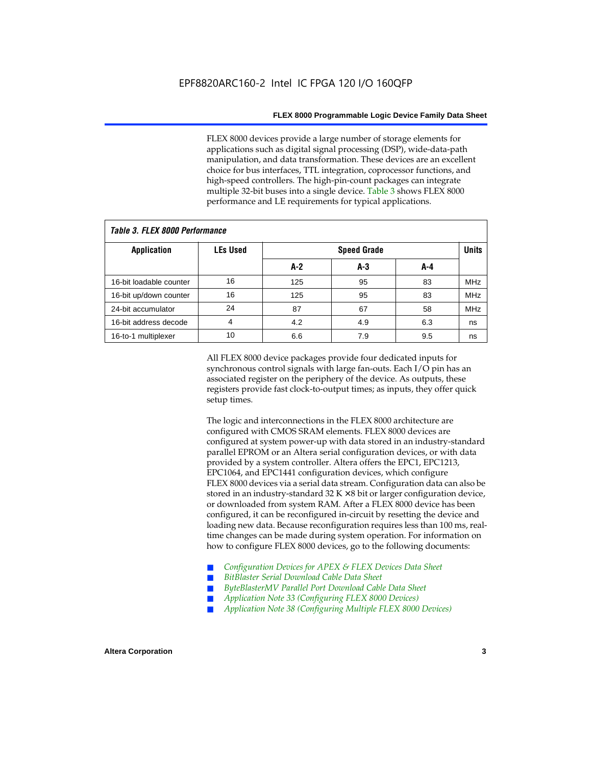FLEX 8000 devices provide a large number of storage elements for applications such as digital signal processing (DSP), wide-data-path manipulation, and data transformation. These devices are an excellent choice for bus interfaces, TTL integration, coprocessor functions, and high-speed controllers. The high-pin-count packages can integrate multiple 32-bit buses into a single device. Table 3 shows FLEX 8000 performance and LE requirements for typical applications.

**Table 3. FLEX 8000 Performance**

| Application | LEs Used | Speed Grade | | | Units |
|---|---|---|---|---|---|
| | | A-2 | A-3 | A-4 | |
| 16-bit loadable counter | 16 | 125 | 95 | 83 | MHz |
| 16-bit up/down counter | 16 | 125 | 95 | 83 | MHz |
| 24-bit accumulator | 24 | 87 | 67 | 58 | MHz |
| 16-bit address decode | 4 | 4.2 | 4.9 | 6.3 | ns |
| 16-to-1 multiplexer | 10 | 6.6 | 7.9 | 9.5 | ns |

All FLEX 8000 device packages provide four dedicated inputs for synchronous control signals with large fan-outs. Each I/O pin has an associated register on the periphery of the device. As outputs, these registers provide fast clock-to-output times; as inputs, they offer quick setup times.

The logic and interconnections in the FLEX 8000 architecture are configured with CMOS SRAM elements. FLEX 8000 devices are configured at system power-up with data stored in an industry-standard parallel EPROM or an Altera serial configuration devices, or with data provided by a system controller. Altera offers the EPC1, EPC1213, EPC1064, and EPC1441 configuration devices, which configure FLEX 8000 devices via a serial data stream. Configuration data can also be stored in an industry-standard 32 K × 8 bit or larger configuration device, or downloaded from system RAM. After a FLEX 8000 device has been configured, it can be reconfigured in-circuit by resetting the device and loading new data. Because reconfiguration requires less than 100 ms, real-time changes can be made during system operation. For information on how to configure FLEX 8000 devices, go to the following documents:

- *Configuration Devices for APEX & FLEX Devices Data Sheet*
- *BitBlaster Serial Download Cable Data Sheet*
- *ByteBlasterMV Parallel Port Download Cable Data Sheet*
- *Application Note 33 (Configuring FLEX 8000 Devices)*
- *Application Note 38 (Configuring Multiple FLEX 8000 Devices)*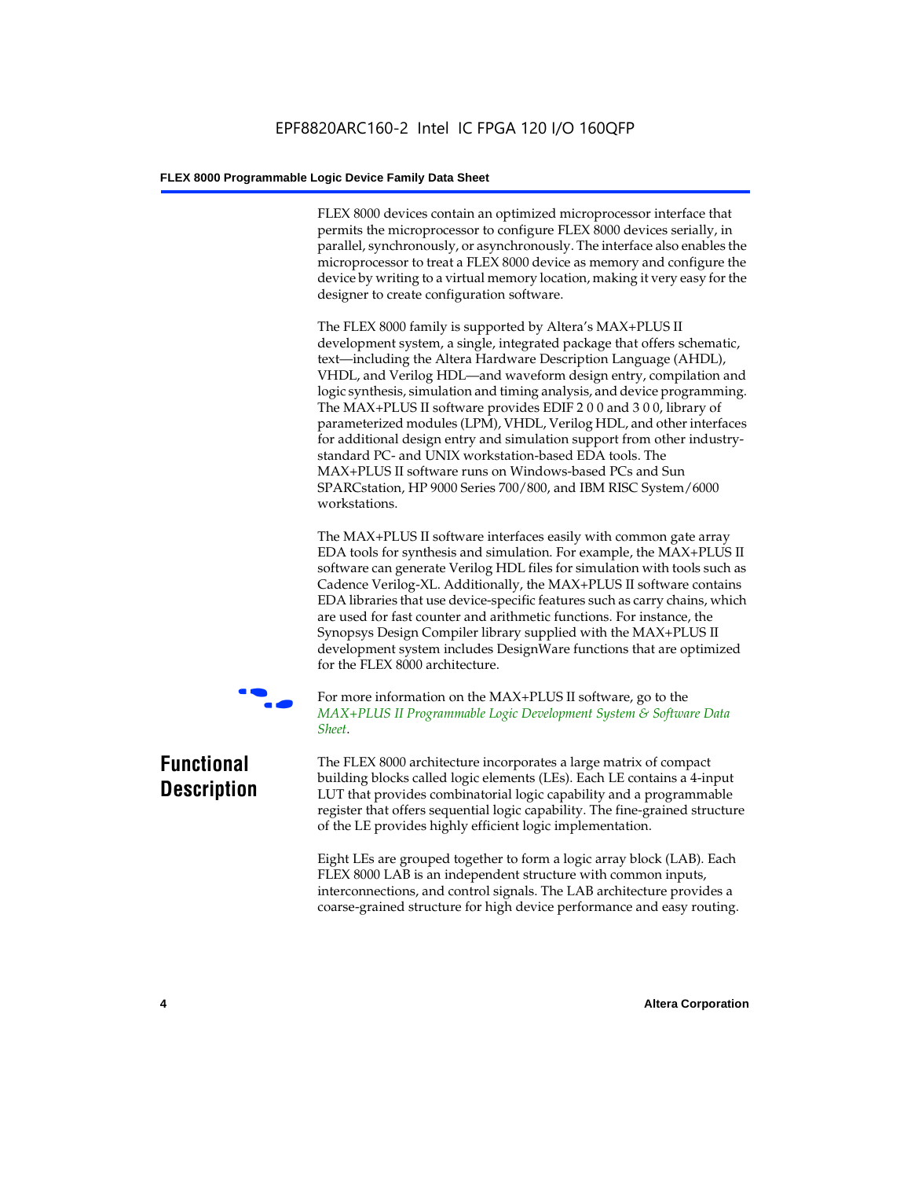FLEX 8000 devices contain an optimized microprocessor interface that permits the microprocessor to configure FLEX 8000 devices serially, in parallel, synchronously, or asynchronously. The interface also enables the microprocessor to treat a FLEX 8000 device as memory and configure the device by writing to a virtual memory location, making it very easy for the designer to create configuration software.

The FLEX 8000 family is supported by Altera's MAX+PLUS II development system, a single, integrated package that offers schematic, text—including the Altera Hardware Description Language (AHDL), VHDL, and Verilog HDL—and waveform design entry, compilation and logic synthesis, simulation and timing analysis, and device programming. The MAX+PLUS II software provides EDIF 2 0 0 and 3 0 0, library of parameterized modules (LPM), VHDL, Verilog HDL, and other interfaces for additional design entry and simulation support from other industry-standard PC- and UNIX workstation-based EDA tools. The MAX+PLUS II software runs on Windows-based PCs and Sun SPARCstation, HP 9000 Series 700/800, and IBM RISC System/6000 workstations.

The MAX+PLUS II software interfaces easily with common gate array EDA tools for synthesis and simulation. For example, the MAX+PLUS II software can generate Verilog HDL files for simulation with tools such as Cadence Verilog-XL. Additionally, the MAX+PLUS II software contains EDA libraries that use device-specific features such as carry chains, which are used for fast counter and arithmetic functions. For instance, the Synopsys Design Compiler library supplied with the MAX+PLUS II development system includes DesignWare functions that are optimized for the FLEX 8000 architecture.

For more information on the MAX+PLUS II software, go to the *MAX+PLUS II Programmable Logic Development System & Software Data Sheet*.

## Functional Description

The FLEX 8000 architecture incorporates a large matrix of compact building blocks called logic elements (LEs). Each LE contains a 4-input LUT that provides combinatorial logic capability and a programmable register that offers sequential logic capability. The fine-grained structure of the LE provides highly efficient logic implementation.

Eight LEs are grouped together to form a logic array block (LAB). Each FLEX 8000 LAB is an independent structure with common inputs, interconnections, and control signals. The LAB architecture provides a coarse-grained structure for high device performance and easy routing.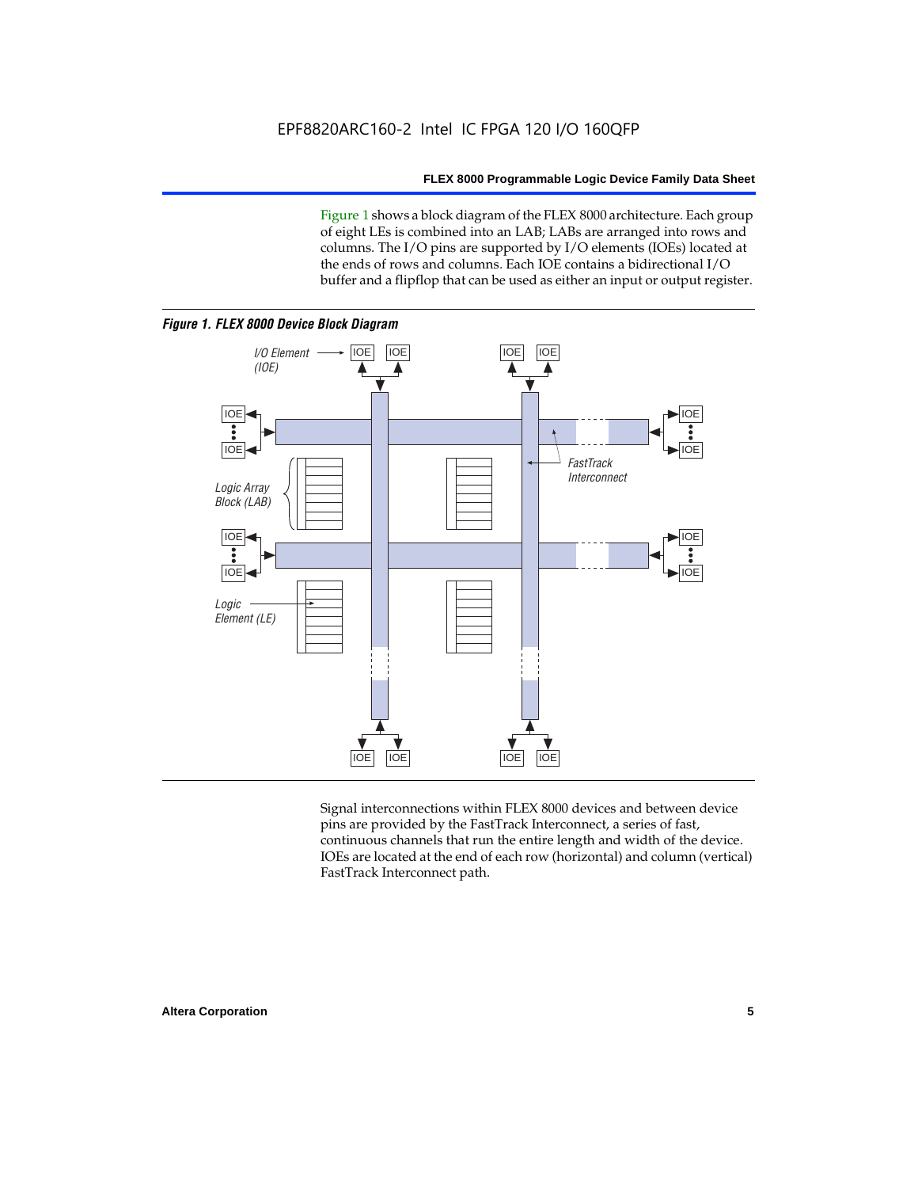Figure 1 shows a block diagram of the FLEX 8000 architecture. Each group of eight LEs is combined into an LAB; LABs are arranged into rows and columns. The I/O pins are supported by I/O elements (IOEs) located at the ends of rows and columns. Each IOE contains a bidirectional I/O buffer and a flipflop that can be used as either an input or output register.

***Figure 1. FLEX 8000 Device Block Diagram***

Signal interconnections within FLEX 8000 devices and between device pins are provided by the FastTrack Interconnect, a series of fast, continuous channels that run the entire length and width of the device. IOEs are located at the end of each row (horizontal) and column (vertical) FastTrack Interconnect path.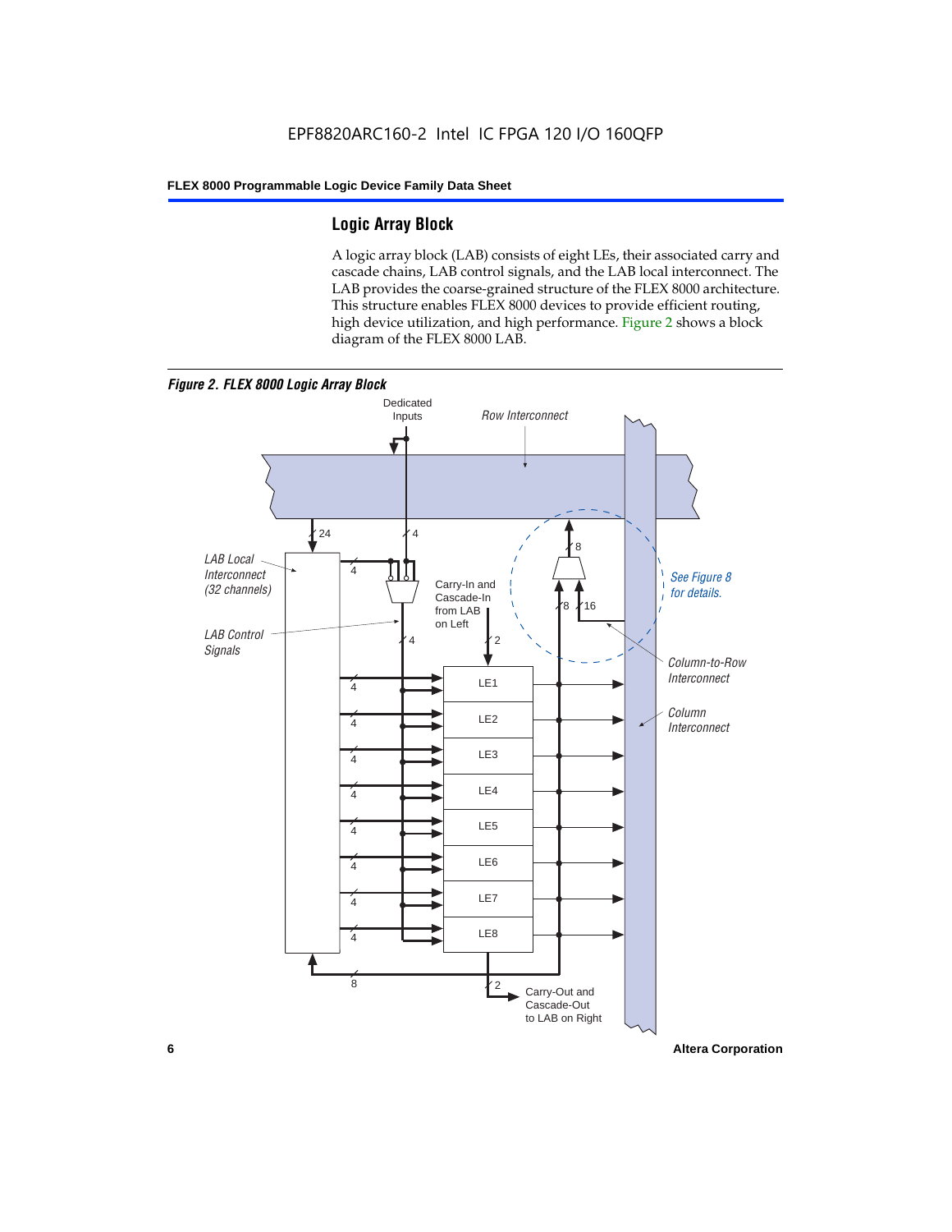## Logic Array Block

A logic array block (LAB) consists of eight LEs, their associated carry and cascade chains, LAB control signals, and the LAB local interconnect. The LAB provides the coarse-grained structure of the FLEX 8000 architecture. This structure enables FLEX 8000 devices to provide efficient routing, high device utilization, and high performance. Figure 2 shows a block diagram of the FLEX 8000 LAB.

*Figure 2. FLEX 8000 Logic Array Block*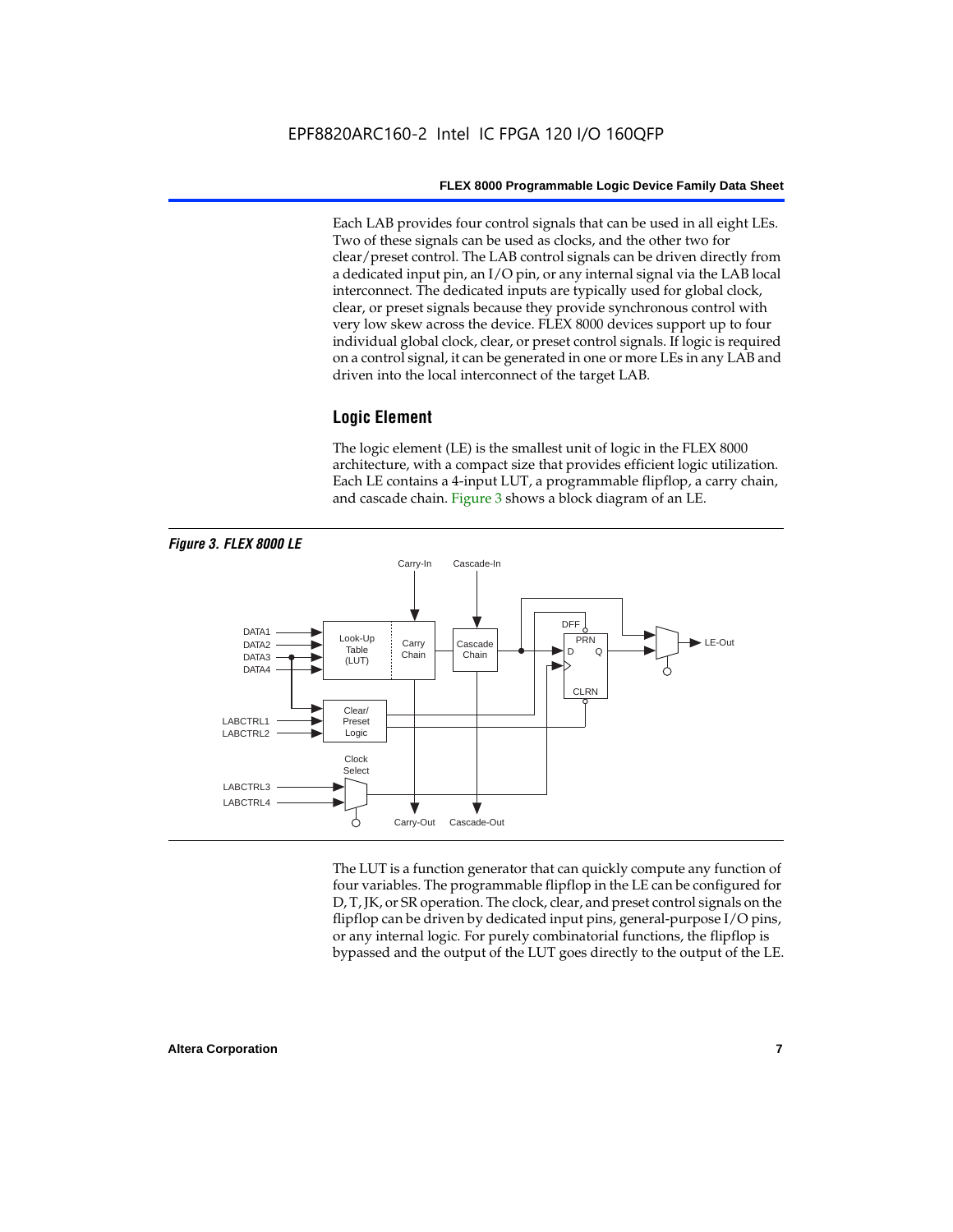Each LAB provides four control signals that can be used in all eight LEs. Two of these signals can be used as clocks, and the other two for clear/preset control. The LAB control signals can be driven directly from a dedicated input pin, an I/O pin, or any internal signal via the LAB local interconnect. The dedicated inputs are typically used for global clock, clear, or preset signals because they provide synchronous control with very low skew across the device. FLEX 8000 devices support up to four individual global clock, clear, or preset control signals. If logic is required on a control signal, it can be generated in one or more LEs in any LAB and driven into the local interconnect of the target LAB.

## Logic Element

The logic element (LE) is the smallest unit of logic in the FLEX 8000 architecture, with a compact size that provides efficient logic utilization. Each LE contains a 4-input LUT, a programmable flipflop, a carry chain, and cascade chain. Figure 3 shows a block diagram of an LE.

*Figure 3. FLEX 8000 LE*

The LUT is a function generator that can quickly compute any function of four variables. The programmable flipflop in the LE can be configured for D, T, JK, or SR operation. The clock, clear, and preset control signals on the flipflop can be driven by dedicated input pins, general-purpose I/O pins, or any internal logic. For purely combinatorial functions, the flipflop is bypassed and the output of the LUT goes directly to the output of the LE.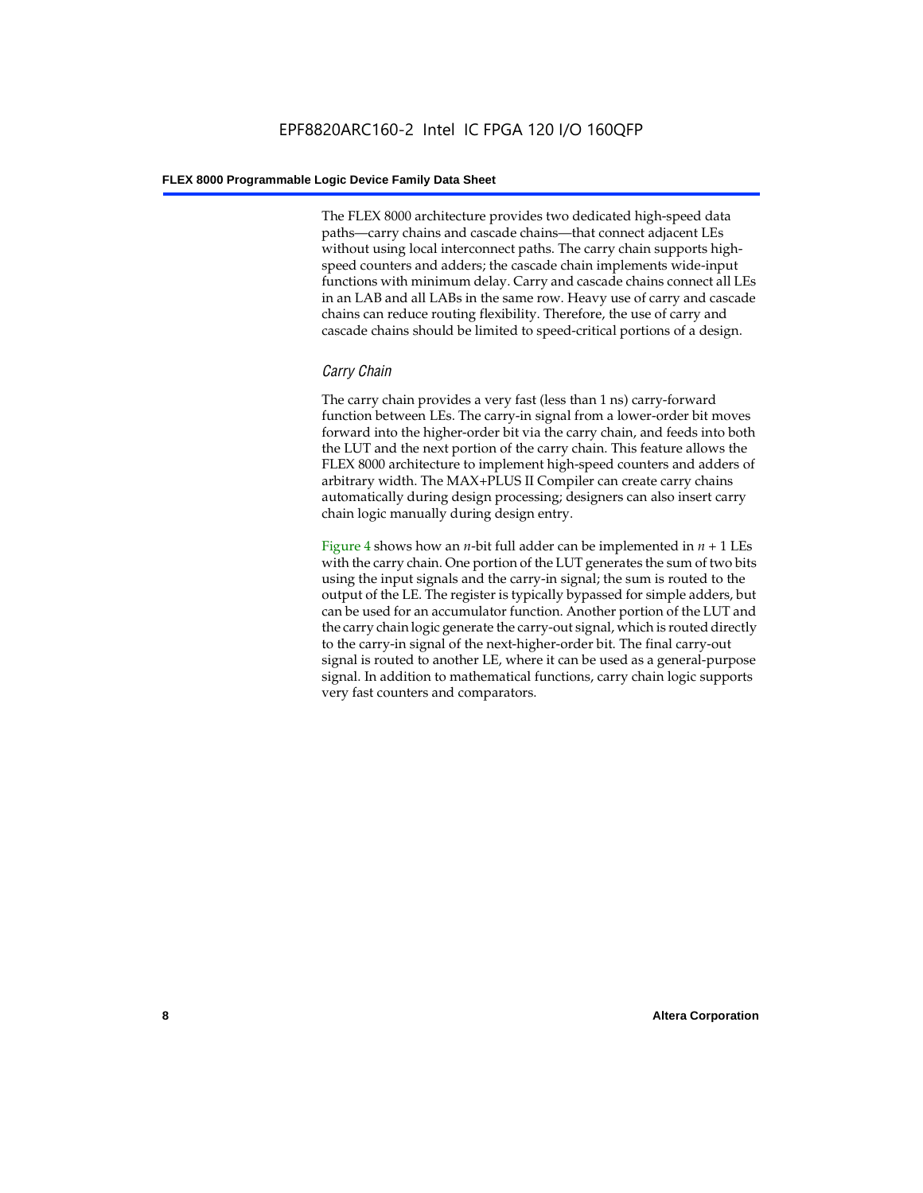The FLEX 8000 architecture provides two dedicated high-speed data paths—carry chains and cascade chains—that connect adjacent LEs without using local interconnect paths. The carry chain supports high-speed counters and adders; the cascade chain implements wide-input functions with minimum delay. Carry and cascade chains connect all LEs in an LAB and all LABs in the same row. Heavy use of carry and cascade chains can reduce routing flexibility. Therefore, the use of carry and cascade chains should be limited to speed-critical portions of a design.

### *Carry Chain*

The carry chain provides a very fast (less than 1 ns) carry-forward function between LEs. The carry-in signal from a lower-order bit moves forward into the higher-order bit via the carry chain, and feeds into both the LUT and the next portion of the carry chain. This feature allows the FLEX 8000 architecture to implement high-speed counters and adders of arbitrary width. The MAX+PLUS II Compiler can create carry chains automatically during design processing; designers can also insert carry chain logic manually during design entry.

Figure 4 shows how an $n$-bit full adder can be implemented in $n + 1$ LEs with the carry chain. One portion of the LUT generates the sum of two bits using the input signals and the carry-in signal; the sum is routed to the output of the LE. The register is typically bypassed for simple adders, but can be used for an accumulator function. Another portion of the LUT and the carry chain logic generate the carry-out signal, which is routed directly to the carry-in signal of the next-higher-order bit. The final carry-out signal is routed to another LE, where it can be used as a general-purpose signal. In addition to mathematical functions, carry chain logic supports very fast counters and comparators.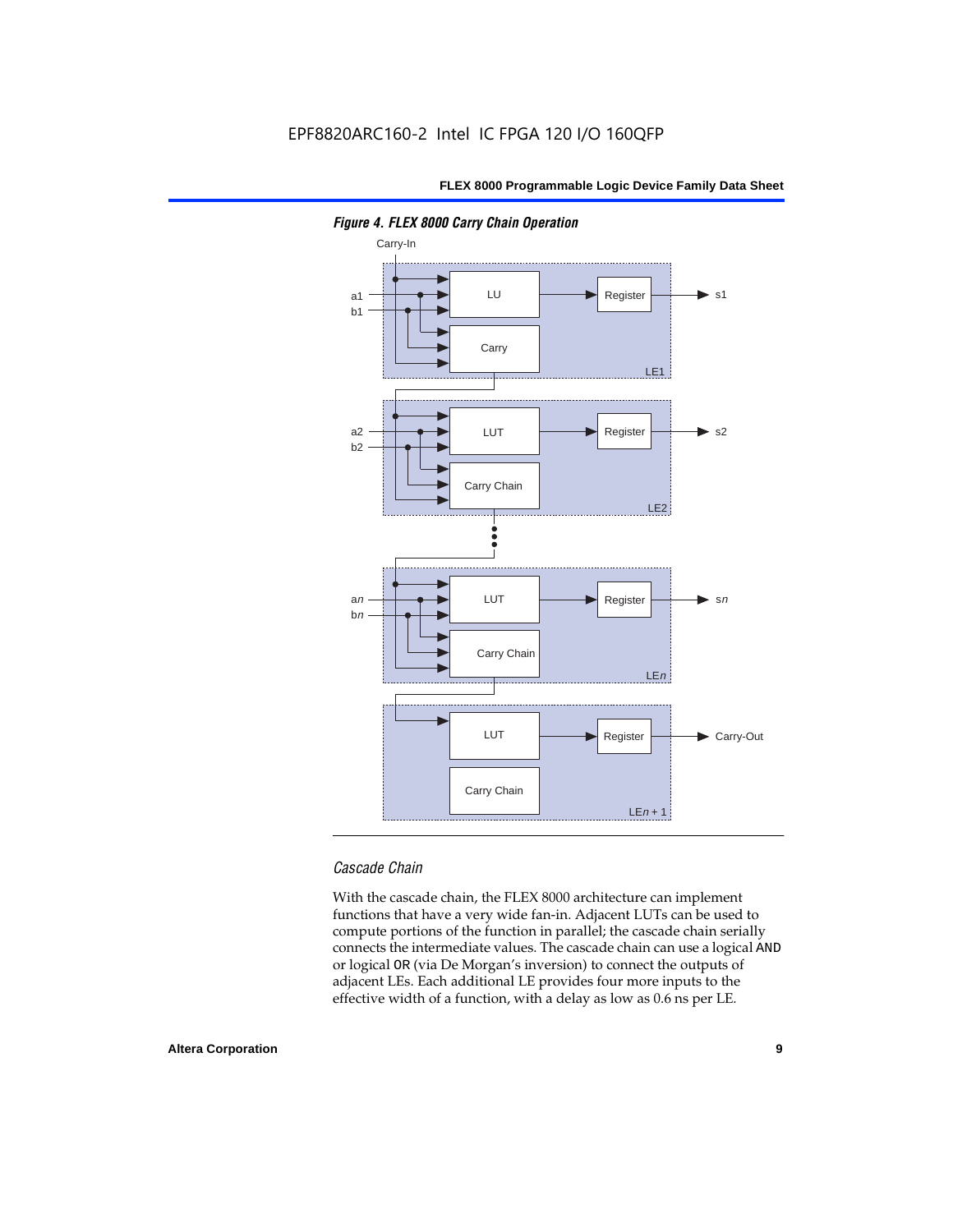*Figure 4. FLEX 8000 Carry Chain Operation*

### *Cascade Chain*

With the cascade chain, the FLEX 8000 architecture can implement functions that have a very wide fan-in. Adjacent LUTs can be used to compute portions of the function in parallel; the cascade chain serially connects the intermediate values. The cascade chain can use a logical `AND` or logical `OR` (via De Morgan's inversion) to connect the outputs of adjacent LEs. Each additional LE provides four more inputs to the effective width of a function, with a delay as low as 0.6 ns per LE.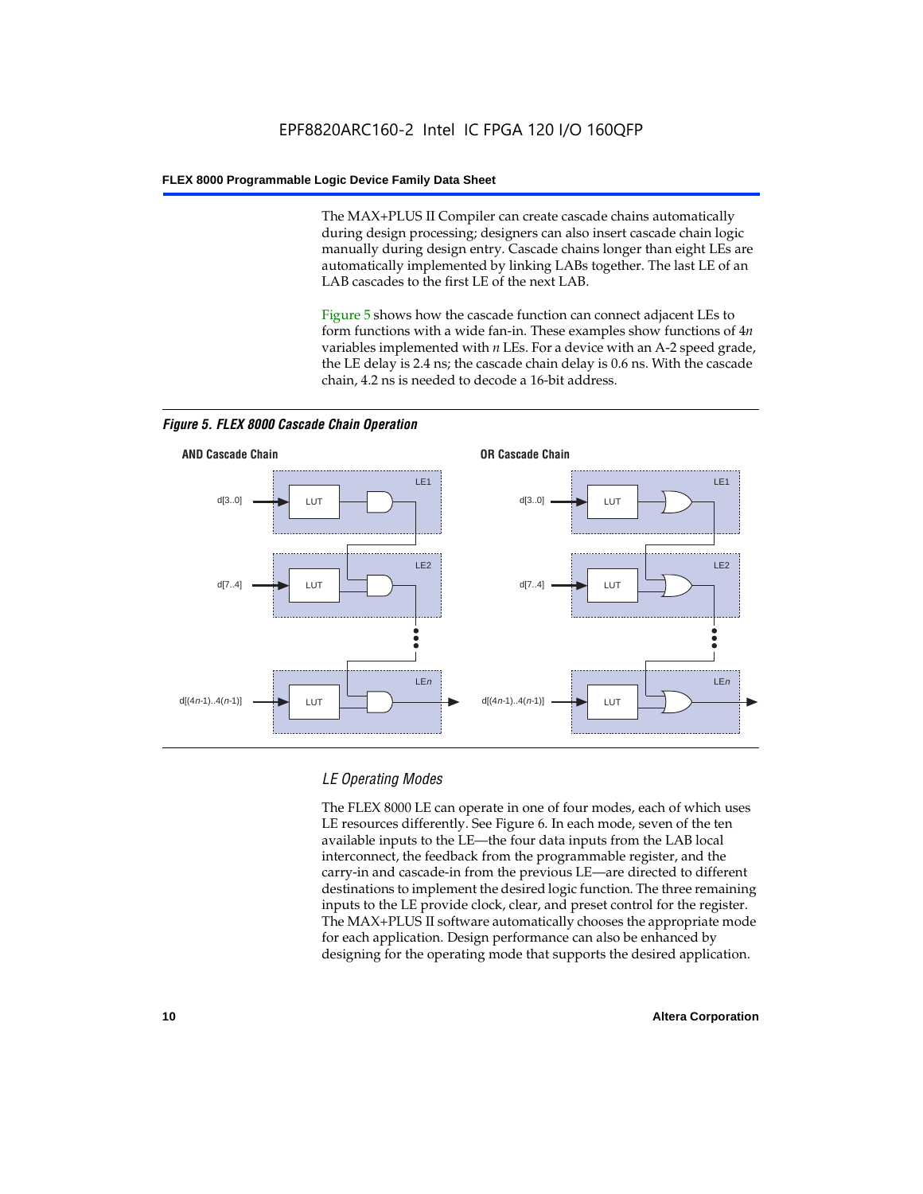The MAX+PLUS II Compiler can create cascade chains automatically during design processing; designers can also insert cascade chain logic manually during design entry. Cascade chains longer than eight LEs are automatically implemented by linking LABs together. The last LE of an LAB cascades to the first LE of the next LAB.

Figure 5 shows how the cascade function can connect adjacent LEs to form functions with a wide fan-in. These examples show functions of 4*n* variables implemented with *n* LEs. For a device with an A-2 speed grade, the LE delay is 2.4 ns; the cascade chain delay is 0.6 ns. With the cascade chain, 4.2 ns is needed to decode a 16-bit address.

*Figure 5. FLEX 8000 Cascade Chain Operation*

**AND Cascade Chain** — d[3..0] → LUT (LE1); d[7..4] → LUT (LE2); d[(4n-1)..4(n-1)] → LUT (LEn)

**OR Cascade Chain** — d[3..0] → LUT (LE1); d[7..4] → LUT (LE2); d[(4n-1)..4(n-1)] → LUT (LEn)

### LE Operating Modes

The FLEX 8000 LE can operate in one of four modes, each of which uses LE resources differently. See Figure 6. In each mode, seven of the ten available inputs to the LE—the four data inputs from the LAB local interconnect, the feedback from the programmable register, and the carry-in and cascade-in from the previous LE—are directed to different destinations to implement the desired logic function. The three remaining inputs to the LE provide clock, clear, and preset control for the register. The MAX+PLUS II software automatically chooses the appropriate mode for each application. Design performance can also be enhanced by designing for the operating mode that supports the desired application.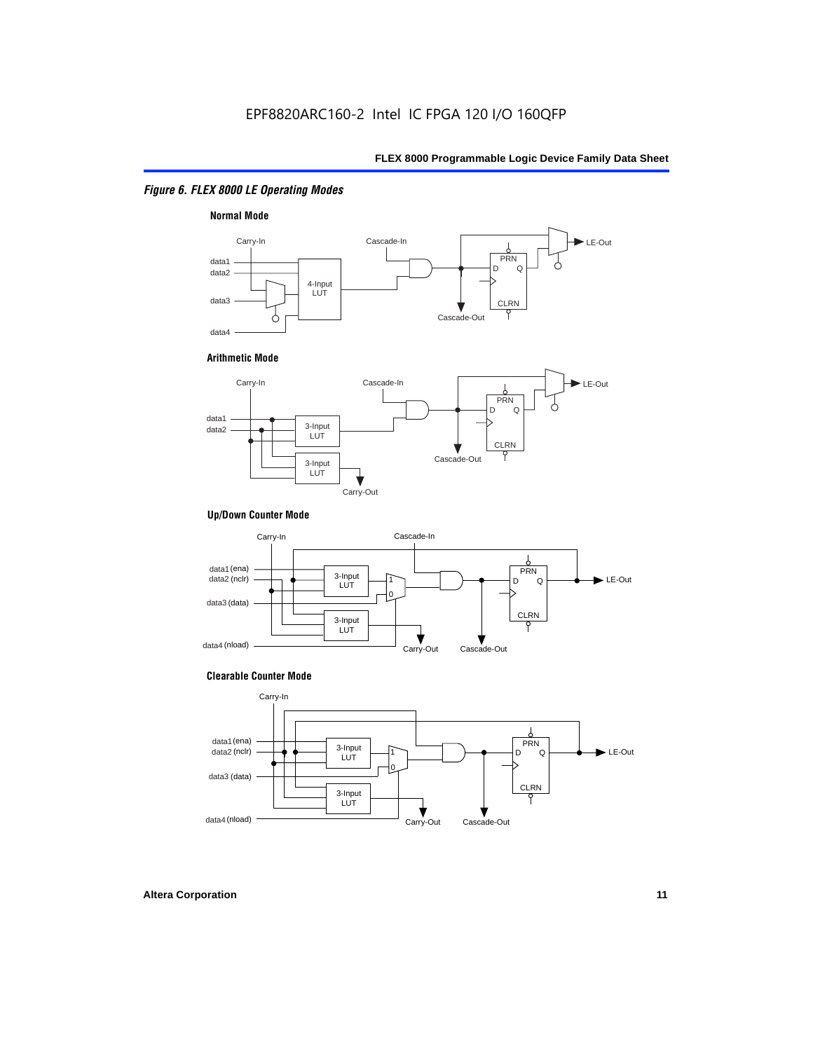*Figure 6. FLEX 8000 LE Operating Modes*

**Normal Mode**

Carry-In, Cascade-In, LE-Out, data1, data2, data3, data4, 4-Input LUT, PRN, D, Q, CLRN, Cascade-Out

**Arithmetic Mode**

Carry-In, Cascade-In, LE-Out, data1, data2, 3-Input LUT, 3-Input LUT, PRN, D, Q, CLRN, Cascade-Out, Carry-Out

**Up/Down Counter Mode**

Carry-In, Cascade-In, data1 (ena), data2 (nclr), data3 (data), data4 (nload), 3-Input LUT, 3-Input LUT, 1, 0, PRN, D, Q, CLRN, LE-Out, Carry-Out, Cascade-Out

**Clearable Counter Mode**

Carry-In, data1 (ena), data2 (nclr), data3 (data), data4 (nload), 3-Input LUT, 3-Input LUT, 1, 0, PRN, D, Q, CLRN, LE-Out, Carry-Out, Cascade-Out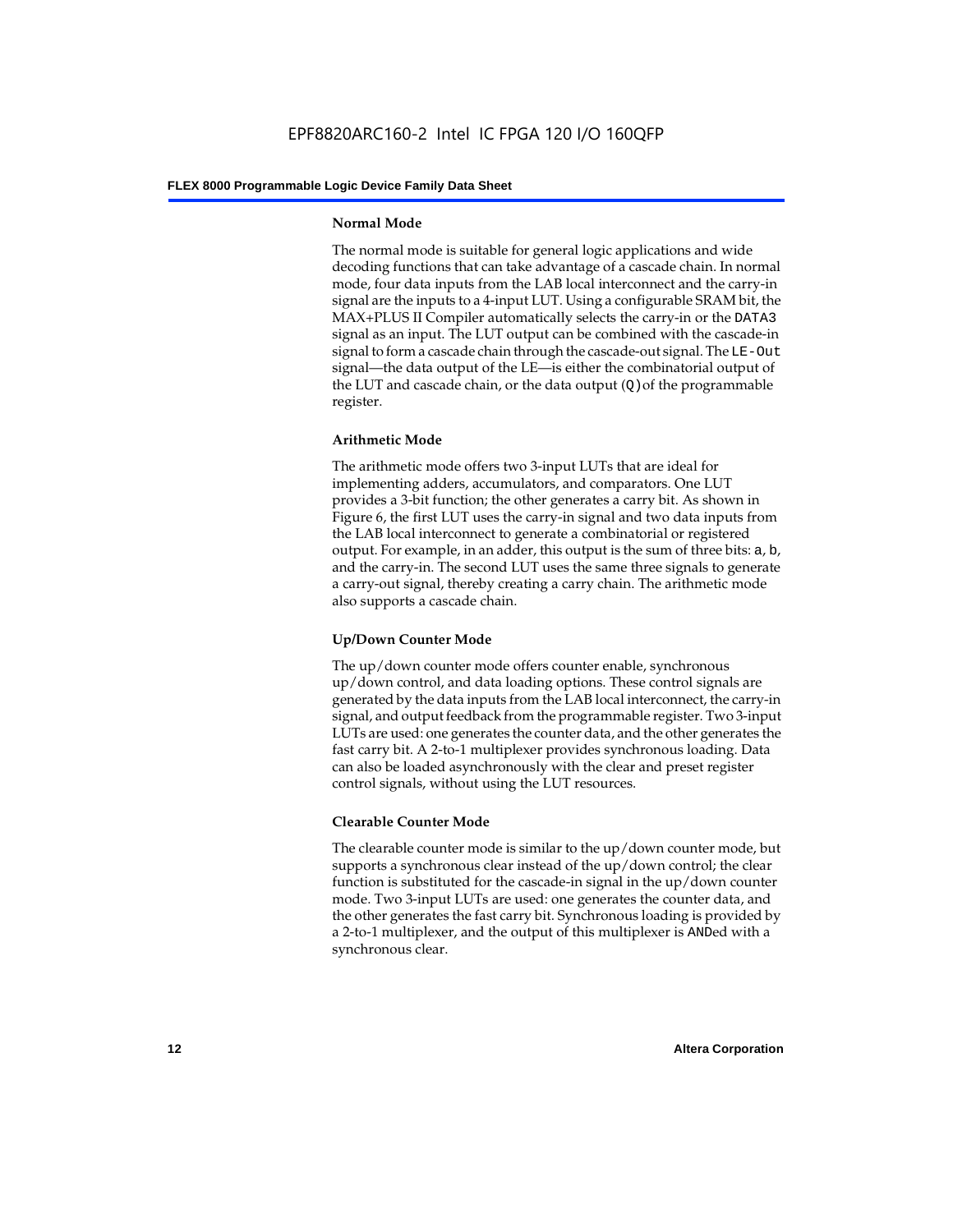#### Normal Mode

The normal mode is suitable for general logic applications and wide decoding functions that can take advantage of a cascade chain. In normal mode, four data inputs from the LAB local interconnect and the carry-in signal are the inputs to a 4-input LUT. Using a configurable SRAM bit, the MAX+PLUS II Compiler automatically selects the carry-in or the DATA3 signal as an input. The LUT output can be combined with the cascade-in signal to form a cascade chain through the cascade-out signal. The LE-Out signal—the data output of the LE—is either the combinatorial output of the LUT and cascade chain, or the data output (Q) of the programmable register.

#### Arithmetic Mode

The arithmetic mode offers two 3-input LUTs that are ideal for implementing adders, accumulators, and comparators. One LUT provides a 3-bit function; the other generates a carry bit. As shown in Figure 6, the first LUT uses the carry-in signal and two data inputs from the LAB local interconnect to generate a combinatorial or registered output. For example, in an adder, this output is the sum of three bits: a, b, and the carry-in. The second LUT uses the same three signals to generate a carry-out signal, thereby creating a carry chain. The arithmetic mode also supports a cascade chain.

#### Up/Down Counter Mode

The up/down counter mode offers counter enable, synchronous up/down control, and data loading options. These control signals are generated by the data inputs from the LAB local interconnect, the carry-in signal, and output feedback from the programmable register. Two 3-input LUTs are used: one generates the counter data, and the other generates the fast carry bit. A 2-to-1 multiplexer provides synchronous loading. Data can also be loaded asynchronously with the clear and preset register control signals, without using the LUT resources.

#### Clearable Counter Mode

The clearable counter mode is similar to the up/down counter mode, but supports a synchronous clear instead of the up/down control; the clear function is substituted for the cascade-in signal in the up/down counter mode. Two 3-input LUTs are used: one generates the counter data, and the other generates the fast carry bit. Synchronous loading is provided by a 2-to-1 multiplexer, and the output of this multiplexer is ANDed with a synchronous clear.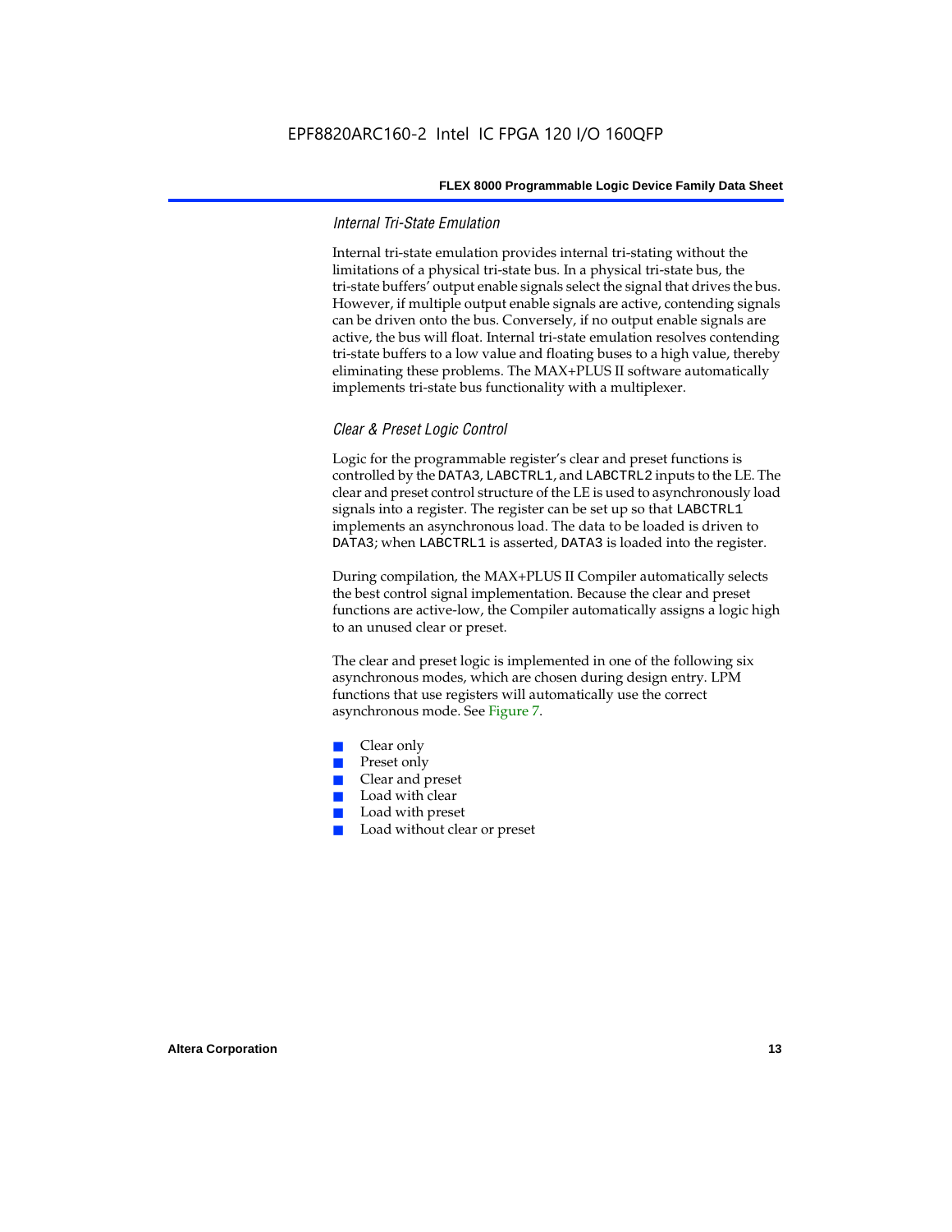### Internal Tri-State Emulation

Internal tri-state emulation provides internal tri-stating without the limitations of a physical tri-state bus. In a physical tri-state bus, the tri-state buffers' output enable signals select the signal that drives the bus. However, if multiple output enable signals are active, contending signals can be driven onto the bus. Conversely, if no output enable signals are active, the bus will float. Internal tri-state emulation resolves contending tri-state buffers to a low value and floating buses to a high value, thereby eliminating these problems. The MAX+PLUS II software automatically implements tri-state bus functionality with a multiplexer.

### Clear & Preset Logic Control

Logic for the programmable register's clear and preset functions is controlled by the `DATA3`, `LABCTRL1`, and `LABCTRL2` inputs to the LE. The clear and preset control structure of the LE is used to asynchronously load signals into a register. The register can be set up so that `LABCTRL1` implements an asynchronous load. The data to be loaded is driven to `DATA3`; when `LABCTRL1` is asserted, `DATA3` is loaded into the register.

During compilation, the MAX+PLUS II Compiler automatically selects the best control signal implementation. Because the clear and preset functions are active-low, the Compiler automatically assigns a logic high to an unused clear or preset.

The clear and preset logic is implemented in one of the following six asynchronous modes, which are chosen during design entry. LPM functions that use registers will automatically use the correct asynchronous mode. See Figure 7.

- Clear only
- Preset only
- Clear and preset
- Load with clear
- Load with preset
- Load without clear or preset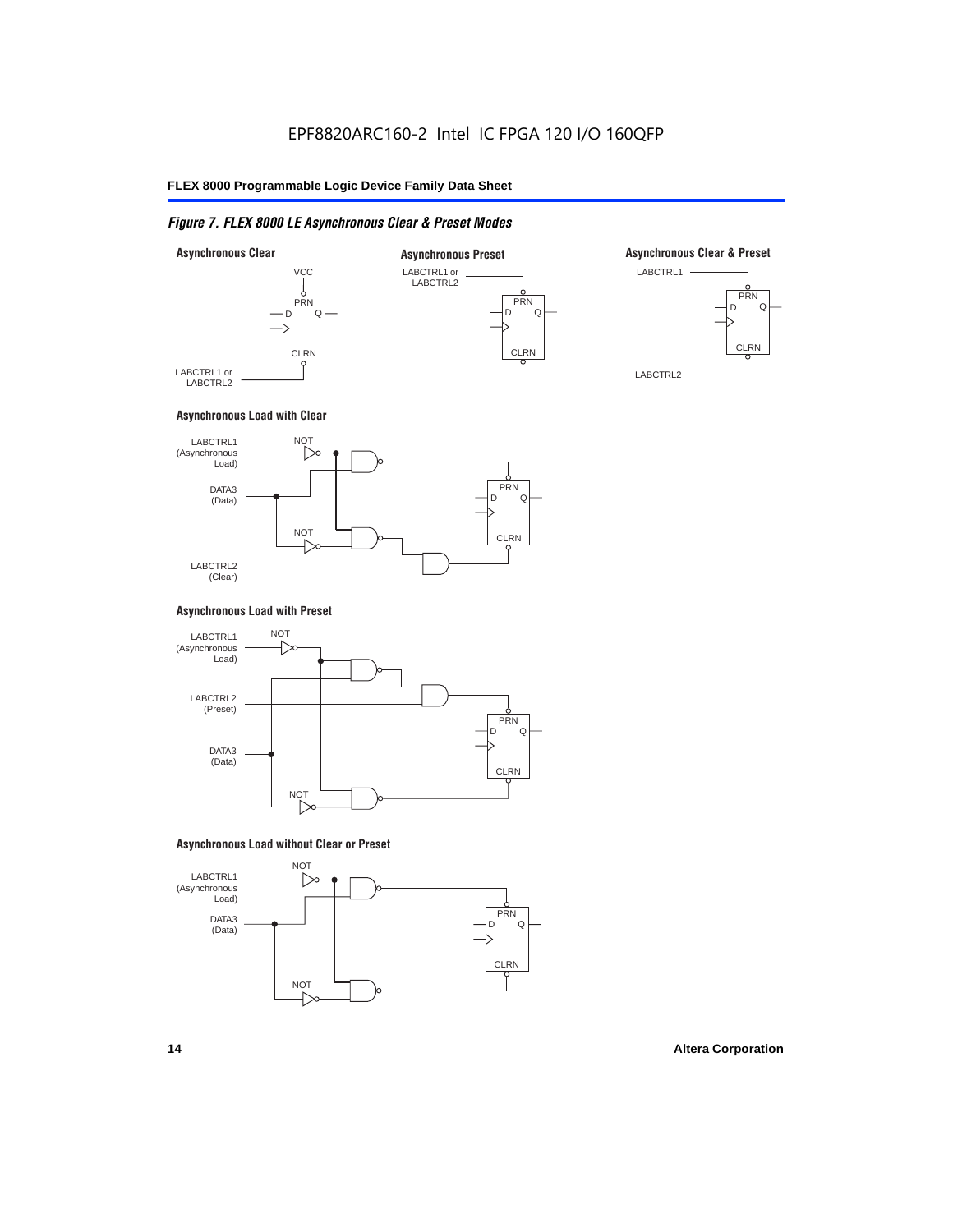*Figure 7. FLEX 8000 LE Asynchronous Clear & Preset Modes*

**Asynchronous Clear**

VCC

PRN

D Q

CLRN

LABCTRL1 or LABCTRL2

**Asynchronous Preset**

LABCTRL1 or LABCTRL2

PRN

D Q

CLRN

**Asynchronous Clear & Preset**

LABCTRL1

PRN

D Q

CLRN

LABCTRL2

**Asynchronous Load with Clear**

LABCTRL1 (Asynchronous Load)

NOT

DATA3 (Data)

NOT

LABCTRL2 (Clear)

PRN

D Q

CLRN

**Asynchronous Load with Preset**

LABCTRL1 (Asynchronous Load)

NOT

LABCTRL2 (Preset)

DATA3 (Data)

NOT

PRN

D Q

CLRN

**Asynchronous Load without Clear or Preset**

LABCTRL1 (Asynchronous Load)

NOT

DATA3 (Data)

NOT

PRN

D Q

CLRN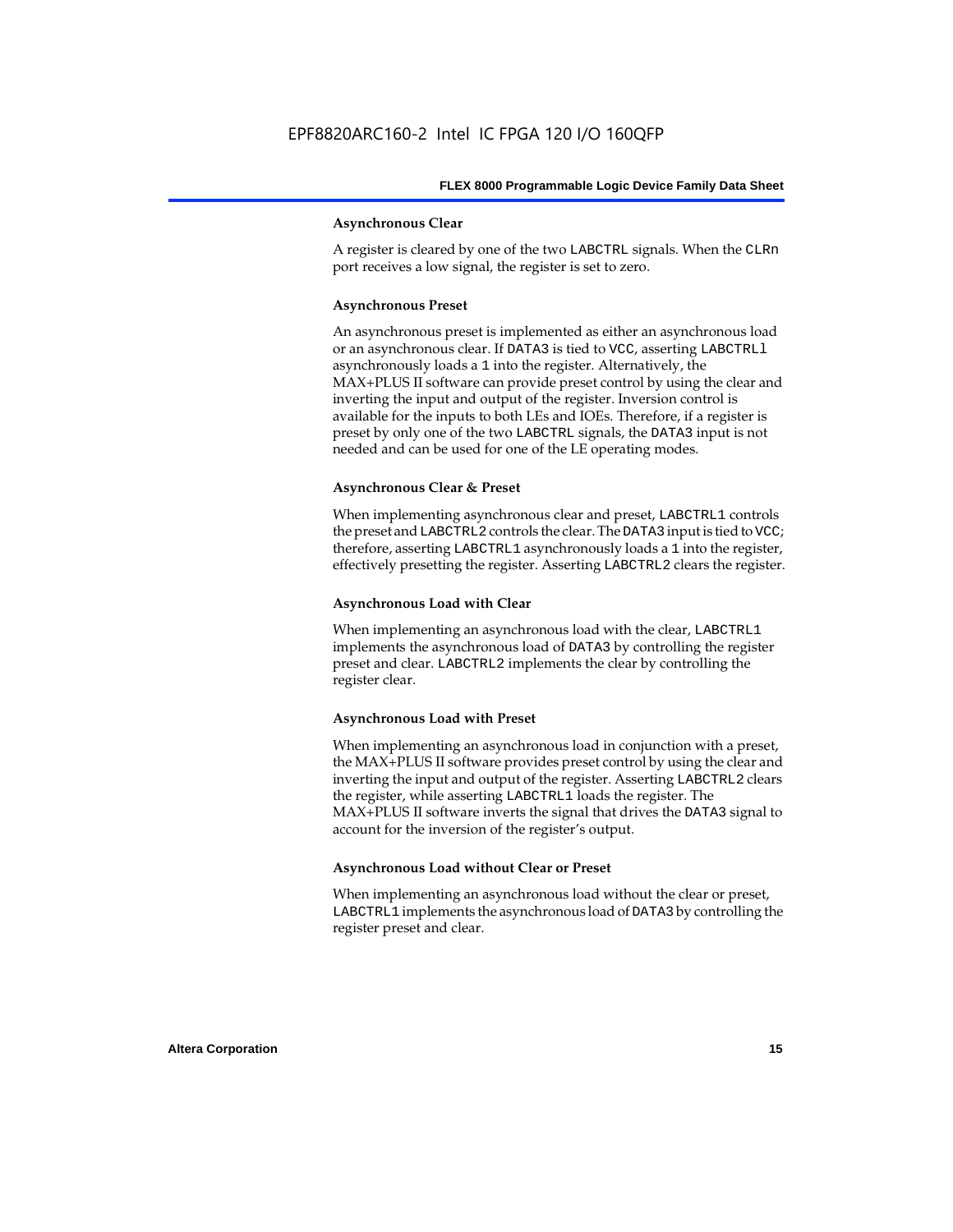#### Asynchronous Clear

A register is cleared by one of the two LABCTRL signals. When the CLRn port receives a low signal, the register is set to zero.

#### Asynchronous Preset

An asynchronous preset is implemented as either an asynchronous load or an asynchronous clear. If DATA3 is tied to VCC, asserting LABCTRLl asynchronously loads a 1 into the register. Alternatively, the MAX+PLUS II software can provide preset control by using the clear and inverting the input and output of the register. Inversion control is available for the inputs to both LEs and IOEs. Therefore, if a register is preset by only one of the two LABCTRL signals, the DATA3 input is not needed and can be used for one of the LE operating modes.

#### Asynchronous Clear & Preset

When implementing asynchronous clear and preset, LABCTRL1 controls the preset and LABCTRL2 controls the clear. The DATA3 input is tied to VCC; therefore, asserting LABCTRL1 asynchronously loads a 1 into the register, effectively presetting the register. Asserting LABCTRL2 clears the register.

#### Asynchronous Load with Clear

When implementing an asynchronous load with the clear, LABCTRL1 implements the asynchronous load of DATA3 by controlling the register preset and clear. LABCTRL2 implements the clear by controlling the register clear.

#### Asynchronous Load with Preset

When implementing an asynchronous load in conjunction with a preset, the MAX+PLUS II software provides preset control by using the clear and inverting the input and output of the register. Asserting LABCTRL2 clears the register, while asserting LABCTRL1 loads the register. The MAX+PLUS II software inverts the signal that drives the DATA3 signal to account for the inversion of the register's output.

#### Asynchronous Load without Clear or Preset

When implementing an asynchronous load without the clear or preset, LABCTRL1 implements the asynchronous load of DATA3 by controlling the register preset and clear.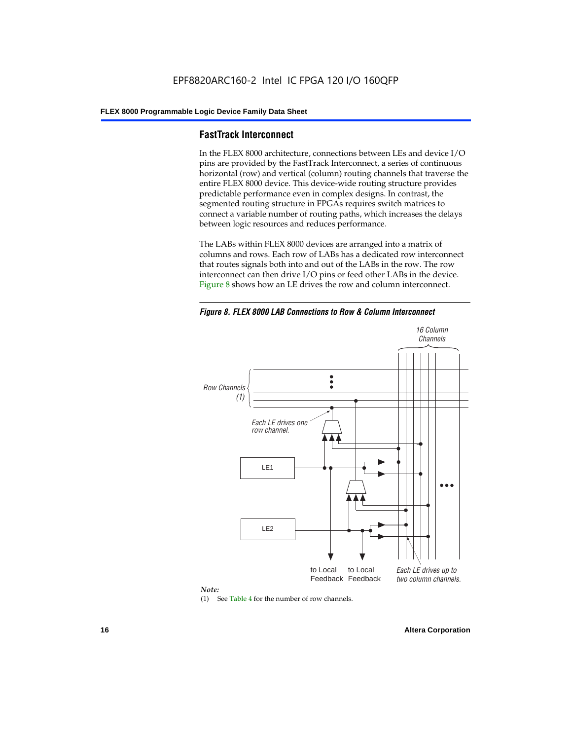## FastTrack Interconnect

In the FLEX 8000 architecture, connections between LEs and device I/O pins are provided by the FastTrack Interconnect, a series of continuous horizontal (row) and vertical (column) routing channels that traverse the entire FLEX 8000 device. This device-wide routing structure provides predictable performance even in complex designs. In contrast, the segmented routing structure in FPGAs requires switch matrices to connect a variable number of routing paths, which increases the delays between logic resources and reduces performance.

The LABs within FLEX 8000 devices are arranged into a matrix of columns and rows. Each row of LABs has a dedicated row interconnect that routes signals both into and out of the LABs in the row. The row interconnect can then drive I/O pins or feed other LABs in the device. Figure 8 shows how an LE drives the row and column interconnect.

*Figure 8. FLEX 8000 LAB Connections to Row & Column Interconnect*

*Note:*

(1) See Table 4 for the number of row channels.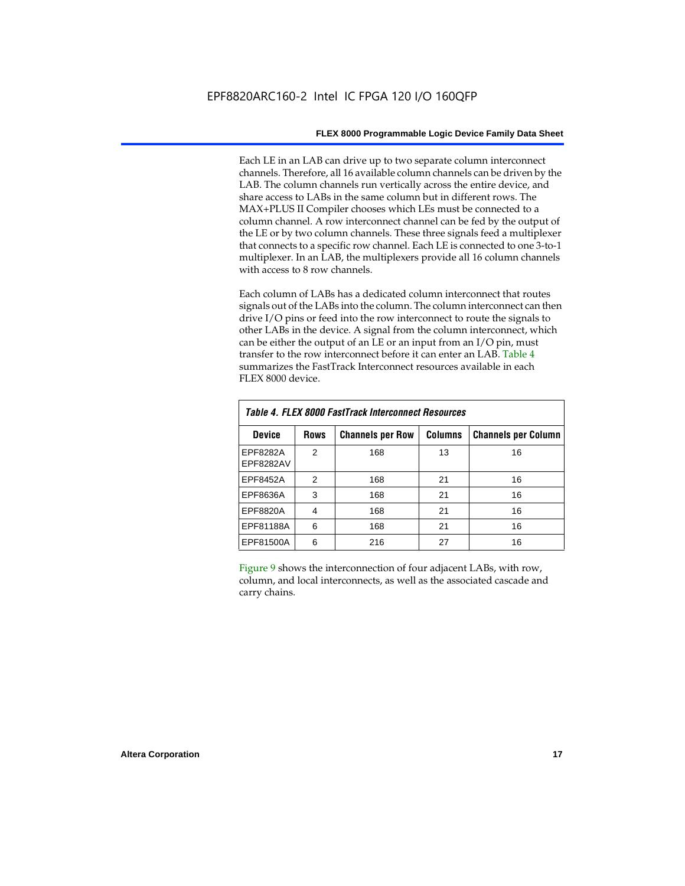Each LE in an LAB can drive up to two separate column interconnect channels. Therefore, all 16 available column channels can be driven by the LAB. The column channels run vertically across the entire device, and share access to LABs in the same column but in different rows. The MAX+PLUS II Compiler chooses which LEs must be connected to a column channel. A row interconnect channel can be fed by the output of the LE or by two column channels. These three signals feed a multiplexer that connects to a specific row channel. Each LE is connected to one 3-to-1 multiplexer. In an LAB, the multiplexers provide all 16 column channels with access to 8 row channels.

Each column of LABs has a dedicated column interconnect that routes signals out of the LABs into the column. The column interconnect can then drive I/O pins or feed into the row interconnect to route the signals to other LABs in the device. A signal from the column interconnect, which can be either the output of an LE or an input from an I/O pin, must transfer to the row interconnect before it can enter an LAB. Table 4 summarizes the FastTrack Interconnect resources available in each FLEX 8000 device.

*Table 4. FLEX 8000 FastTrack Interconnect Resources*

| Device | Rows | Channels per Row | Columns | Channels per Column |
|---|---|---|---|---|
| EPF8282A<br>EPF8282AV | 2 | 168 | 13 | 16 |
| EPF8452A | 2 | 168 | 21 | 16 |
| EPF8636A | 3 | 168 | 21 | 16 |
| EPF8820A | 4 | 168 | 21 | 16 |
| EPF81188A | 6 | 168 | 21 | 16 |
| EPF81500A | 6 | 216 | 27 | 16 |

Figure 9 shows the interconnection of four adjacent LABs, with row, column, and local interconnects, as well as the associated cascade and carry chains.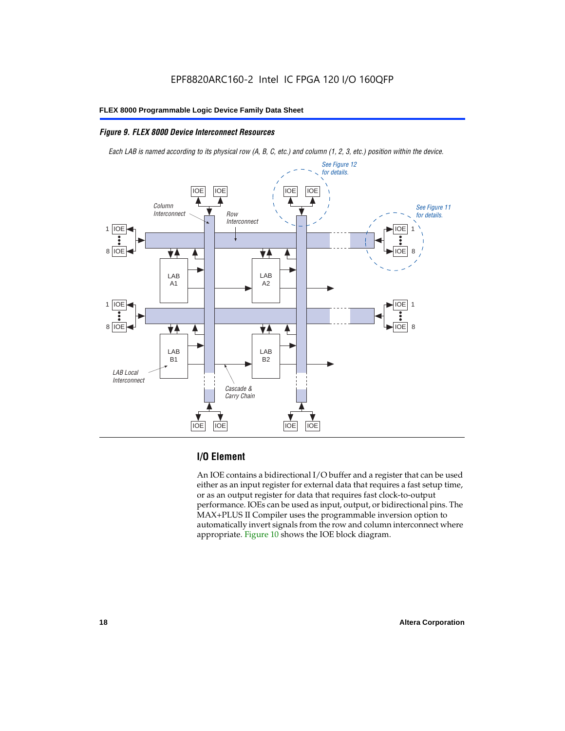*Figure 9. FLEX 8000 Device Interconnect Resources*

*Each LAB is named according to its physical row (A, B, C, etc.) and column (1, 2, 3, etc.) position within the device.*

## I/O Element

An IOE contains a bidirectional I/O buffer and a register that can be used either as an input register for external data that requires a fast setup time, or as an output register for data that requires fast clock-to-output performance. IOEs can be used as input, output, or bidirectional pins. The MAX+PLUS II Compiler uses the programmable inversion option to automatically invert signals from the row and column interconnect where appropriate. Figure 10 shows the IOE block diagram.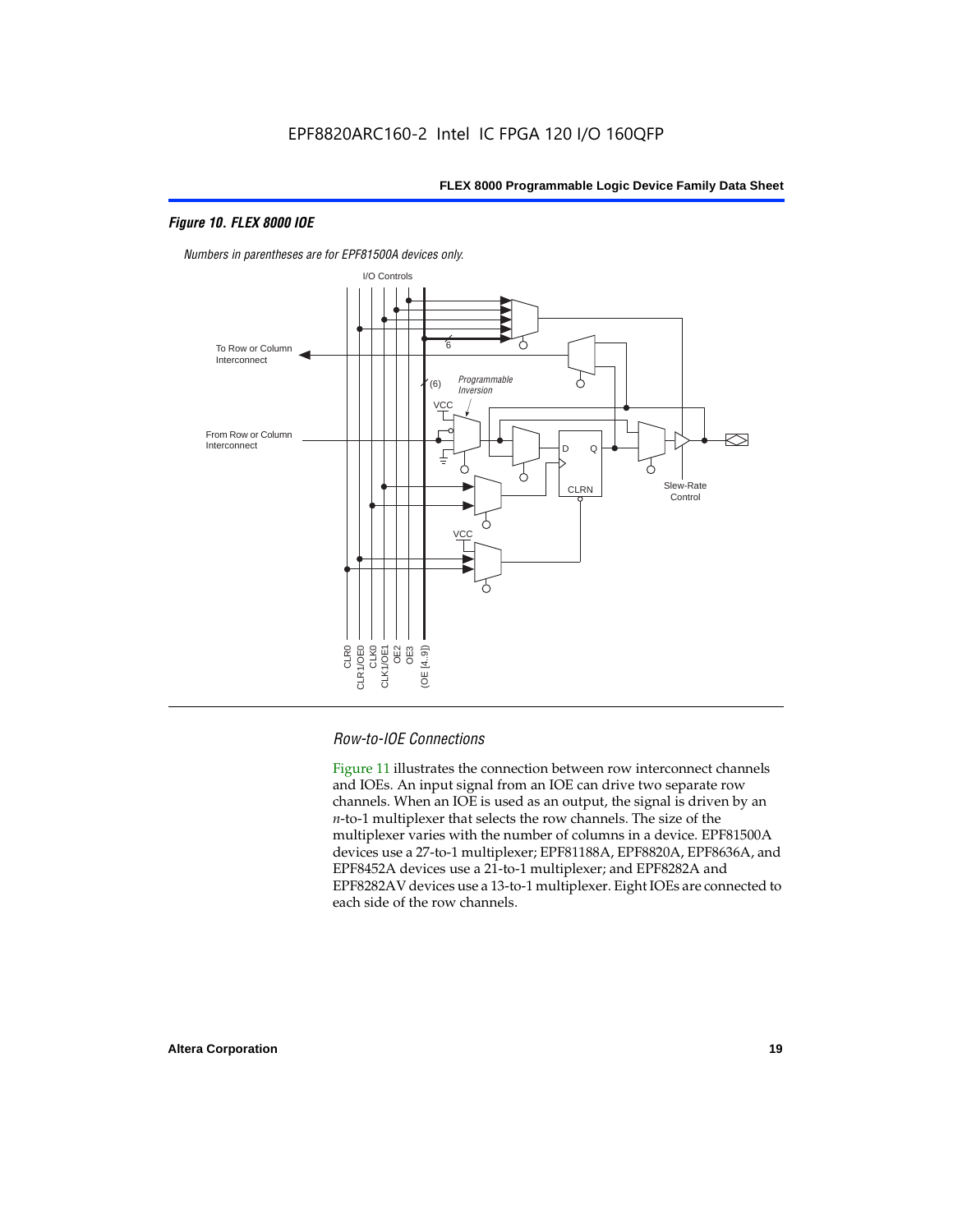### *Figure 10. FLEX 8000 IOE*

*Numbers in parentheses are for EPF81500A devices only.*

I/O Controls

To Row or Column Interconnect

From Row or Column Interconnect

6

(6)

*Programmable Inversion*

VCC

D Q

CLRN

Slew-Rate Control

VCC

CLR0 CLR1/OE0 CLK0 CLK1/OE1 OE2 OE3 (OE [4..9])

### *Row-to-IOE Connections*

Figure 11 illustrates the connection between row interconnect channels and IOEs. An input signal from an IOE can drive two separate row channels. When an IOE is used as an output, the signal is driven by an *n*-to-1 multiplexer that selects the row channels. The size of the multiplexer varies with the number of columns in a device. EPF81500A devices use a 27-to-1 multiplexer; EPF81188A, EPF8820A, EPF8636A, and EPF8452A devices use a 21-to-1 multiplexer; and EPF8282A and EPF8282AV devices use a 13-to-1 multiplexer. Eight IOEs are connected to each side of the row channels.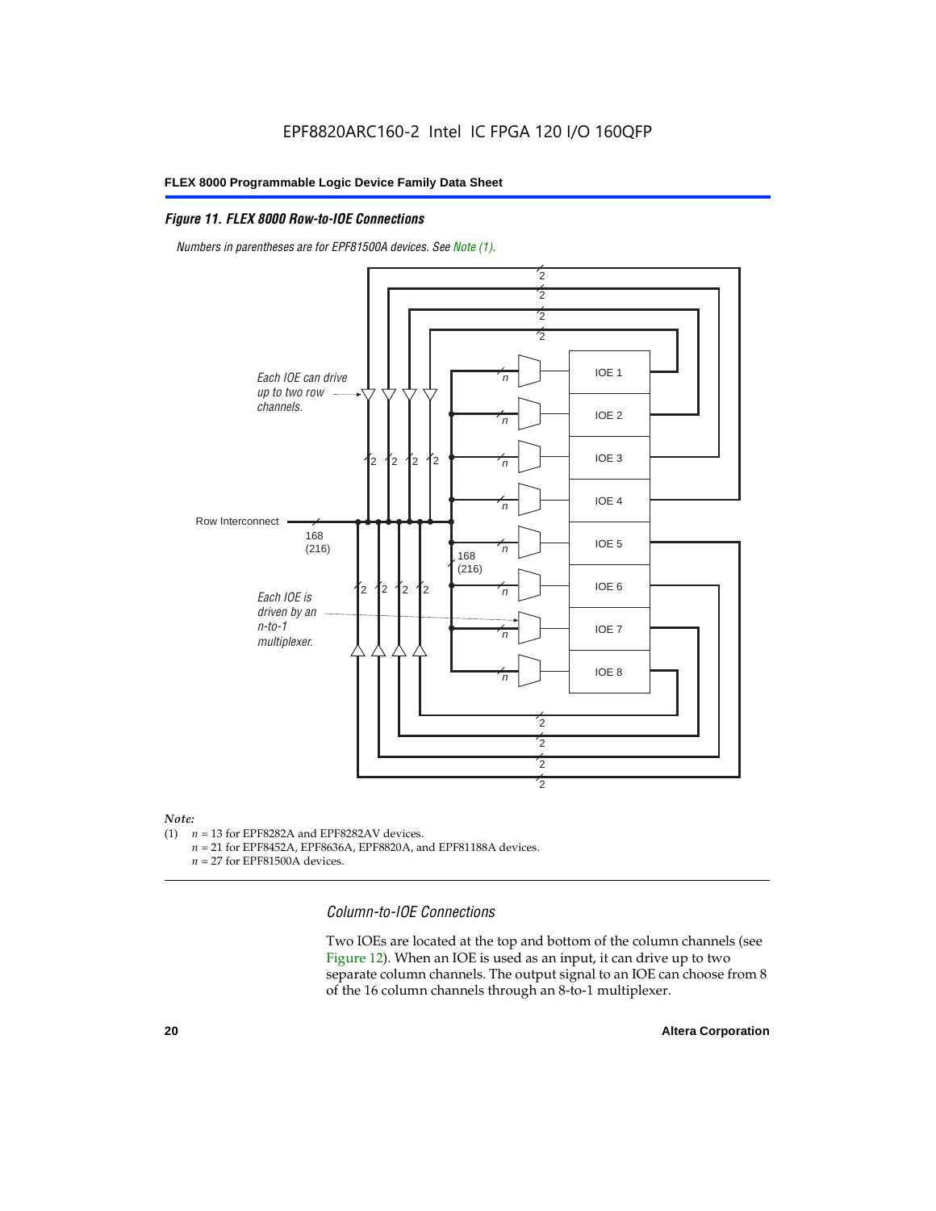*Figure 11. FLEX 8000 Row-to-IOE Connections*

*Numbers in parentheses are for EPF81500A devices. See Note (1).*

*Note:*

(1) $n$ = 13 for EPF8282A and EPF8282AV devices.
$n$ = 21 for EPF8452A, EPF8636A, EPF8820A, and EPF81188A devices.
$n$ = 27 for EPF81500A devices.

### *Column-to-IOE Connections*

Two IOEs are located at the top and bottom of the column channels (see Figure 12). When an IOE is used as an input, it can drive up to two separate column channels. The output signal to an IOE can choose from 8 of the 16 column channels through an 8-to-1 multiplexer.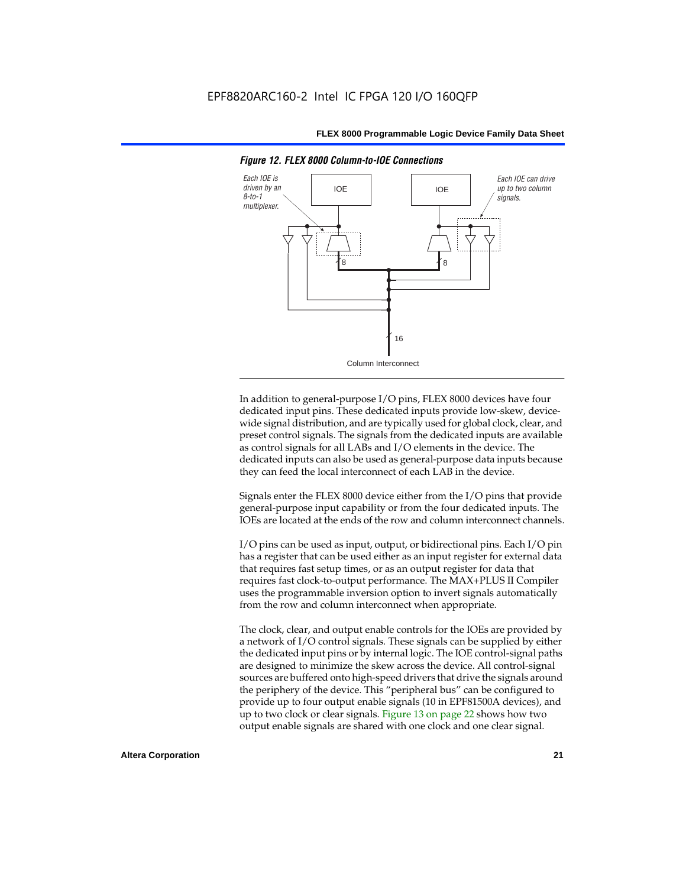*Figure 12. FLEX 8000 Column-to-IOE Connections*

Each IOE is driven by an 8-to-1 multiplexer.

Each IOE can drive up to two column signals.

Column Interconnect

In addition to general-purpose I/O pins, FLEX 8000 devices have four dedicated input pins. These dedicated inputs provide low-skew, device-wide signal distribution, and are typically used for global clock, clear, and preset control signals. The signals from the dedicated inputs are available as control signals for all LABs and I/O elements in the device. The dedicated inputs can also be used as general-purpose data inputs because they can feed the local interconnect of each LAB in the device.

Signals enter the FLEX 8000 device either from the I/O pins that provide general-purpose input capability or from the four dedicated inputs. The IOEs are located at the ends of the row and column interconnect channels.

I/O pins can be used as input, output, or bidirectional pins. Each I/O pin has a register that can be used either as an input register for external data that requires fast setup times, or as an output register for data that requires fast clock-to-output performance. The MAX+PLUS II Compiler uses the programmable inversion option to invert signals automatically from the row and column interconnect when appropriate.

The clock, clear, and output enable controls for the IOEs are provided by a network of I/O control signals. These signals can be supplied by either the dedicated input pins or by internal logic. The IOE control-signal paths are designed to minimize the skew across the device. All control-signal sources are buffered onto high-speed drivers that drive the signals around the periphery of the device. This "peripheral bus" can be configured to provide up to four output enable signals (10 in EPF81500A devices), and up to two clock or clear signals. Figure 13 on page 22 shows how two output enable signals are shared with one clock and one clear signal.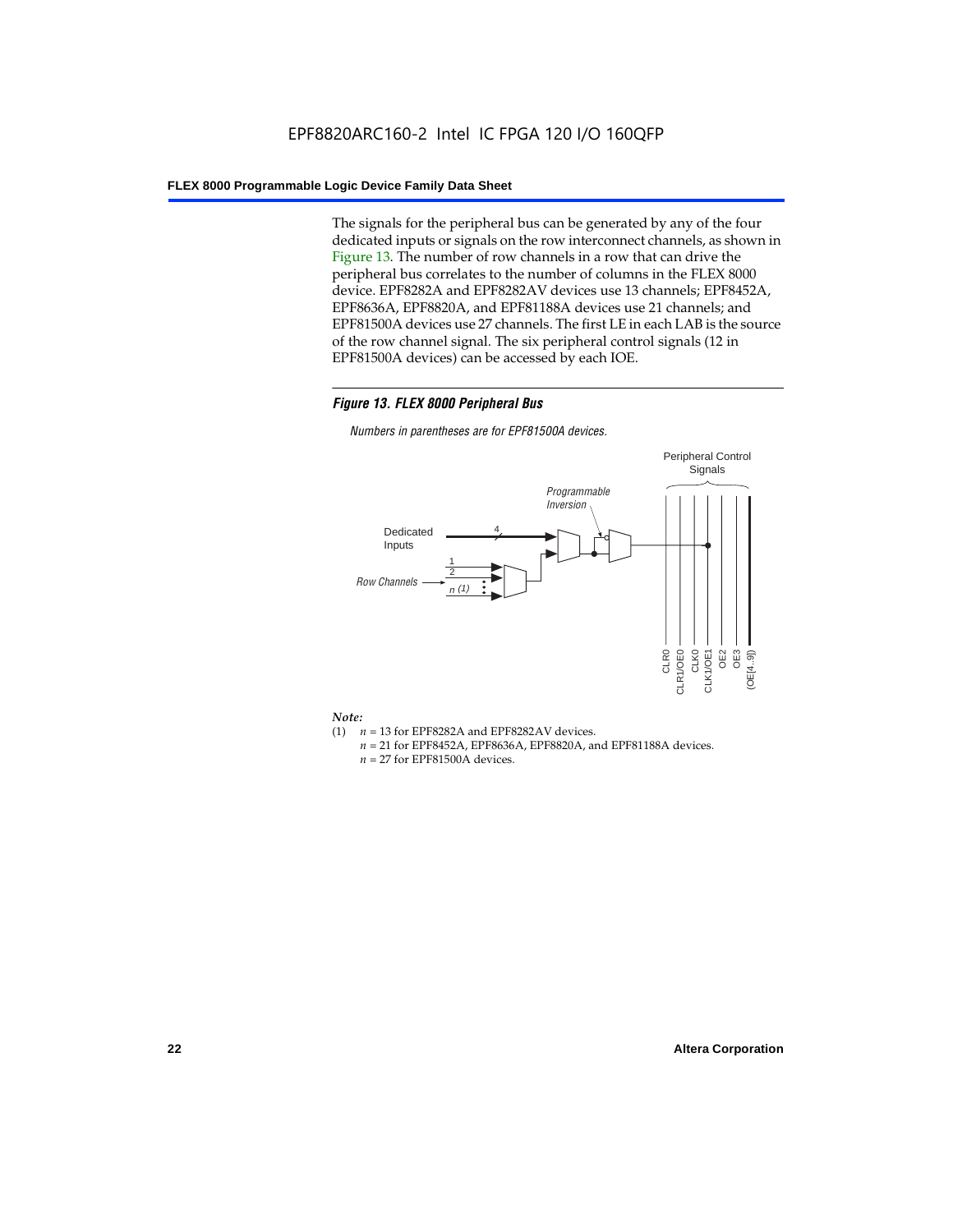The signals for the peripheral bus can be generated by any of the four dedicated inputs or signals on the row interconnect channels, as shown in Figure 13. The number of row channels in a row that can drive the peripheral bus correlates to the number of columns in the FLEX 8000 device. EPF8282A and EPF8282AV devices use 13 channels; EPF8452A, EPF8636A, EPF8820A, and EPF81188A devices use 21 channels; and EPF81500A devices use 27 channels. The first LE in each LAB is the source of the row channel signal. The six peripheral control signals (12 in EPF81500A devices) can be accessed by each IOE.

***Figure 13. FLEX 8000 Peripheral Bus***

*Numbers in parentheses are for EPF81500A devices.*

*Note:*

(1) $n$ = 13 for EPF8282A and EPF8282AV devices.
$n$ = 21 for EPF8452A, EPF8636A, EPF8820A, and EPF81188A devices.
$n$ = 27 for EPF81500A devices.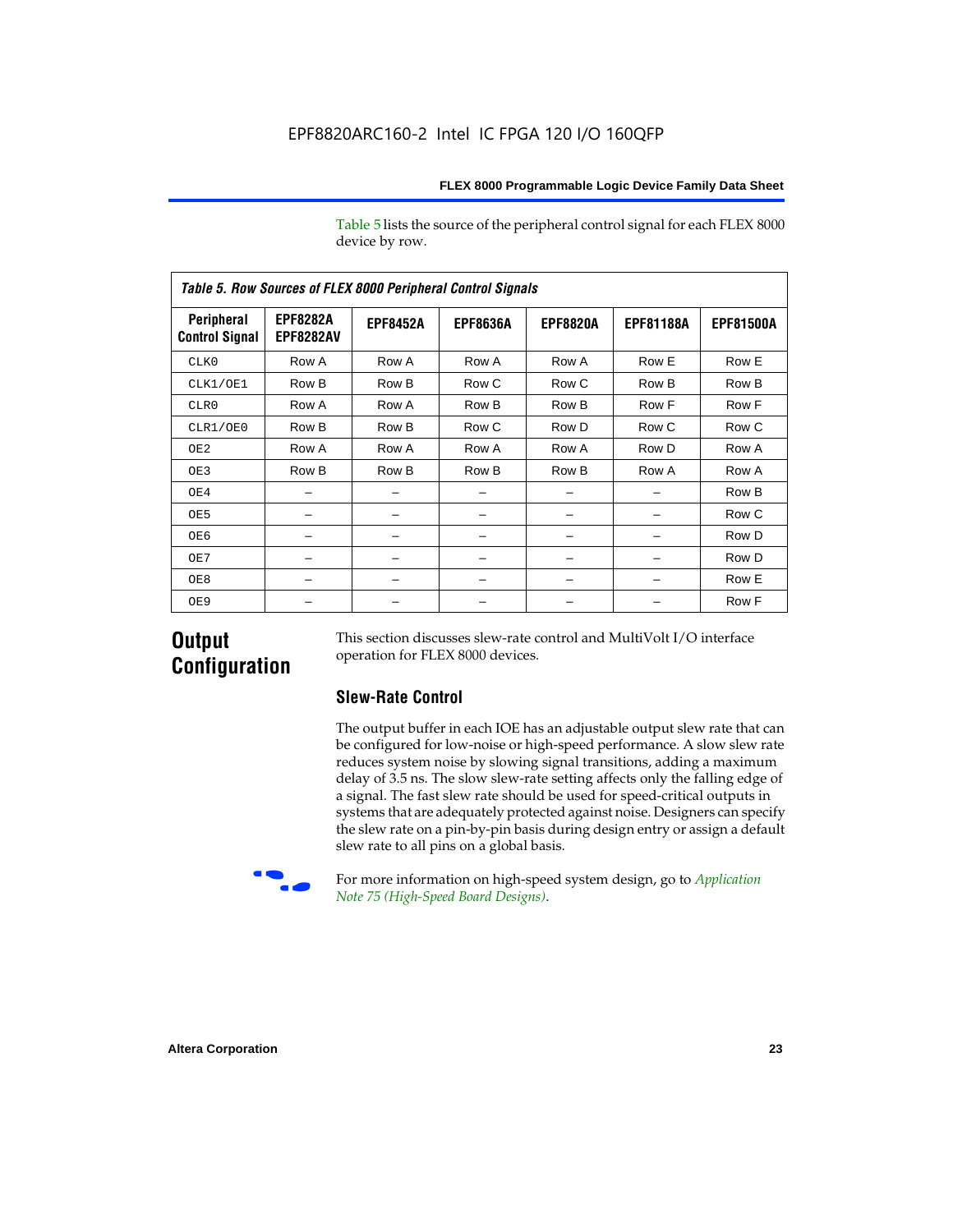Table 5 lists the source of the peripheral control signal for each FLEX 8000 device by row.

**Table 5. Row Sources of FLEX 8000 Peripheral Control Signals**

| Peripheral Control Signal | EPF8282A EPF8282AV | EPF8452A | EPF8636A | EPF8820A | EPF81188A | EPF81500A |
|---|---|---|---|---|---|---|
| CLK0 | Row A | Row A | Row A | Row A | Row E | Row E |
| CLK1/OE1 | Row B | Row B | Row C | Row C | Row B | Row B |
| CLR0 | Row A | Row A | Row B | Row B | Row F | Row F |
| CLR1/OE0 | Row B | Row B | Row C | Row D | Row C | Row C |
| OE2 | Row A | Row A | Row A | Row A | Row D | Row A |
| OE3 | Row B | Row B | Row B | Row B | Row A | Row A |
| OE4 | – | – | – | – | – | Row B |
| OE5 | – | – | – | – | – | Row C |
| OE6 | – | – | – | – | – | Row D |
| OE7 | – | – | – | – | – | Row D |
| OE8 | – | – | – | – | – | Row E |
| OE9 | – | – | – | – | – | Row F |

## Output Configuration

This section discusses slew-rate control and MultiVolt I/O interface operation for FLEX 8000 devices.

### Slew-Rate Control

The output buffer in each IOE has an adjustable output slew rate that can be configured for low-noise or high-speed performance. A slow slew rate reduces system noise by slowing signal transitions, adding a maximum delay of 3.5 ns. The slow slew-rate setting affects only the falling edge of a signal. The fast slew rate should be used for speed-critical outputs in systems that are adequately protected against noise. Designers can specify the slew rate on a pin-by-pin basis during design entry or assign a default slew rate to all pins on a global basis.

For more information on high-speed system design, go to *Application Note 75 (High-Speed Board Designs)*.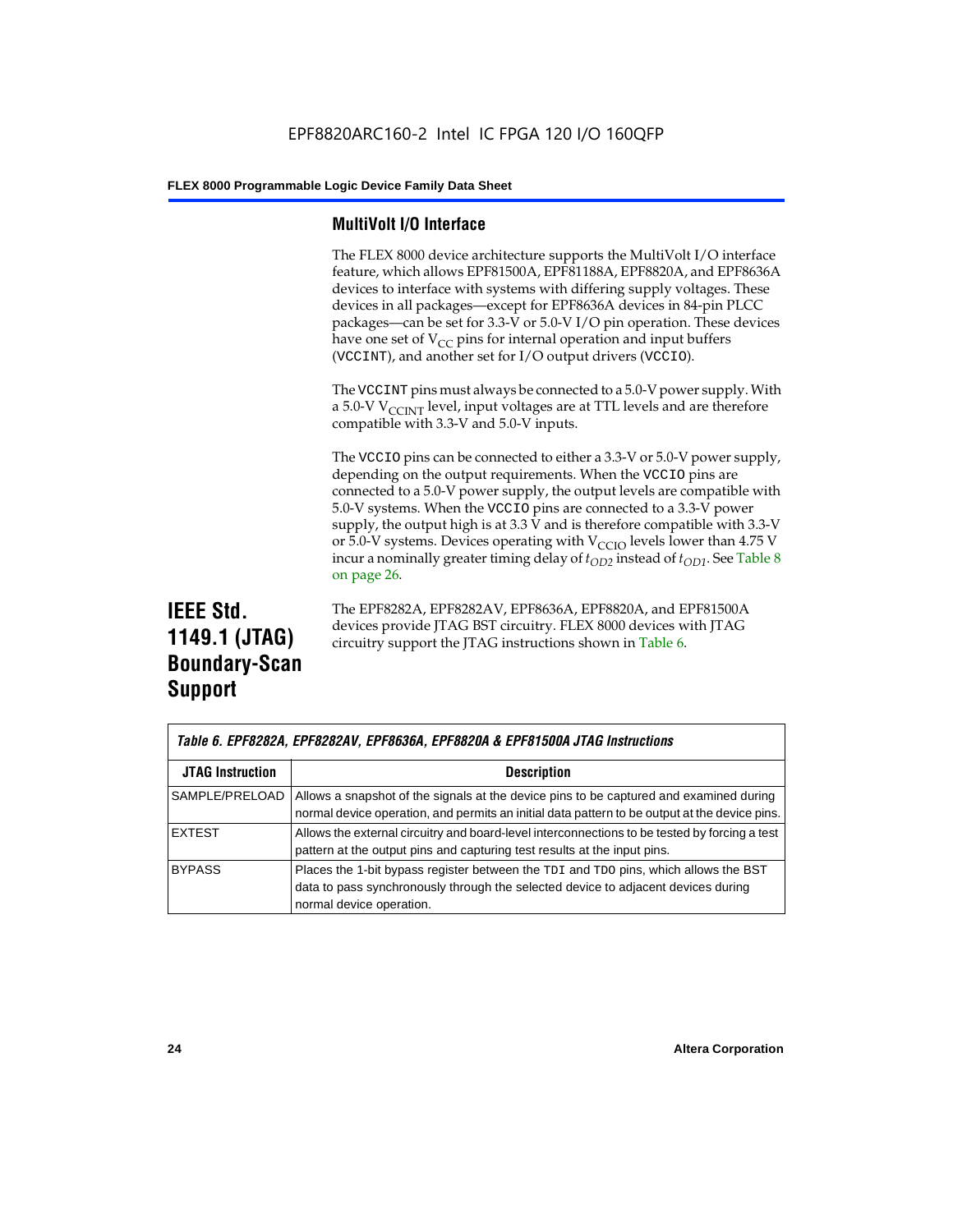### MultiVolt I/O Interface

The FLEX 8000 device architecture supports the MultiVolt I/O interface feature, which allows EPF81500A, EPF81188A, EPF8820A, and EPF8636A devices to interface with systems with differing supply voltages. These devices in all packages—except for EPF8636A devices in 84-pin PLCC packages—can be set for 3.3-V or 5.0-V I/O pin operation. These devices have one set of $V_{CC}$ pins for internal operation and input buffers (`VCCINT`), and another set for I/O output drivers (`VCCIO`).

The `VCCINT` pins must always be connected to a 5.0-V power supply. With a 5.0-V $V_{CCINT}$ level, input voltages are at TTL levels and are therefore compatible with 3.3-V and 5.0-V inputs.

The `VCCIO` pins can be connected to either a 3.3-V or 5.0-V power supply, depending on the output requirements. When the `VCCIO` pins are connected to a 5.0-V power supply, the output levels are compatible with 5.0-V systems. When the `VCCIO` pins are connected to a 3.3-V power supply, the output high is at 3.3 V and is therefore compatible with 3.3-V or 5.0-V systems. Devices operating with $V_{CCIO}$ levels lower than 4.75 V incur a nominally greater timing delay of $t_{OD2}$ instead of $t_{OD1}$. See Table 8 on page 26.

## IEEE Std. 1149.1 (JTAG) Boundary-Scan Support

The EPF8282A, EPF8282AV, EPF8636A, EPF8820A, and EPF81500A devices provide JTAG BST circuitry. FLEX 8000 devices with JTAG circuitry support the JTAG instructions shown in Table 6.

*Table 6. EPF8282A, EPF8282AV, EPF8636A, EPF8820A & EPF81500A JTAG Instructions*

| JTAG Instruction | Description |
|---|---|
| SAMPLE/PRELOAD | Allows a snapshot of the signals at the device pins to be captured and examined during normal device operation, and permits an initial data pattern to be output at the device pins. |
| EXTEST | Allows the external circuitry and board-level interconnections to be tested by forcing a test pattern at the output pins and capturing test results at the input pins. |
| BYPASS | Places the 1-bit bypass register between the `TDI` and `TDO` pins, which allows the BST data to pass synchronously through the selected device to adjacent devices during normal device operation. |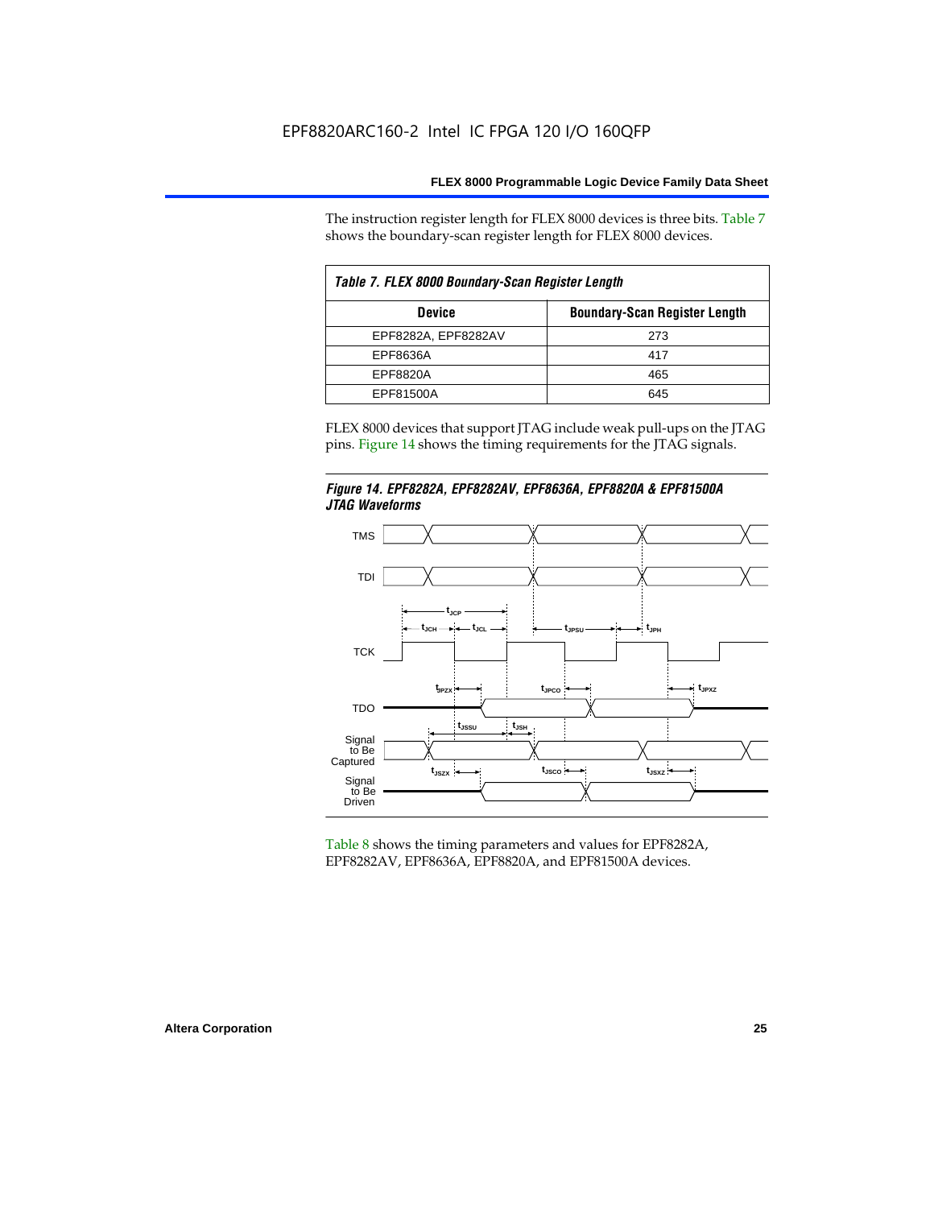The instruction register length for FLEX 8000 devices is three bits. Table 7 shows the boundary-scan register length for FLEX 8000 devices.

**Table 7. FLEX 8000 Boundary-Scan Register Length**

| Device | Boundary-Scan Register Length |
|---|---|
| EPF8282A, EPF8282AV | 273 |
| EPF8636A | 417 |
| EPF8820A | 465 |
| EPF81500A | 645 |

FLEX 8000 devices that support JTAG include weak pull-ups on the JTAG pins. Figure 14 shows the timing requirements for the JTAG signals.

***Figure 14. EPF8282A, EPF8282AV, EPF8636A, EPF8820A & EPF81500A JTAG Waveforms***

Table 8 shows the timing parameters and values for EPF8282A, EPF8282AV, EPF8636A, EPF8820A, and EPF81500A devices.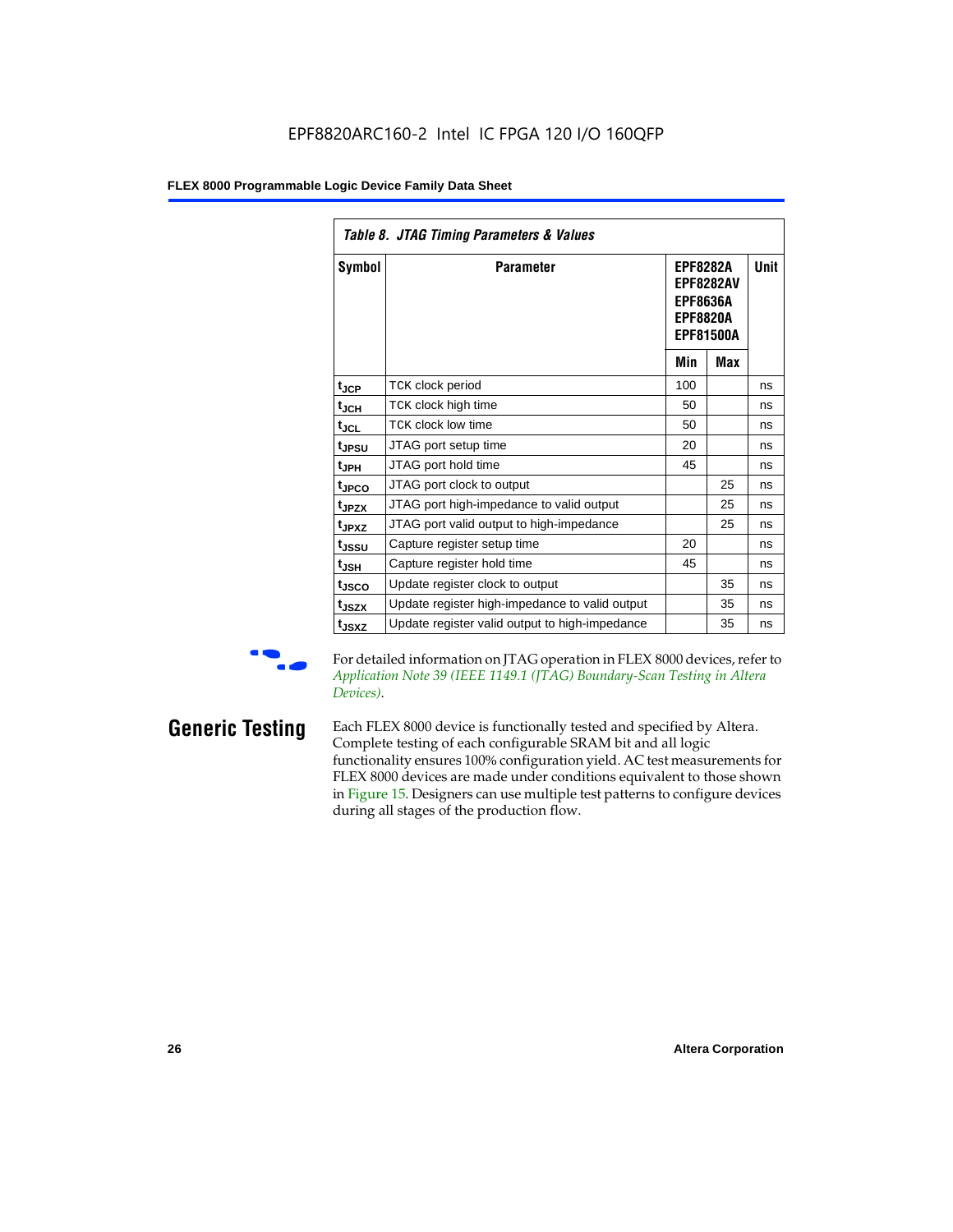Table 8. JTAG Timing Parameters & Values

| Symbol | Parameter | EPF8282A EPF8282AV EPF8636A EPF8820A EPF81500A | | Unit |
|---|---|---|---|---|
| | | Min | Max | |
| $t_{JCP}$ | TCK clock period | 100 | | ns |
| $t_{JCH}$ | TCK clock high time | 50 | | ns |
| $t_{JCL}$ | TCK clock low time | 50 | | ns |
| $t_{JPSU}$ | JTAG port setup time | 20 | | ns |
| $t_{JPH}$ | JTAG port hold time | 45 | | ns |
| $t_{JPCO}$ | JTAG port clock to output | | 25 | ns |
| $t_{JPZX}$ | JTAG port high-impedance to valid output | | 25 | ns |
| $t_{JPXZ}$ | JTAG port valid output to high-impedance | | 25 | ns |
| $t_{JSSU}$ | Capture register setup time | 20 | | ns |
| $t_{JSH}$ | Capture register hold time | 45 | | ns |
| $t_{JSCO}$ | Update register clock to output | | 35 | ns |
| $t_{JSZX}$ | Update register high-impedance to valid output | | 35 | ns |
| $t_{JSXZ}$ | Update register valid output to high-impedance | | 35 | ns |

For detailed information on JTAG operation in FLEX 8000 devices, refer to *Application Note 39 (IEEE 1149.1 (JTAG) Boundary-Scan Testing in Altera Devices)*.

## Generic Testing

Each FLEX 8000 device is functionally tested and specified by Altera. Complete testing of each configurable SRAM bit and all logic functionality ensures 100% configuration yield. AC test measurements for FLEX 8000 devices are made under conditions equivalent to those shown in Figure 15. Designers can use multiple test patterns to configure devices during all stages of the production flow.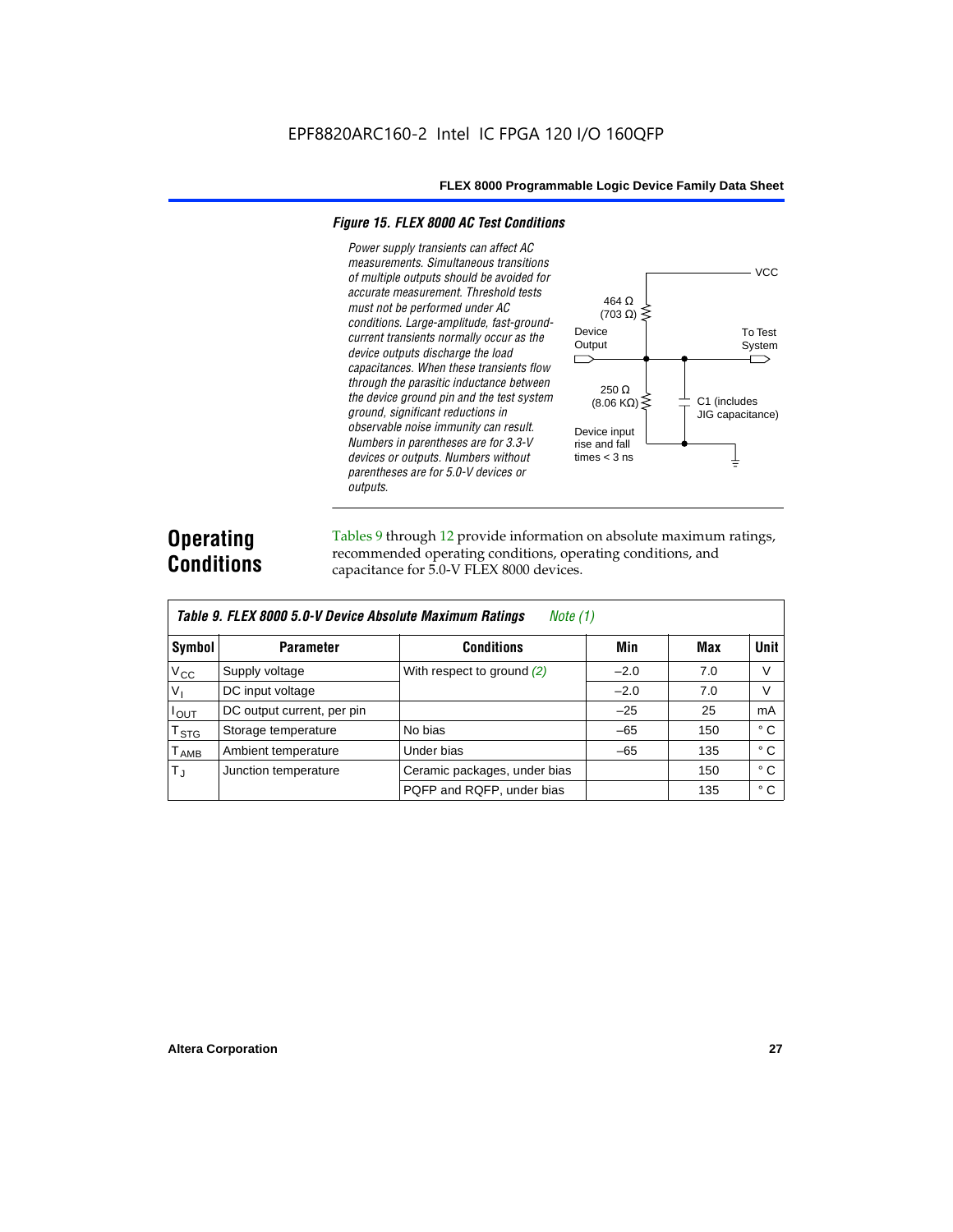### Figure 15. FLEX 8000 AC Test Conditions

*Power supply transients can affect AC measurements. Simultaneous transitions of multiple outputs should be avoided for accurate measurement. Threshold tests must not be performed under AC conditions. Large-amplitude, fast-ground-current transients normally occur as the device outputs discharge the load capacitances. When these transients flow through the parasitic inductance between the device ground pin and the test system ground, significant reductions in observable noise immunity can result. Numbers in parentheses are for 3.3-V devices or outputs. Numbers without parentheses are for 5.0-V devices or outputs.*

VCC

464 Ω (703 Ω)

Device Output

To Test System

250 Ω (8.06 KΩ)

C1 (includes JIG capacitance)

Device input rise and fall times < 3 ns

## Operating Conditions

Tables 9 through 12 provide information on absolute maximum ratings, recommended operating conditions, operating conditions, and capacitance for 5.0-V FLEX 8000 devices.

**Table 9. FLEX 8000 5.0-V Device Absolute Maximum Ratings** *Note (1)*

| Symbol | Parameter | Conditions | Min | Max | Unit |
|---|---|---|---|---|---|
| $V_{CC}$ | Supply voltage | With respect to ground *(2)* | –2.0 | 7.0 | V |
| $V_I$ | DC input voltage | | –2.0 | 7.0 | V |
| $I_{OUT}$ | DC output current, per pin | | –25 | 25 | mA |
| $T_{STG}$ | Storage temperature | No bias | –65 | 150 | ° C |
| $T_{AMB}$ | Ambient temperature | Under bias | –65 | 135 | ° C |
| $T_J$ | Junction temperature | Ceramic packages, under bias | | 150 | ° C |
| | | PQFP and RQFP, under bias | | 135 | ° C |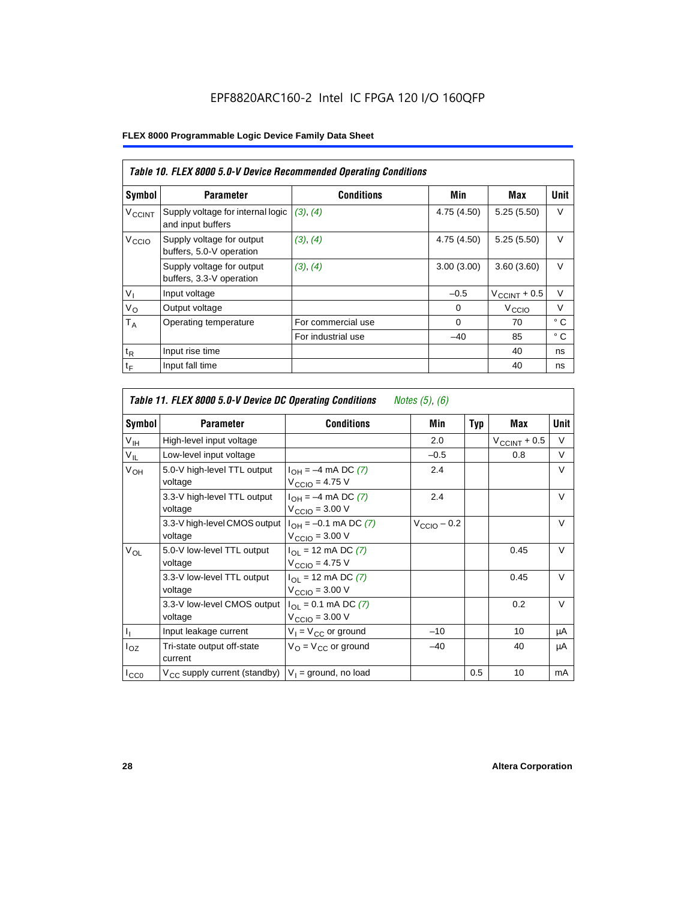# EPF8820ARC160-2 Intel IC FPGA 120 I/O 160QFP

**FLEX 8000 Programmable Logic Device Family Data Sheet**

| *Table 10. FLEX 8000 5.0-V Device Recommended Operating Conditions* | | | | | |
|---|---|---|---|---|---|
| **Symbol** | **Parameter** | **Conditions** | **Min** | **Max** | **Unit** |
| $V_{CCINT}$ | Supply voltage for internal logic and input buffers | *(3), (4)* | 4.75 (4.50) | 5.25 (5.50) | V |
| $V_{CCIO}$ | Supply voltage for output buffers, 5.0-V operation | *(3), (4)* | 4.75 (4.50) | 5.25 (5.50) | V |
| | Supply voltage for output buffers, 3.3-V operation | *(3), (4)* | 3.00 (3.00) | 3.60 (3.60) | V |
| $V_I$ | Input voltage | | –0.5 | $V_{CCINT}$ + 0.5 | V |
| $V_O$ | Output voltage | | 0 | $V_{CCIO}$ | V |
| $T_A$ | Operating temperature | For commercial use | 0 | 70 | ° C |
| | | For industrial use | –40 | 85 | ° C |
| $t_R$ | Input rise time | | | 40 | ns |
| $t_F$ | Input fall time | | | 40 | ns |

| *Table 11. FLEX 8000 5.0-V Device DC Operating Conditions* *Notes (5), (6)* | | | | | | |
|---|---|---|---|---|---|---|
| **Symbol** | **Parameter** | **Conditions** | **Min** | **Typ** | **Max** | **Unit** |
| $V_{IH}$ | High-level input voltage | | 2.0 | | $V_{CCINT}$ + 0.5 | V |
| $V_{IL}$ | Low-level input voltage | | –0.5 | | 0.8 | V |
| $V_{OH}$ | 5.0-V high-level TTL output voltage | $I_{OH}$ = –4 mA DC *(7)* $V_{CCIO}$ = 4.75 V | 2.4 | | | V |
| | 3.3-V high-level TTL output voltage | $I_{OH}$ = –4 mA DC *(7)* $V_{CCIO}$ = 3.00 V | 2.4 | | | V |
| | 3.3-V high-level CMOS output voltage | $I_{OH}$ = –0.1 mA DC *(7)* $V_{CCIO}$ = 3.00 V | $V_{CCIO}$ – 0.2 | | | V |
| $V_{OL}$ | 5.0-V low-level TTL output voltage | $I_{OL}$ = 12 mA DC *(7)* $V_{CCIO}$ = 4.75 V | | | 0.45 | V |
| | 3.3-V low-level TTL output voltage | $I_{OL}$ = 12 mA DC *(7)* $V_{CCIO}$ = 3.00 V | | | 0.45 | V |
| | 3.3-V low-level CMOS output voltage | $I_{OL}$ = 0.1 mA DC *(7)* $V_{CCIO}$ = 3.00 V | | | 0.2 | V |
| $I_I$ | Input leakage current | $V_I$ = $V_{CC}$ or ground | –10 | | 10 | μA |
| $I_{OZ}$ | Tri-state output off-state current | $V_O$ = $V_{CC}$ or ground | –40 | | 40 | μA |
| $I_{CC0}$ | $V_{CC}$ supply current (standby) | $V_I$ = ground, no load | | 0.5 | 10 | mA |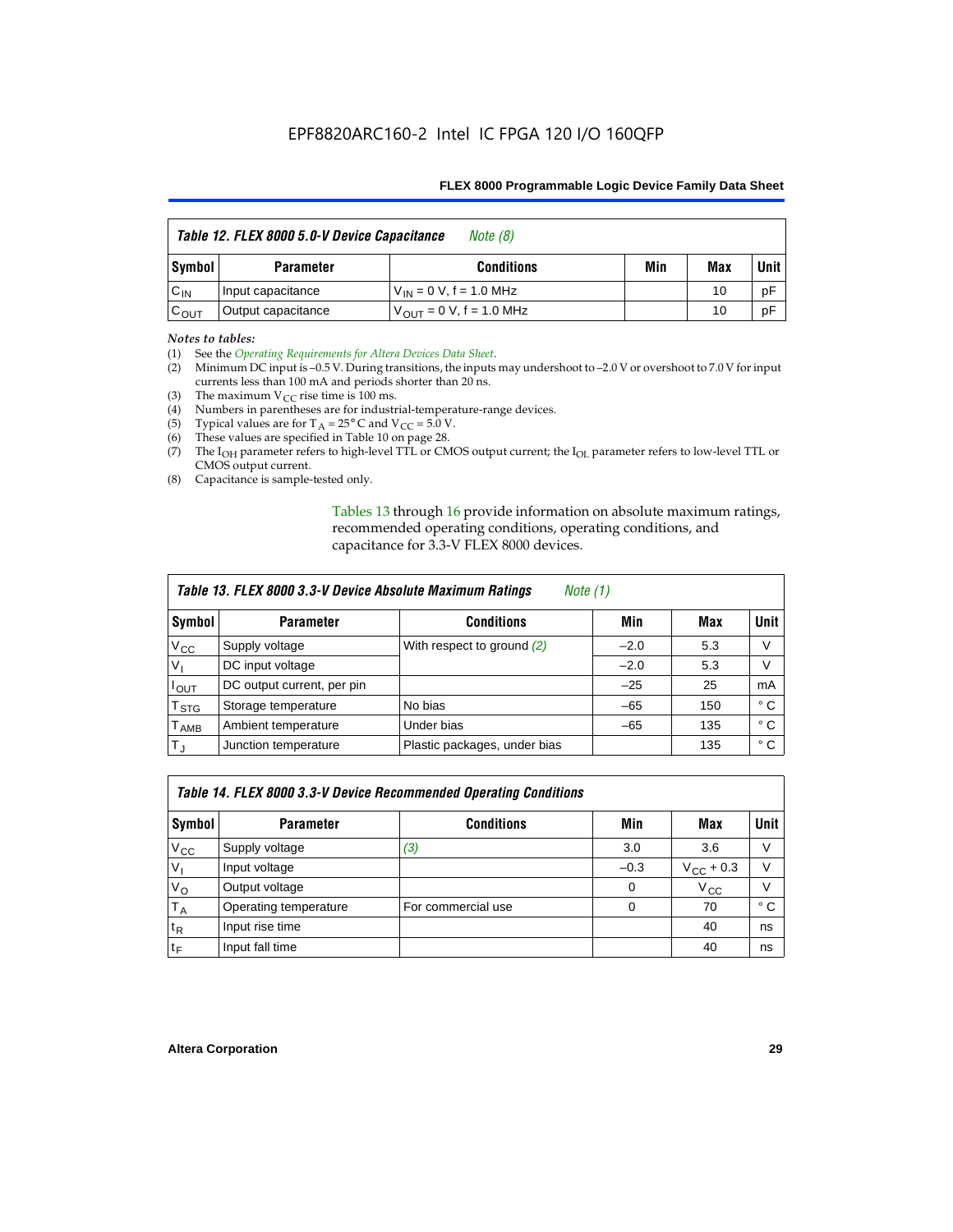**Table 12. FLEX 8000 5.0-V Device Capacitance** *Note (8)*

| Symbol | Parameter | Conditions | Min | Max | Unit |
|---|---|---|---|---|---|
| $C_{IN}$ | Input capacitance | $V_{IN}$ = 0 V, f = 1.0 MHz | | 10 | pF |
| $C_{OUT}$ | Output capacitance | $V_{OUT}$ = 0 V, f = 1.0 MHz | | 10 | pF |

*Notes to tables:*

(1) See the *Operating Requirements for Altera Devices Data Sheet*.
(2) Minimum DC input is –0.5 V. During transitions, the inputs may undershoot to –2.0 V or overshoot to 7.0 V for input currents less than 100 mA and periods shorter than 20 ns.
(3) The maximum $V_{CC}$ rise time is 100 ms.
(4) Numbers in parentheses are for industrial-temperature-range devices.
(5) Typical values are for $T_A$ = 25° C and $V_{CC}$ = 5.0 V.
(6) These values are specified in Table 10 on page 28.
(7) The $I_{OH}$ parameter refers to high-level TTL or CMOS output current; the $I_{OL}$ parameter refers to low-level TTL or CMOS output current.
(8) Capacitance is sample-tested only.

Tables 13 through 16 provide information on absolute maximum ratings, recommended operating conditions, operating conditions, and capacitance for 3.3-V FLEX 8000 devices.

**Table 13. FLEX 8000 3.3-V Device Absolute Maximum Ratings** *Note (1)*

| Symbol | Parameter | Conditions | Min | Max | Unit |
|---|---|---|---|---|---|
| $V_{CC}$ | Supply voltage | With respect to ground *(2)* | –2.0 | 5.3 | V |
| $V_I$ | DC input voltage | | –2.0 | 5.3 | V |
| $I_{OUT}$ | DC output current, per pin | | –25 | 25 | mA |
| $T_{STG}$ | Storage temperature | No bias | –65 | 150 | ° C |
| $T_{AMB}$ | Ambient temperature | Under bias | –65 | 135 | ° C |
| $T_J$ | Junction temperature | Plastic packages, under bias | | 135 | ° C |

**Table 14. FLEX 8000 3.3-V Device Recommended Operating Conditions**

| Symbol | Parameter | Conditions | Min | Max | Unit |
|---|---|---|---|---|---|
| $V_{CC}$ | Supply voltage | *(3)* | 3.0 | 3.6 | V |
| $V_I$ | Input voltage | | –0.3 | $V_{CC}$ + 0.3 | V |
| $V_O$ | Output voltage | | 0 | $V_{CC}$ | V |
| $T_A$ | Operating temperature | For commercial use | 0 | 70 | ° C |
| $t_R$ | Input rise time | | | 40 | ns |
| $t_F$ | Input fall time | | | 40 | ns |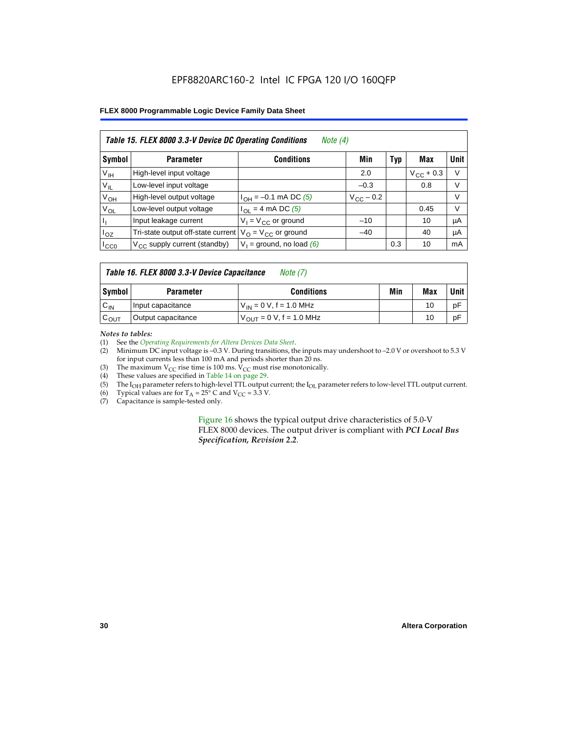**Table 15. FLEX 8000 3.3-V Device DC Operating Conditions** *Note (4)*

| Symbol | Parameter | Conditions | Min | Typ | Max | Unit |
|---|---|---|---|---|---|---|
| $V_{IH}$ | High-level input voltage | | 2.0 | | $V_{CC}$ + 0.3 | V |
| $V_{IL}$ | Low-level input voltage | | –0.3 | | 0.8 | V |
| $V_{OH}$ | High-level output voltage | $I_{OH}$ = –0.1 mA DC *(5)* | $V_{CC}$ – 0.2 | | | V |
| $V_{OL}$ | Low-level output voltage | $I_{OL}$ = 4 mA DC *(5)* | | | 0.45 | V |
| $I_I$ | Input leakage current | $V_I$ = $V_{CC}$ or ground | –10 | | 10 | μA |
| $I_{OZ}$ | Tri-state output off-state current | $V_O$ = $V_{CC}$ or ground | –40 | | 40 | μA |
| $I_{CC0}$ | $V_{CC}$ supply current (standby) | $V_I$ = ground, no load *(6)* | | 0.3 | 10 | mA |

**Table 16. FLEX 8000 3.3-V Device Capacitance** *Note (7)*

| Symbol | Parameter | Conditions | Min | Max | Unit |
|---|---|---|---|---|---|
| $C_{IN}$ | Input capacitance | $V_{IN}$ = 0 V, f = 1.0 MHz | | 10 | pF |
| $C_{OUT}$ | Output capacitance | $V_{OUT}$ = 0 V, f = 1.0 MHz | | 10 | pF |

*Notes to tables:*

(1) See the *Operating Requirements for Altera Devices Data Sheet*.
(2) Minimum DC input voltage is –0.3 V. During transitions, the inputs may undershoot to –2.0 V or overshoot to 5.3 V for input currents less than 100 mA and periods shorter than 20 ns.
(3) The maximum $V_{CC}$ rise time is 100 ms. $V_{CC}$ must rise monotonically.
(4) These values are specified in Table 14 on page 29.
(5) The $I_{OH}$ parameter refers to high-level TTL output current; the $I_{OL}$ parameter refers to low-level TTL output current.
(6) Typical values are for $T_A$ = 25° C and $V_{CC}$ = 3.3 V.
(7) Capacitance is sample-tested only.

Figure 16 shows the typical output drive characteristics of 5.0-V FLEX 8000 devices. The output driver is compliant with ***PCI Local Bus Specification, Revision 2.2***.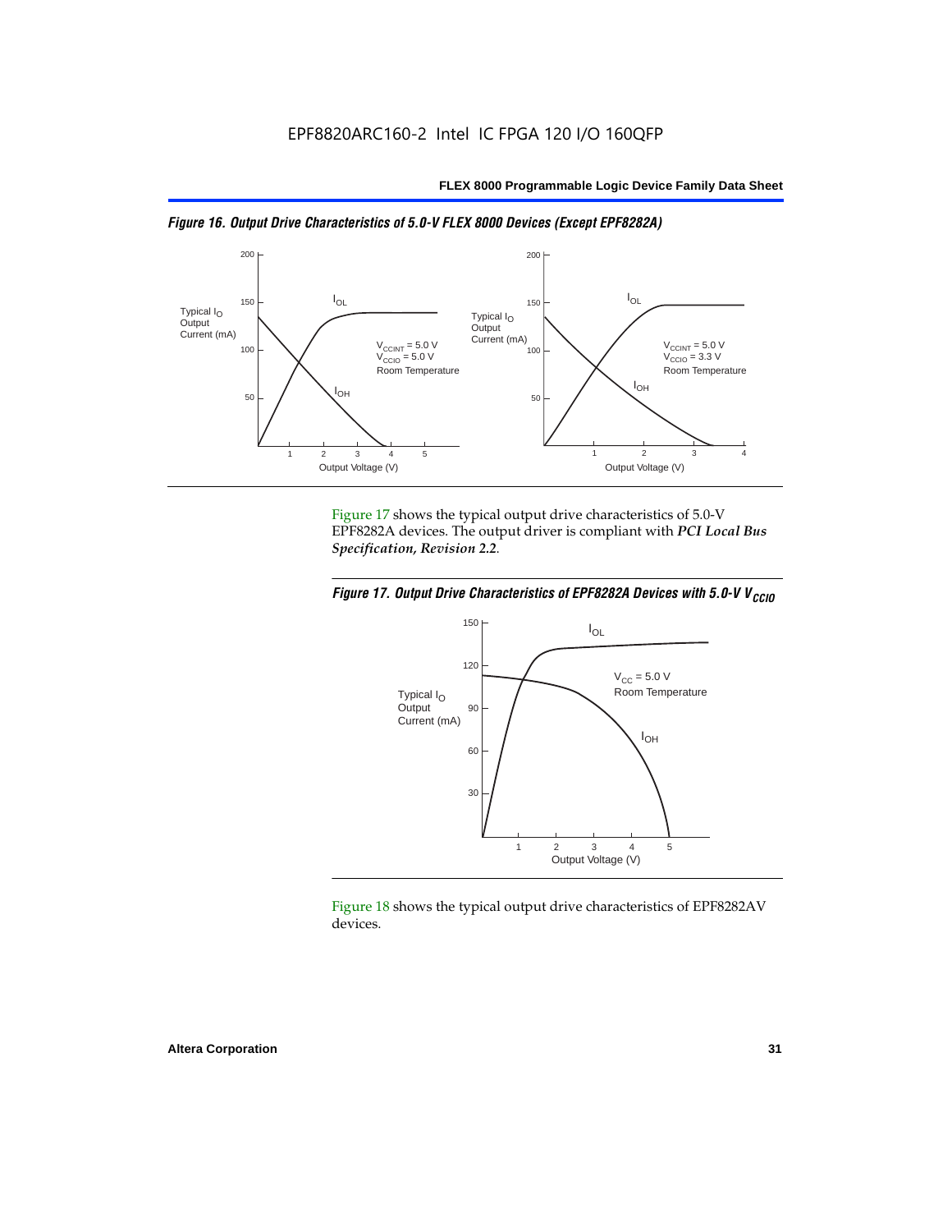EPF8820ARC160-2 Intel IC FPGA 120 I/O 160QFP

*Figure 16. Output Drive Characteristics of 5.0-V FLEX 8000 Devices (Except EPF8282A)*

Figure 17 shows the typical output drive characteristics of 5.0-V EPF8282A devices. The output driver is compliant with ***PCI Local Bus Specification, Revision 2.2***.

*Figure 17. Output Drive Characteristics of EPF8282A Devices with 5.0-V $V_{CCIO}$*

Figure 18 shows the typical output drive characteristics of EPF8282AV devices.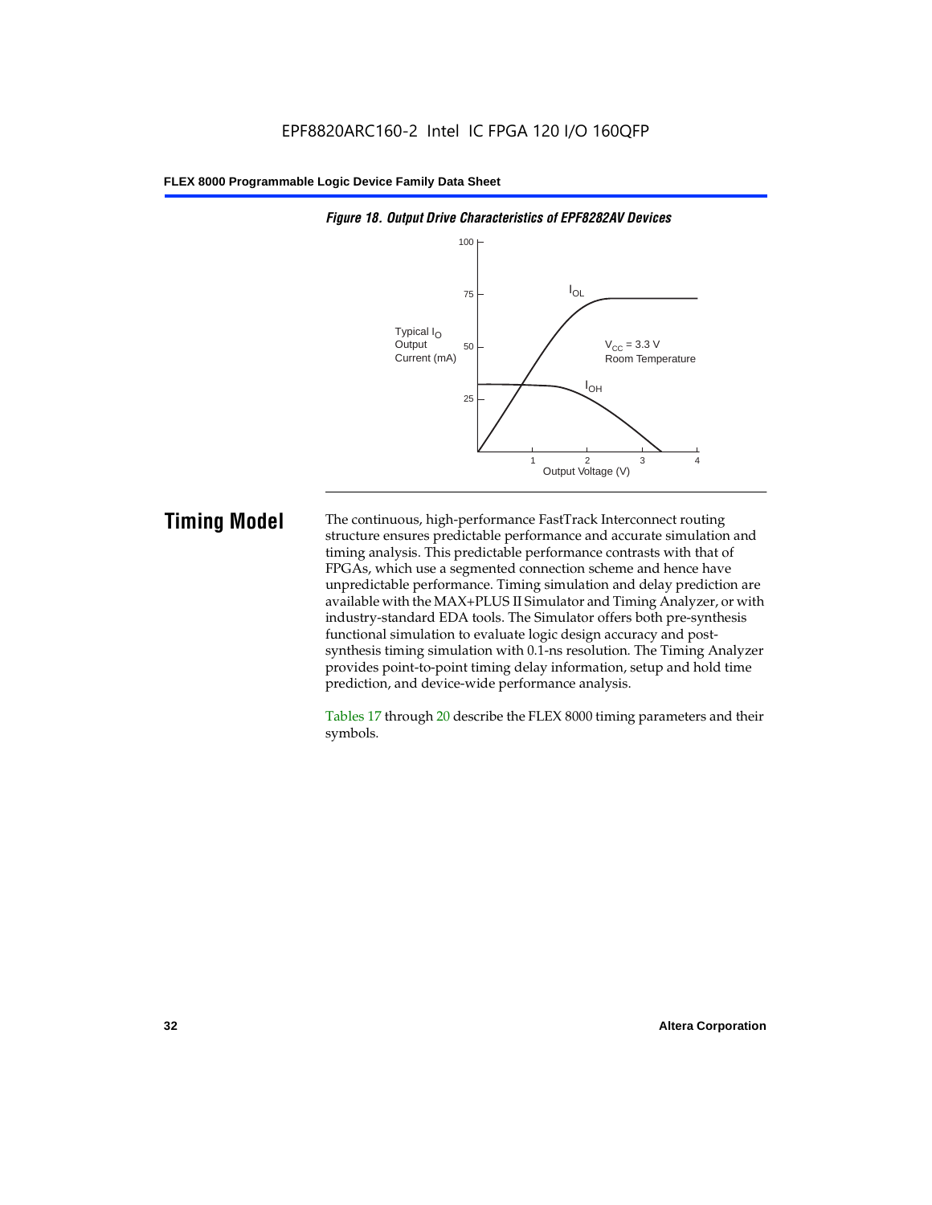*Figure 18. Output Drive Characteristics of EPF8282AV Devices*

## Timing Model

The continuous, high-performance FastTrack Interconnect routing structure ensures predictable performance and accurate simulation and timing analysis. This predictable performance contrasts with that of FPGAs, which use a segmented connection scheme and hence have unpredictable performance. Timing simulation and delay prediction are available with the MAX+PLUS II Simulator and Timing Analyzer, or with industry-standard EDA tools. The Simulator offers both pre-synthesis functional simulation to evaluate logic design accuracy and post-synthesis timing simulation with 0.1-ns resolution. The Timing Analyzer provides point-to-point timing delay information, setup and hold time prediction, and device-wide performance analysis.

Tables 17 through 20 describe the FLEX 8000 timing parameters and their symbols.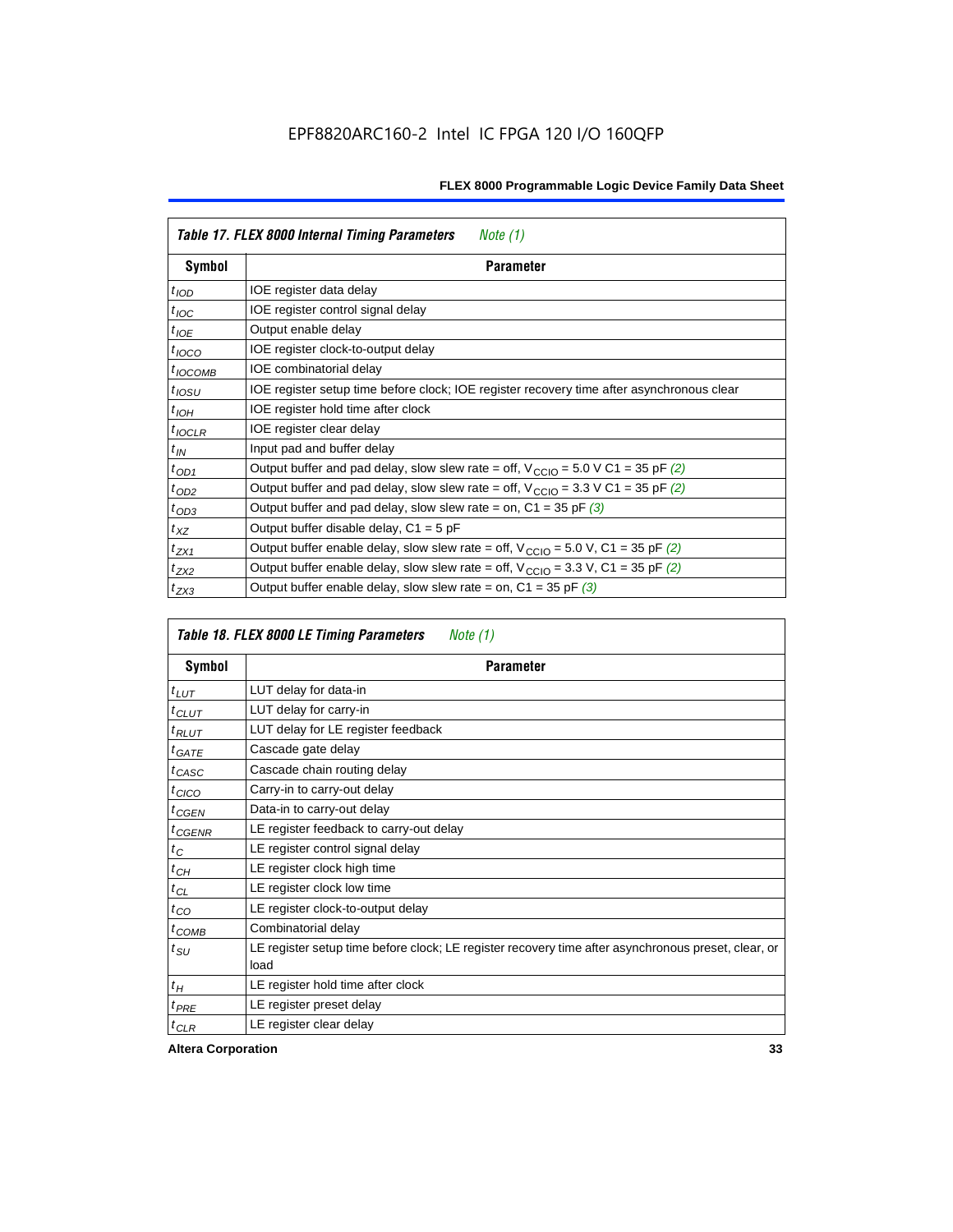EPF8820ARC160-2 Intel IC FPGA 120 I/O 160QFP

| *Table 17. FLEX 8000 Internal Timing Parameters* *Note (1)* | |
|---|---|
| **Symbol** | **Parameter** |
| $t_{IOD}$ | IOE register data delay |
| $t_{IOC}$ | IOE register control signal delay |
| $t_{IOE}$ | Output enable delay |
| $t_{IOCO}$ | IOE register clock-to-output delay |
| $t_{IOCOMB}$ | IOE combinatorial delay |
| $t_{IOSU}$ | IOE register setup time before clock; IOE register recovery time after asynchronous clear |
| $t_{IOH}$ | IOE register hold time after clock |
| $t_{IOCLR}$ | IOE register clear delay |
| $t_{IN}$ | Input pad and buffer delay |
| $t_{OD1}$ | Output buffer and pad delay, slow slew rate = off, $V_{CCIO}$ = 5.0 V C1 = 35 pF *(2)* |
| $t_{OD2}$ | Output buffer and pad delay, slow slew rate = off, $V_{CCIO}$ = 3.3 V C1 = 35 pF *(2)* |
| $t_{OD3}$ | Output buffer and pad delay, slow slew rate = on, C1 = 35 pF *(3)* |
| $t_{XZ}$ | Output buffer disable delay, C1 = 5 pF |
| $t_{ZX1}$ | Output buffer enable delay, slow slew rate = off, $V_{CCIO}$ = 5.0 V, C1 = 35 pF *(2)* |
| $t_{ZX2}$ | Output buffer enable delay, slow slew rate = off, $V_{CCIO}$ = 3.3 V, C1 = 35 pF *(2)* |
| $t_{ZX3}$ | Output buffer enable delay, slow slew rate = on, C1 = 35 pF *(3)* |

| *Table 18. FLEX 8000 LE Timing Parameters* *Note (1)* | |
|---|---|
| **Symbol** | **Parameter** |
| $t_{LUT}$ | LUT delay for data-in |
| $t_{CLUT}$ | LUT delay for carry-in |
| $t_{RLUT}$ | LUT delay for LE register feedback |
| $t_{GATE}$ | Cascade gate delay |
| $t_{CASC}$ | Cascade chain routing delay |
| $t_{CICO}$ | Carry-in to carry-out delay |
| $t_{CGEN}$ | Data-in to carry-out delay |
| $t_{CGENR}$ | LE register feedback to carry-out delay |
| $t_{C}$ | LE register control signal delay |
| $t_{CH}$ | LE register clock high time |
| $t_{CL}$ | LE register clock low time |
| $t_{CO}$ | LE register clock-to-output delay |
| $t_{COMB}$ | Combinatorial delay |
| $t_{SU}$ | LE register setup time before clock; LE register recovery time after asynchronous preset, clear, or load |
| $t_{H}$ | LE register hold time after clock |
| $t_{PRE}$ | LE register preset delay |
| $t_{CLR}$ | LE register clear delay |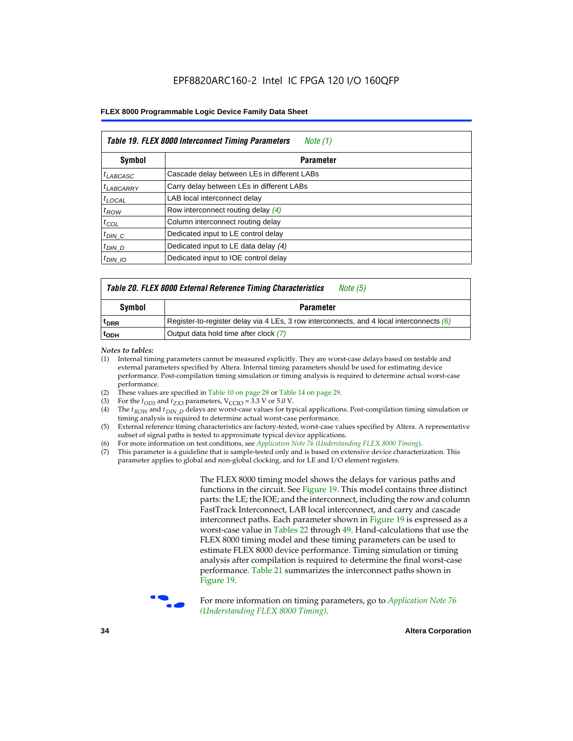EPF8820ARC160-2 Intel IC FPGA 120 I/O 160QFP

**Table 19. FLEX 8000 Interconnect Timing Parameters** *Note (1)*

| Symbol | Parameter |
|---|---|
| $t_{LABCASC}$ | Cascade delay between LEs in different LABs |
| $t_{LABCARRY}$ | Carry delay between LEs in different LABs |
| $t_{LOCAL}$ | LAB local interconnect delay |
| $t_{ROW}$ | Row interconnect routing delay *(4)* |
| $t_{COL}$ | Column interconnect routing delay |
| $t_{DIN\_C}$ | Dedicated input to LE control delay |
| $t_{DIN\_D}$ | Dedicated input to LE data delay *(4)* |
| $t_{DIN\_IO}$ | Dedicated input to IOE control delay |

**Table 20. FLEX 8000 External Reference Timing Characteristics** *Note (5)*

| Symbol | Parameter |
|---|---|
| $t_{DRR}$ | Register-to-register delay via 4 LEs, 3 row interconnects, and 4 local interconnects *(6)* |
| $t_{ODH}$ | Output data hold time after clock *(7)* |

*Notes to tables:*

(1) Internal timing parameters cannot be measured explicitly. They are worst-case delays based on testable and external parameters specified by Altera. Internal timing parameters should be used for estimating device performance. Post-compilation timing simulation or timing analysis is required to determine actual worst-case performance.
(2) These values are specified in Table 10 on page 28 or Table 14 on page 29.
(3) For the $t_{OD3}$ and $t_{ZX3}$ parameters, $V_{CCIO}$ = 3.3 V or 5.0 V.
(4) The $t_{ROW}$ and $t_{DIN\_D}$ delays are worst-case values for typical applications. Post-compilation timing simulation or timing analysis is required to determine actual worst-case performance.
(5) External reference timing characteristics are factory-tested, worst-case values specified by Altera. A representative subset of signal paths is tested to approximate typical device applications.
(6) For more information on test conditions, see *Application Note 76* (*Understanding FLEX 8000 Timing*).
(7) This parameter is a guideline that is sample-tested only and is based on extensive device characterization. This parameter applies to global and non-global clocking, and for LE and I/O element registers.

The FLEX 8000 timing model shows the delays for various paths and functions in the circuit. See Figure 19. This model contains three distinct parts: the LE; the IOE; and the interconnect, including the row and column FastTrack Interconnect, LAB local interconnect, and carry and cascade interconnect paths. Each parameter shown in Figure 19 is expressed as a worst-case value in Tables 22 through 49. Hand-calculations that use the FLEX 8000 timing model and these timing parameters can be used to estimate FLEX 8000 device performance. Timing simulation or timing analysis after compilation is required to determine the final worst-case performance. Table 21 summarizes the interconnect paths shown in Figure 19.

For more information on timing parameters, go to *Application Note 76 (Understanding FLEX 8000 Timing)*.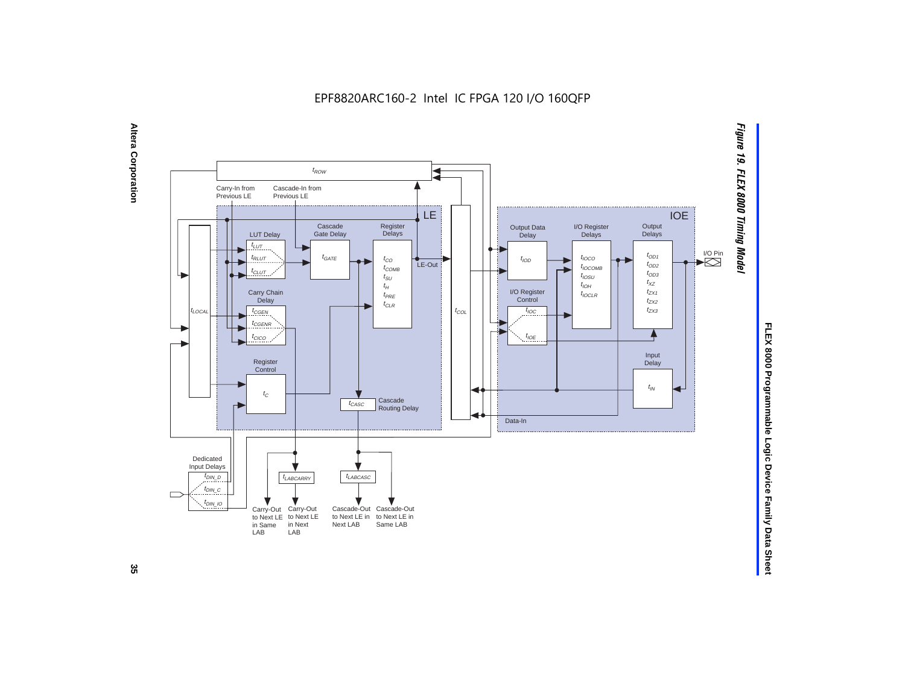EPF8820ARC160-2 Intel IC FPGA 120 I/O 160QFP

**Figure 19. FLEX 8000 Timing Model**

$t_{ROW}$

Carry-In from Previous LE

Cascade-In from Previous LE

LE

LUT Delay: $t_{LUT}$, $t_{RLUT}$, $t_{CLUT}$

Cascade Gate Delay: $t_{GATE}$

Register Delays: $t_{CO}$, $t_{COMB}$, $t_{SU}$, $t_{H}$, $t_{PRE}$, $t_{CLR}$

LE-Out

$t_{LOCAL}$

Carry Chain Delay: $t_{CGEN}$, $t_{CGENR}$, $t_{CICO}$

Register Control: $t_{C}$

$t_{CASC}$ Cascade Routing Delay

$t_{COL}$

IOE

Output Data Delay: $t_{IOD}$

I/O Register Delays: $t_{IOCO}$, $t_{IOCOMB}$, $t_{IOSU}$, $t_{IOH}$, $t_{IOCLR}$

Output Delays: $t_{OD1}$, $t_{OD2}$, $t_{OD3}$, $t_{XZ}$, $t_{ZX1}$, $t_{ZX2}$, $t_{ZX3}$

I/O Pin

I/O Register Control: $t_{IOC}$, $t_{IOE}$

Input Delay: $t_{IN}$

Data-In

Dedicated Input Delays: $t_{DIN\_D}$, $t_{DIN\_C}$, $t_{DIN\_IO}$

$t_{LABCARRY}$

$t_{LABCASC}$

Carry-Out to Next LE in Same LAB

Carry-Out to Next LE in Next LAB

Cascade-Out to Next LE in Next LAB

Cascade-Out to Next LE in Same LAB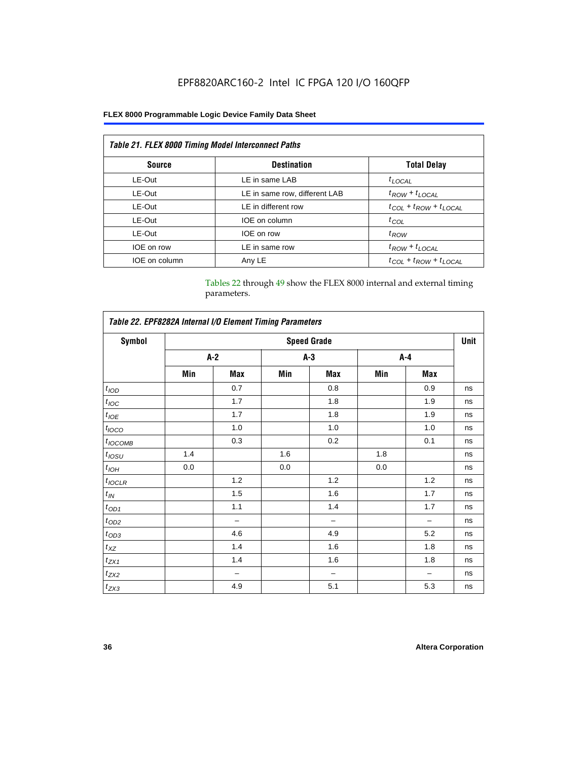| *Table 21. FLEX 8000 Timing Model Interconnect Paths* | | |
|---|---|---|
| **Source** | **Destination** | **Total Delay** |
| LE-Out | LE in same LAB | $t_{LOCAL}$ |
| LE-Out | LE in same row, different LAB | $t_{ROW} + t_{LOCAL}$ |
| LE-Out | LE in different row | $t_{COL} + t_{ROW} + t_{LOCAL}$ |
| LE-Out | IOE on column | $t_{COL}$ |
| LE-Out | IOE on row | $t_{ROW}$ |
| IOE on row | LE in same row | $t_{ROW} + t_{LOCAL}$ |
| IOE on column | Any LE | $t_{COL} + t_{ROW} + t_{LOCAL}$ |

Tables 22 through 49 show the FLEX 8000 internal and external timing parameters.

| *Table 22. EPF8282A Internal I/O Element Timing Parameters* | | | | | | | |
|---|---|---|---|---|---|---|---|
| **Symbol** | **Speed Grade** | | | | | | **Unit** |
| | **A-2** | | **A-3** | | **A-4** | | |
| | **Min** | **Max** | **Min** | **Max** | **Min** | **Max** | |
| $t_{IOD}$ | | 0.7 | | 0.8 | | 0.9 | ns |
| $t_{IOC}$ | | 1.7 | | 1.8 | | 1.9 | ns |
| $t_{IOE}$ | | 1.7 | | 1.8 | | 1.9 | ns |
| $t_{IOCO}$ | | 1.0 | | 1.0 | | 1.0 | ns |
| $t_{IOCOMB}$ | | 0.3 | | 0.2 | | 0.1 | ns |
| $t_{IOSU}$ | 1.4 | | 1.6 | | 1.8 | | ns |
| $t_{IOH}$ | 0.0 | | 0.0 | | 0.0 | | ns |
| $t_{IOCLR}$ | | 1.2 | | 1.2 | | 1.2 | ns |
| $t_{IN}$ | | 1.5 | | 1.6 | | 1.7 | ns |
| $t_{OD1}$ | | 1.1 | | 1.4 | | 1.7 | ns |
| $t_{OD2}$ | | – | | – | | – | ns |
| $t_{OD3}$ | | 4.6 | | 4.9 | | 5.2 | ns |
| $t_{XZ}$ | | 1.4 | | 1.6 | | 1.8 | ns |
| $t_{ZX1}$ | | 1.4 | | 1.6 | | 1.8 | ns |
| $t_{ZX2}$ | | – | | – | | – | ns |
| $t_{ZX3}$ | | 4.9 | | 5.1 | | 5.3 | ns |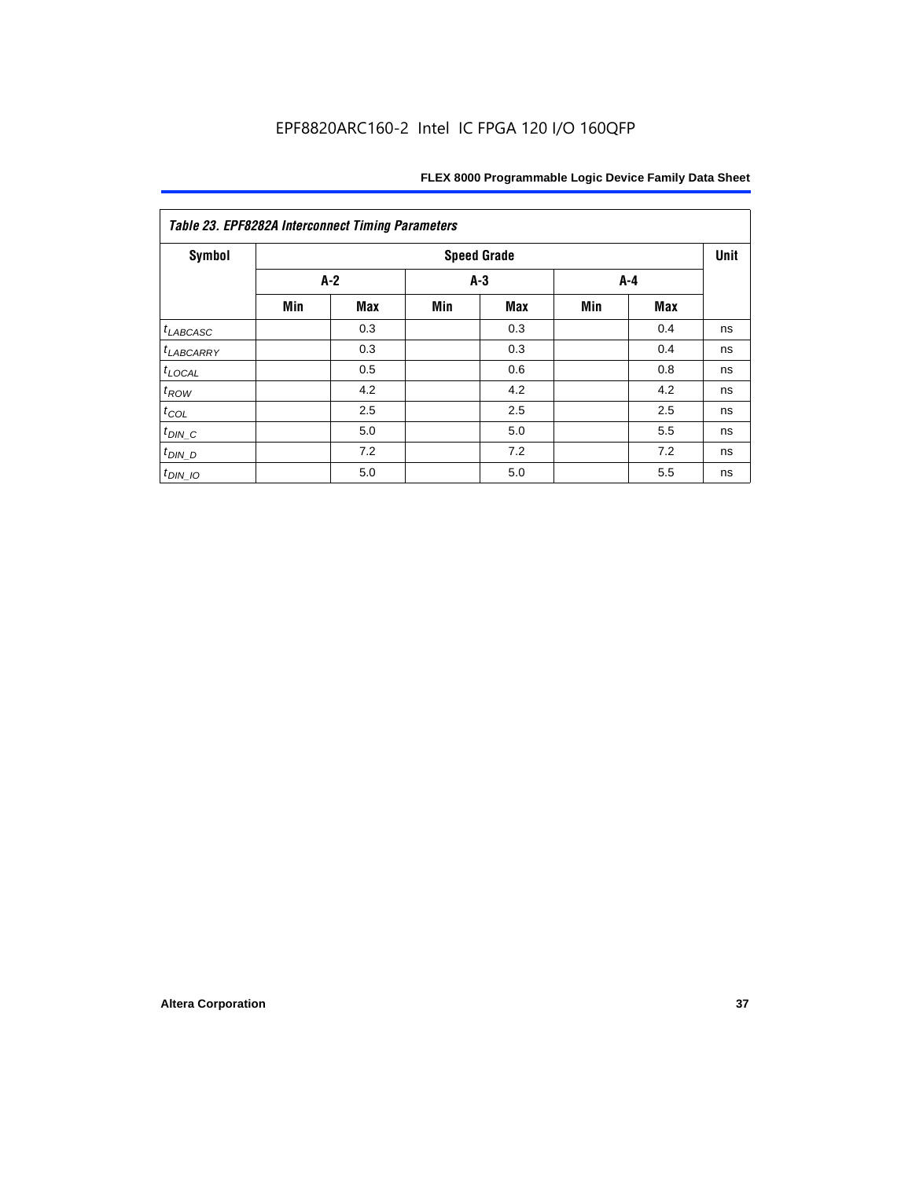EPF8820ARC160-2 Intel IC FPGA 120 I/O 160QFP

| *Table 23. EPF8282A Interconnect Timing Parameters* | | | | | | | |
|---|---|---|---|---|---|---|---|
| **Symbol** | **Speed Grade** | | | | | | **Unit** |
| | **A-2** | | **A-3** | | **A-4** | | |
| | **Min** | **Max** | **Min** | **Max** | **Min** | **Max** | |
| $t_{LABCASC}$ | | 0.3 | | 0.3 | | 0.4 | ns |
| $t_{LABCARRY}$ | | 0.3 | | 0.3 | | 0.4 | ns |
| $t_{LOCAL}$ | | 0.5 | | 0.6 | | 0.8 | ns |
| $t_{ROW}$ | | 4.2 | | 4.2 | | 4.2 | ns |
| $t_{COL}$ | | 2.5 | | 2.5 | | 2.5 | ns |
| $t_{DIN\_C}$ | | 5.0 | | 5.0 | | 5.5 | ns |
| $t_{DIN\_D}$ | | 7.2 | | 7.2 | | 7.2 | ns |
| $t_{DIN\_IO}$ | | 5.0 | | 5.0 | | 5.5 | ns |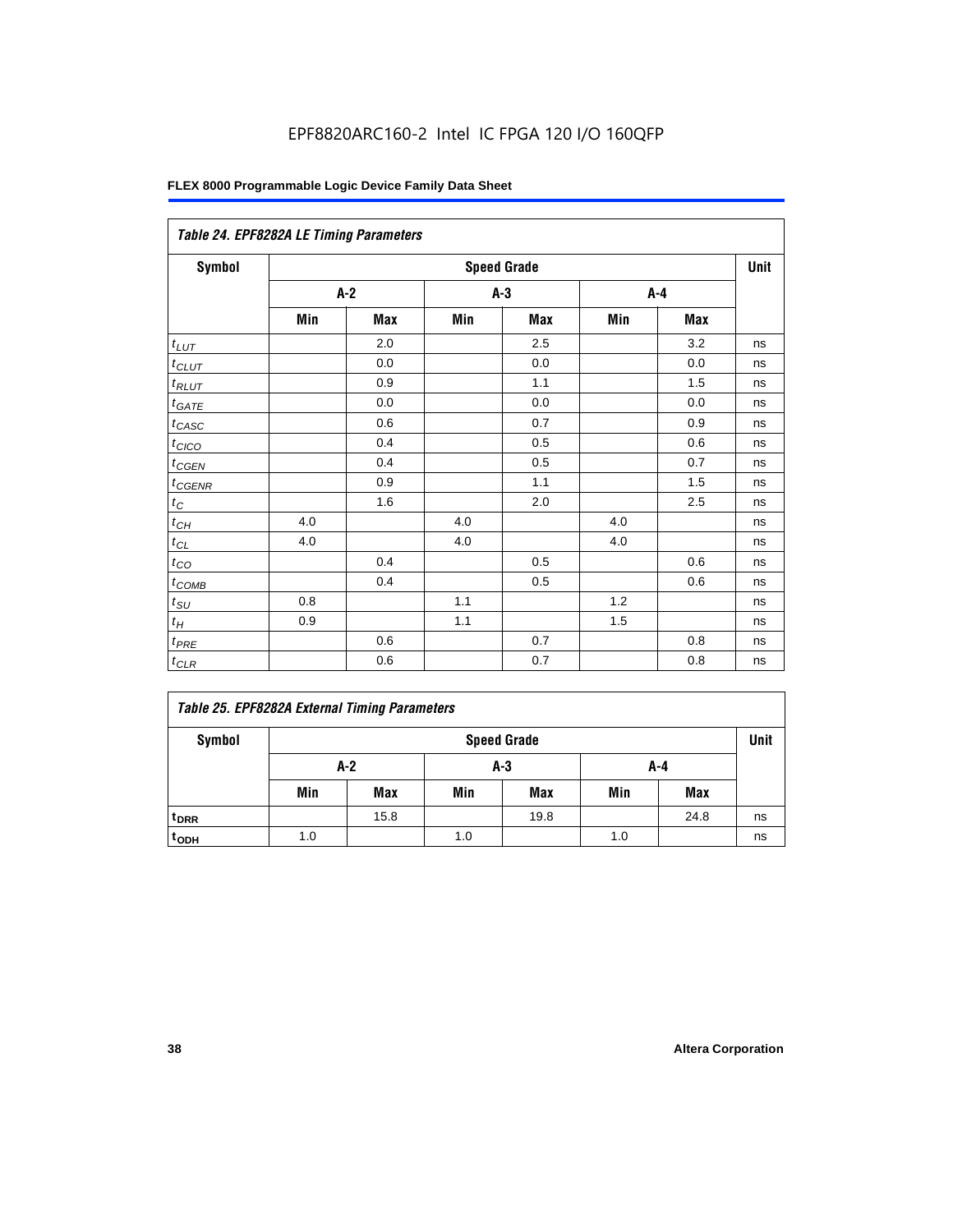EPF8820ARC160-2 Intel IC FPGA 120 I/O 160QFP

| Table 24. EPF8282A LE Timing Parameters | | | | | | | |
|---|---|---|---|---|---|---|---|
| Symbol | Speed Grade | | | | | | Unit |
| | A-2 | | A-3 | | A-4 | | |
| | Min | Max | Min | Max | Min | Max | |
| $t_{LUT}$ | | 2.0 | | 2.5 | | 3.2 | ns |
| $t_{CLUT}$ | | 0.0 | | 0.0 | | 0.0 | ns |
| $t_{RLUT}$ | | 0.9 | | 1.1 | | 1.5 | ns |
| $t_{GATE}$ | | 0.0 | | 0.0 | | 0.0 | ns |
| $t_{CASC}$ | | 0.6 | | 0.7 | | 0.9 | ns |
| $t_{CICO}$ | | 0.4 | | 0.5 | | 0.6 | ns |
| $t_{CGEN}$ | | 0.4 | | 0.5 | | 0.7 | ns |
| $t_{CGENR}$ | | 0.9 | | 1.1 | | 1.5 | ns |
| $t_C$ | | 1.6 | | 2.0 | | 2.5 | ns |
| $t_{CH}$ | 4.0 | | 4.0 | | 4.0 | | ns |
| $t_{CL}$ | 4.0 | | 4.0 | | 4.0 | | ns |
| $t_{CO}$ | | 0.4 | | 0.5 | | 0.6 | ns |
| $t_{COMB}$ | | 0.4 | | 0.5 | | 0.6 | ns |
| $t_{SU}$ | 0.8 | | 1.1 | | 1.2 | | ns |
| $t_H$ | 0.9 | | 1.1 | | 1.5 | | ns |
| $t_{PRE}$ | | 0.6 | | 0.7 | | 0.8 | ns |
| $t_{CLR}$ | | 0.6 | | 0.7 | | 0.8 | ns |

| Table 25. EPF8282A External Timing Parameters | | | | | | | |
|---|---|---|---|---|---|---|---|
| Symbol | Speed Grade | | | | | | Unit |
| | A-2 | | A-3 | | A-4 | | |
| | Min | Max | Min | Max | Min | Max | |
| $t_{DRR}$ | | 15.8 | | 19.8 | | 24.8 | ns |
| $t_{ODH}$ | 1.0 | | 1.0 | | 1.0 | | ns |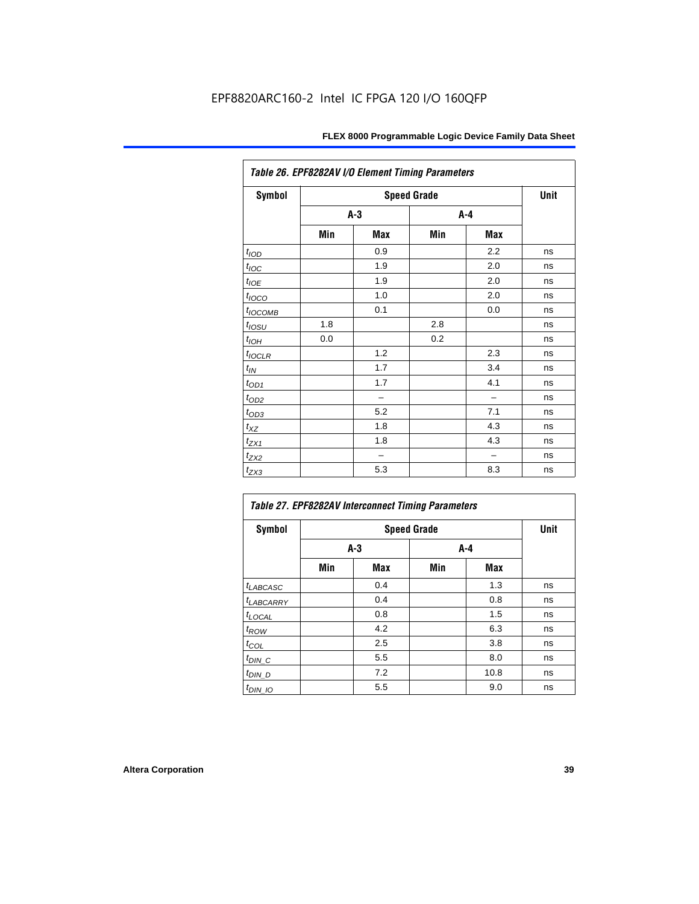EPF8820ARC160-2 Intel IC FPGA 120 I/O 160QFP

| Table 26. EPF8282AV I/O Element Timing Parameters | | | | | |
|---|---|---|---|---|---|
| **Symbol** | **Speed Grade** | | | | **Unit** |
| | **A-3** | | **A-4** | | |
| | **Min** | **Max** | **Min** | **Max** | |
| $t_{IOD}$ | | 0.9 | | 2.2 | ns |
| $t_{IOC}$ | | 1.9 | | 2.0 | ns |
| $t_{IOE}$ | | 1.9 | | 2.0 | ns |
| $t_{IOCO}$ | | 1.0 | | 2.0 | ns |
| $t_{IOCOMB}$ | | 0.1 | | 0.0 | ns |
| $t_{IOSU}$ | 1.8 | | 2.8 | | ns |
| $t_{IOH}$ | 0.0 | | 0.2 | | ns |
| $t_{IOCLR}$ | | 1.2 | | 2.3 | ns |
| $t_{IN}$ | | 1.7 | | 3.4 | ns |
| $t_{OD1}$ | | 1.7 | | 4.1 | ns |
| $t_{OD2}$ | | – | | – | ns |
| $t_{OD3}$ | | 5.2 | | 7.1 | ns |
| $t_{XZ}$ | | 1.8 | | 4.3 | ns |
| $t_{ZX1}$ | | 1.8 | | 4.3 | ns |
| $t_{ZX2}$ | | – | | – | ns |
| $t_{ZX3}$ | | 5.3 | | 8.3 | ns |

| Table 27. EPF8282AV Interconnect Timing Parameters | | | | | |
|---|---|---|---|---|---|
| **Symbol** | **Speed Grade** | | | | **Unit** |
| | **A-3** | | **A-4** | | |
| | **Min** | **Max** | **Min** | **Max** | |
| $t_{LABCASC}$ | | 0.4 | | 1.3 | ns |
| $t_{LABCARRY}$ | | 0.4 | | 0.8 | ns |
| $t_{LOCAL}$ | | 0.8 | | 1.5 | ns |
| $t_{ROW}$ | | 4.2 | | 6.3 | ns |
| $t_{COL}$ | | 2.5 | | 3.8 | ns |
| $t_{DIN\_C}$ | | 5.5 | | 8.0 | ns |
| $t_{DIN\_D}$ | | 7.2 | | 10.8 | ns |
| $t_{DIN\_IO}$ | | 5.5 | | 9.0 | ns |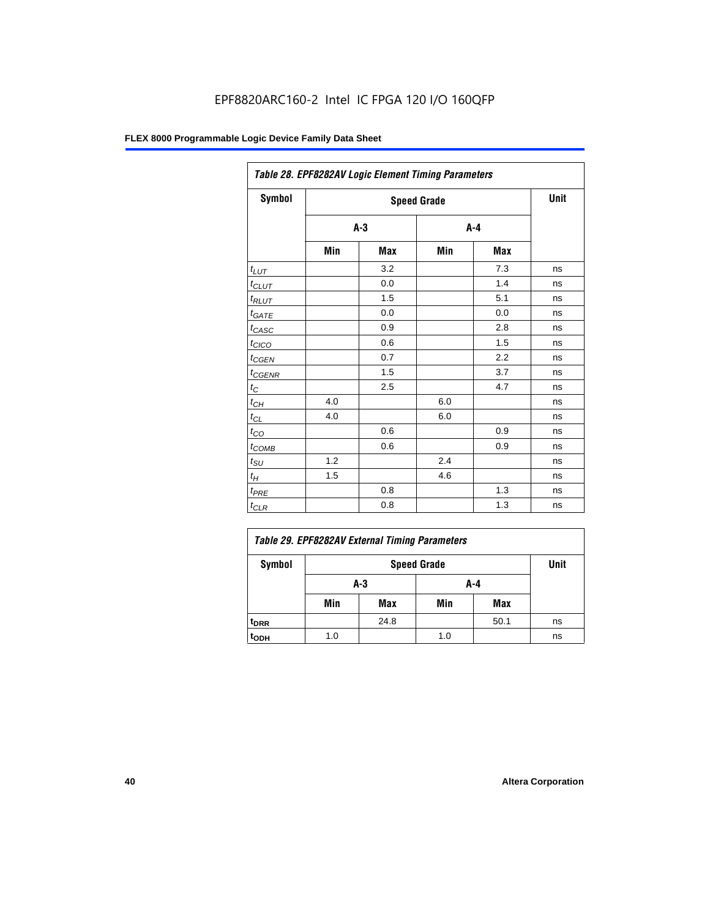| Table 28. EPF8282AV Logic Element Timing Parameters | | | | | |
|---|---|---|---|---|---|
| Symbol | Speed Grade | | | | Unit |
| | A-3 | | A-4 | | |
| | Min | Max | Min | Max | |
| $t_{LUT}$ | | 3.2 | | 7.3 | ns |
| $t_{CLUT}$ | | 0.0 | | 1.4 | ns |
| $t_{RLUT}$ | | 1.5 | | 5.1 | ns |
| $t_{GATE}$ | | 0.0 | | 0.0 | ns |
| $t_{CASC}$ | | 0.9 | | 2.8 | ns |
| $t_{CICO}$ | | 0.6 | | 1.5 | ns |
| $t_{CGEN}$ | | 0.7 | | 2.2 | ns |
| $t_{CGENR}$ | | 1.5 | | 3.7 | ns |
| $t_C$ | | 2.5 | | 4.7 | ns |
| $t_{CH}$ | 4.0 | | 6.0 | | ns |
| $t_{CL}$ | 4.0 | | 6.0 | | ns |
| $t_{CO}$ | | 0.6 | | 0.9 | ns |
| $t_{COMB}$ | | 0.6 | | 0.9 | ns |
| $t_{SU}$ | 1.2 | | 2.4 | | ns |
| $t_H$ | 1.5 | | 4.6 | | ns |
| $t_{PRE}$ | | 0.8 | | 1.3 | ns |
| $t_{CLR}$ | | 0.8 | | 1.3 | ns |

| Table 29. EPF8282AV External Timing Parameters | | | | | |
|---|---|---|---|---|---|
| Symbol | Speed Grade | | | | Unit |
| | A-3 | | A-4 | | |
| | Min | Max | Min | Max | |
| $t_{DRR}$ | | 24.8 | | 50.1 | ns |
| $t_{ODH}$ | 1.0 | | 1.0 | | ns |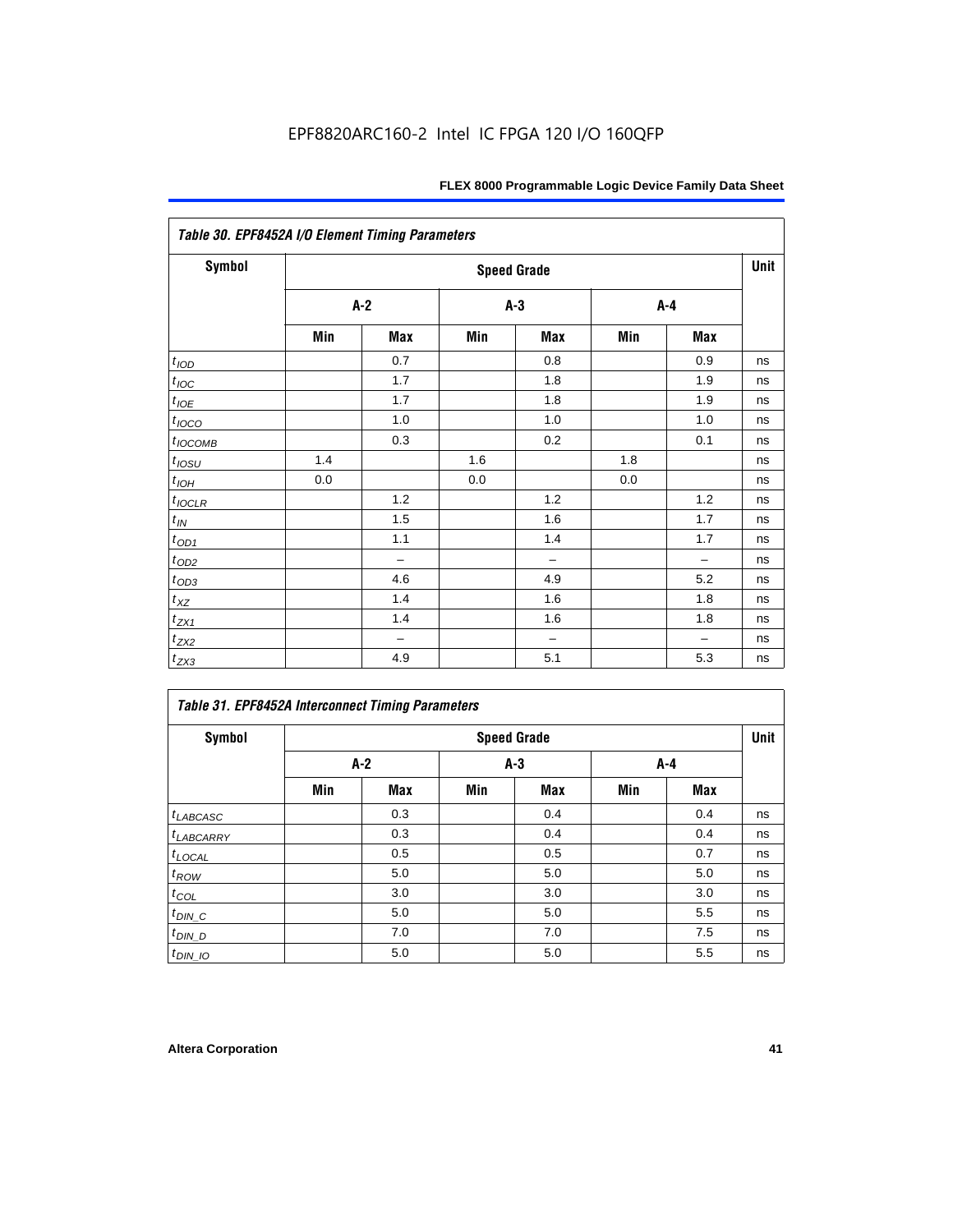**Table 30. EPF8452A I/O Element Timing Parameters**

| Symbol | Speed Grade | | | | | | Unit |
|---|---|---|---|---|---|---|---|
| | A-2 | | A-3 | | A-4 | | |
| | Min | Max | Min | Max | Min | Max | |
| $t_{IOD}$ | | 0.7 | | 0.8 | | 0.9 | ns |
| $t_{IOC}$ | | 1.7 | | 1.8 | | 1.9 | ns |
| $t_{IOE}$ | | 1.7 | | 1.8 | | 1.9 | ns |
| $t_{IOCO}$ | | 1.0 | | 1.0 | | 1.0 | ns |
| $t_{IOCOMB}$ | | 0.3 | | 0.2 | | 0.1 | ns |
| $t_{IOSU}$ | 1.4 | | 1.6 | | 1.8 | | ns |
| $t_{IOH}$ | 0.0 | | 0.0 | | 0.0 | | ns |
| $t_{IOCLR}$ | | 1.2 | | 1.2 | | 1.2 | ns |
| $t_{IN}$ | | 1.5 | | 1.6 | | 1.7 | ns |
| $t_{OD1}$ | | 1.1 | | 1.4 | | 1.7 | ns |
| $t_{OD2}$ | | – | | – | | – | ns |
| $t_{OD3}$ | | 4.6 | | 4.9 | | 5.2 | ns |
| $t_{XZ}$ | | 1.4 | | 1.6 | | 1.8 | ns |
| $t_{ZX1}$ | | 1.4 | | 1.6 | | 1.8 | ns |
| $t_{ZX2}$ | | – | | – | | – | ns |
| $t_{ZX3}$ | | 4.9 | | 5.1 | | 5.3 | ns |

**Table 31. EPF8452A Interconnect Timing Parameters**

| Symbol | Speed Grade | | | | | | Unit |
|---|---|---|---|---|---|---|---|
| | A-2 | | A-3 | | A-4 | | |
| | Min | Max | Min | Max | Min | Max | |
| $t_{LABCASC}$ | | 0.3 | | 0.4 | | 0.4 | ns |
| $t_{LABCARRY}$ | | 0.3 | | 0.4 | | 0.4 | ns |
| $t_{LOCAL}$ | | 0.5 | | 0.5 | | 0.7 | ns |
| $t_{ROW}$ | | 5.0 | | 5.0 | | 5.0 | ns |
| $t_{COL}$ | | 3.0 | | 3.0 | | 3.0 | ns |
| $t_{DIN\_C}$ | | 5.0 | | 5.0 | | 5.5 | ns |
| $t_{DIN\_D}$ | | 7.0 | | 7.0 | | 7.5 | ns |
| $t_{DIN\_IO}$ | | 5.0 | | 5.0 | | 5.5 | ns |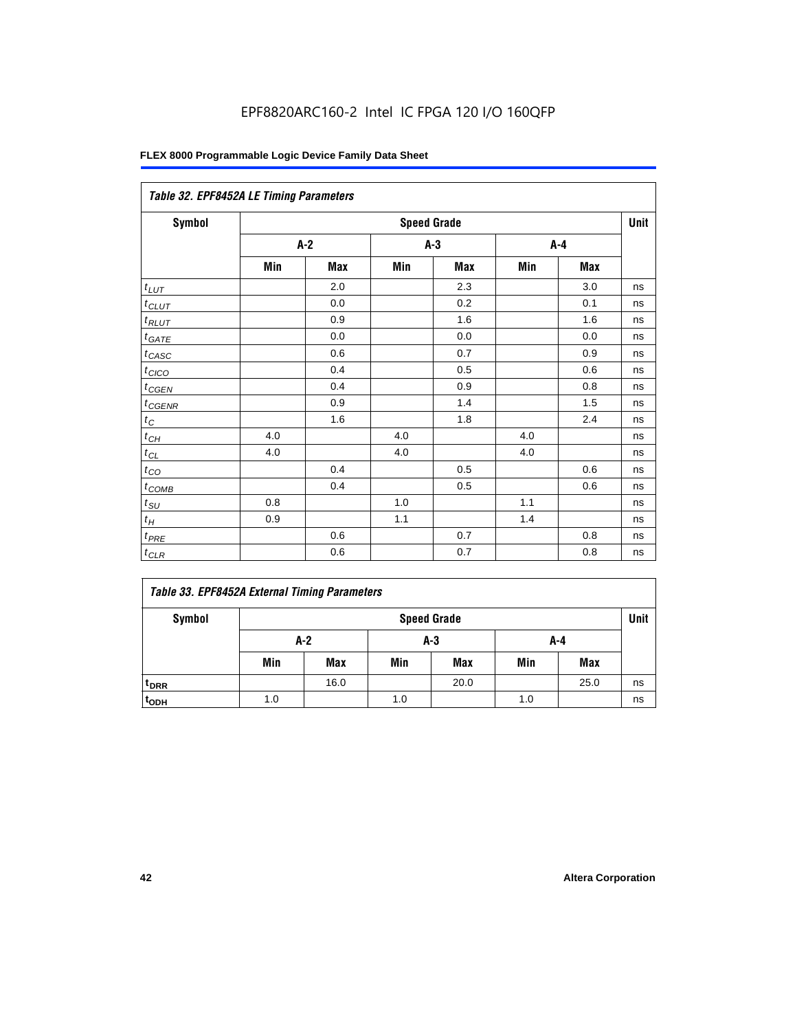EPF8820ARC160-2 Intel IC FPGA 120 I/O 160QFP

| Table 32. EPF8452A LE Timing Parameters | | | | | | | |
|---|---|---|---|---|---|---|---|
| Symbol | Speed Grade | | | | | | Unit |
| | A-2 | | A-3 | | A-4 | | |
| | Min | Max | Min | Max | Min | Max | |
| $t_{LUT}$ | | 2.0 | | 2.3 | | 3.0 | ns |
| $t_{CLUT}$ | | 0.0 | | 0.2 | | 0.1 | ns |
| $t_{RLUT}$ | | 0.9 | | 1.6 | | 1.6 | ns |
| $t_{GATE}$ | | 0.0 | | 0.0 | | 0.0 | ns |
| $t_{CASC}$ | | 0.6 | | 0.7 | | 0.9 | ns |
| $t_{CICO}$ | | 0.4 | | 0.5 | | 0.6 | ns |
| $t_{CGEN}$ | | 0.4 | | 0.9 | | 0.8 | ns |
| $t_{CGENR}$ | | 0.9 | | 1.4 | | 1.5 | ns |
| $t_C$ | | 1.6 | | 1.8 | | 2.4 | ns |
| $t_{CH}$ | 4.0 | | 4.0 | | 4.0 | | ns |
| $t_{CL}$ | 4.0 | | 4.0 | | 4.0 | | ns |
| $t_{CO}$ | | 0.4 | | 0.5 | | 0.6 | ns |
| $t_{COMB}$ | | 0.4 | | 0.5 | | 0.6 | ns |
| $t_{SU}$ | 0.8 | | 1.0 | | 1.1 | | ns |
| $t_H$ | 0.9 | | 1.1 | | 1.4 | | ns |
| $t_{PRE}$ | | 0.6 | | 0.7 | | 0.8 | ns |
| $t_{CLR}$ | | 0.6 | | 0.7 | | 0.8 | ns |

| Table 33. EPF8452A External Timing Parameters | | | | | | | |
|---|---|---|---|---|---|---|---|
| Symbol | Speed Grade | | | | | | Unit |
| | A-2 | | A-3 | | A-4 | | |
| | Min | Max | Min | Max | Min | Max | |
| $t_{DRR}$ | | 16.0 | | 20.0 | | 25.0 | ns |
| $t_{ODH}$ | 1.0 | | 1.0 | | 1.0 | | ns |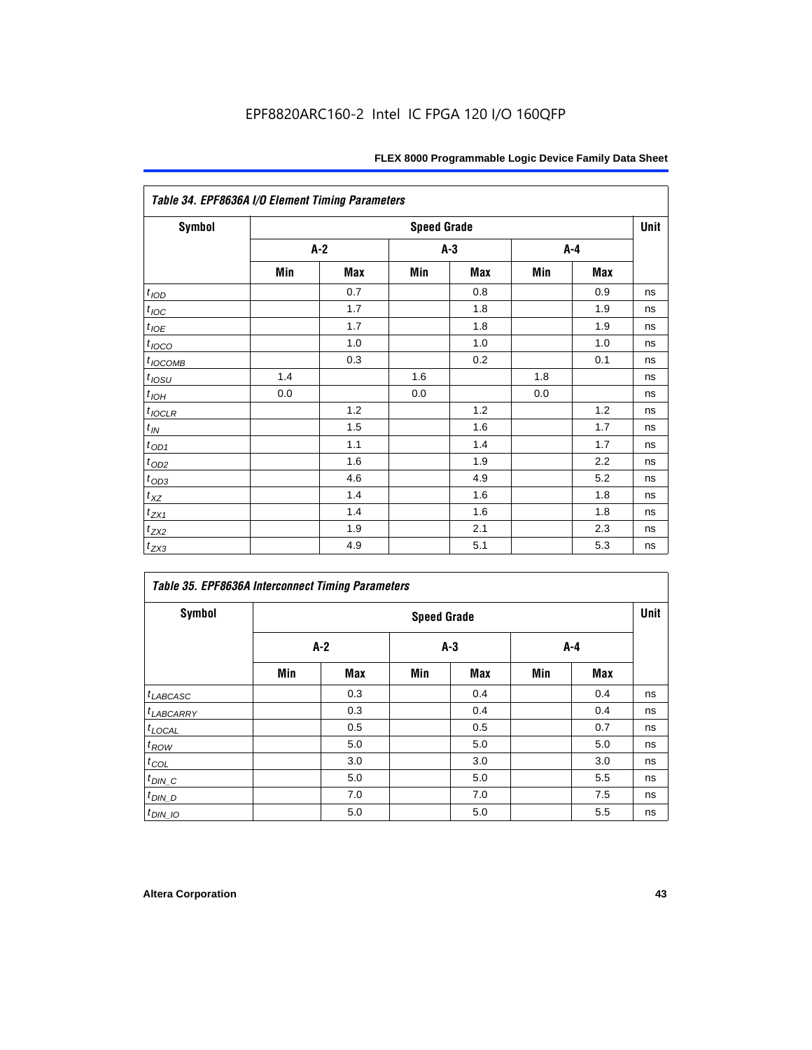**Table 34. EPF8636A I/O Element Timing Parameters**

| Symbol | Speed Grade | | | | | | Unit |
|---|---|---|---|---|---|---|---|
| | A-2 | | A-3 | | A-4 | | |
| | Min | Max | Min | Max | Min | Max | |
| $t_{IOD}$ | | 0.7 | | 0.8 | | 0.9 | ns |
| $t_{IOC}$ | | 1.7 | | 1.8 | | 1.9 | ns |
| $t_{IOE}$ | | 1.7 | | 1.8 | | 1.9 | ns |
| $t_{IOCO}$ | | 1.0 | | 1.0 | | 1.0 | ns |
| $t_{IOCOMB}$ | | 0.3 | | 0.2 | | 0.1 | ns |
| $t_{IOSU}$ | 1.4 | | 1.6 | | 1.8 | | ns |
| $t_{IOH}$ | 0.0 | | 0.0 | | 0.0 | | ns |
| $t_{IOCLR}$ | | 1.2 | | 1.2 | | 1.2 | ns |
| $t_{IN}$ | | 1.5 | | 1.6 | | 1.7 | ns |
| $t_{OD1}$ | | 1.1 | | 1.4 | | 1.7 | ns |
| $t_{OD2}$ | | 1.6 | | 1.9 | | 2.2 | ns |
| $t_{OD3}$ | | 4.6 | | 4.9 | | 5.2 | ns |
| $t_{XZ}$ | | 1.4 | | 1.6 | | 1.8 | ns |
| $t_{ZX1}$ | | 1.4 | | 1.6 | | 1.8 | ns |
| $t_{ZX2}$ | | 1.9 | | 2.1 | | 2.3 | ns |
| $t_{ZX3}$ | | 4.9 | | 5.1 | | 5.3 | ns |

**Table 35. EPF8636A Interconnect Timing Parameters**

| Symbol | Speed Grade | | | | | | Unit |
|---|---|---|---|---|---|---|---|
| | A-2 | | A-3 | | A-4 | | |
| | Min | Max | Min | Max | Min | Max | |
| $t_{LABCASC}$ | | 0.3 | | 0.4 | | 0.4 | ns |
| $t_{LABCARRY}$ | | 0.3 | | 0.4 | | 0.4 | ns |
| $t_{LOCAL}$ | | 0.5 | | 0.5 | | 0.7 | ns |
| $t_{ROW}$ | | 5.0 | | 5.0 | | 5.0 | ns |
| $t_{COL}$ | | 3.0 | | 3.0 | | 3.0 | ns |
| $t_{DIN\_C}$ | | 5.0 | | 5.0 | | 5.5 | ns |
| $t_{DIN\_D}$ | | 7.0 | | 7.0 | | 7.5 | ns |
| $t_{DIN\_IO}$ | | 5.0 | | 5.0 | | 5.5 | ns |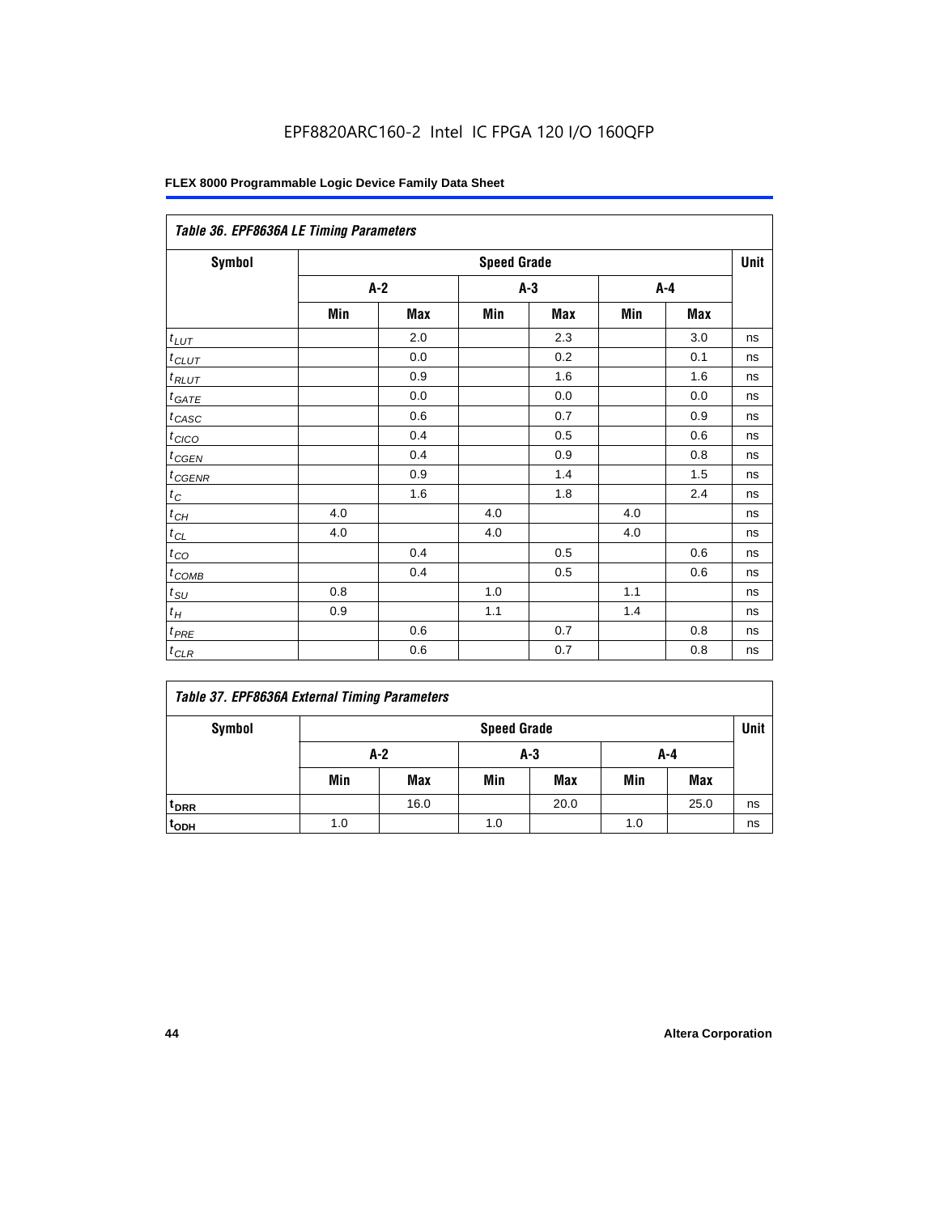EPF8820ARC160-2 Intel IC FPGA 120 I/O 160QFP

**FLEX 8000 Programmable Logic Device Family Data Sheet**

| *Table 36. EPF8636A LE Timing Parameters* | | | | | | | |
|---|---|---|---|---|---|---|---|
| **Symbol** | **Speed Grade** | | | | | | **Unit** |
| | **A-2** | | **A-3** | | **A-4** | | |
| | **Min** | **Max** | **Min** | **Max** | **Min** | **Max** | |
| $t_{LUT}$ | | 2.0 | | 2.3 | | 3.0 | ns |
| $t_{CLUT}$ | | 0.0 | | 0.2 | | 0.1 | ns |
| $t_{RLUT}$ | | 0.9 | | 1.6 | | 1.6 | ns |
| $t_{GATE}$ | | 0.0 | | 0.0 | | 0.0 | ns |
| $t_{CASC}$ | | 0.6 | | 0.7 | | 0.9 | ns |
| $t_{CICO}$ | | 0.4 | | 0.5 | | 0.6 | ns |
| $t_{CGEN}$ | | 0.4 | | 0.9 | | 0.8 | ns |
| $t_{CGENR}$ | | 0.9 | | 1.4 | | 1.5 | ns |
| $t_{C}$ | | 1.6 | | 1.8 | | 2.4 | ns |
| $t_{CH}$ | 4.0 | | 4.0 | | 4.0 | | ns |
| $t_{CL}$ | 4.0 | | 4.0 | | 4.0 | | ns |
| $t_{CO}$ | | 0.4 | | 0.5 | | 0.6 | ns |
| $t_{COMB}$ | | 0.4 | | 0.5 | | 0.6 | ns |
| $t_{SU}$ | 0.8 | | 1.0 | | 1.1 | | ns |
| $t_{H}$ | 0.9 | | 1.1 | | 1.4 | | ns |
| $t_{PRE}$ | | 0.6 | | 0.7 | | 0.8 | ns |
| $t_{CLR}$ | | 0.6 | | 0.7 | | 0.8 | ns |

| *Table 37. EPF8636A External Timing Parameters* | | | | | | | |
|---|---|---|---|---|---|---|---|
| **Symbol** | **Speed Grade** | | | | | | **Unit** |
| | **A-2** | | **A-3** | | **A-4** | | |
| | **Min** | **Max** | **Min** | **Max** | **Min** | **Max** | |
| $t_{DRR}$ | | 16.0 | | 20.0 | | 25.0 | ns |
| $t_{ODH}$ | 1.0 | | 1.0 | | 1.0 | | ns |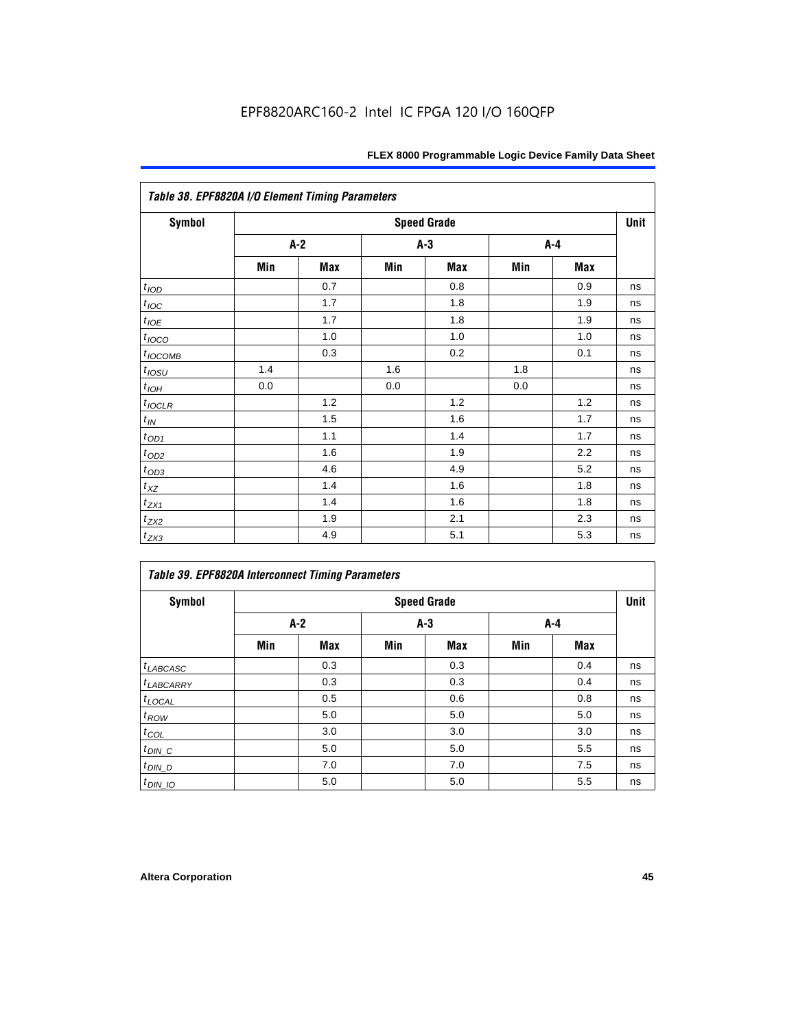**Table 38. EPF8820A I/O Element Timing Parameters**

| Symbol | Speed Grade | | | | | | Unit |
|---|---|---|---|---|---|---|---|
| | A-2 | | A-3 | | A-4 | | |
| | Min | Max | Min | Max | Min | Max | |
| $t_{IOD}$ | | 0.7 | | 0.8 | | 0.9 | ns |
| $t_{IOC}$ | | 1.7 | | 1.8 | | 1.9 | ns |
| $t_{IOE}$ | | 1.7 | | 1.8 | | 1.9 | ns |
| $t_{IOCO}$ | | 1.0 | | 1.0 | | 1.0 | ns |
| $t_{IOCOMB}$ | | 0.3 | | 0.2 | | 0.1 | ns |
| $t_{IOSU}$ | 1.4 | | 1.6 | | 1.8 | | ns |
| $t_{IOH}$ | 0.0 | | 0.0 | | 0.0 | | ns |
| $t_{IOCLR}$ | | 1.2 | | 1.2 | | 1.2 | ns |
| $t_{IN}$ | | 1.5 | | 1.6 | | 1.7 | ns |
| $t_{OD1}$ | | 1.1 | | 1.4 | | 1.7 | ns |
| $t_{OD2}$ | | 1.6 | | 1.9 | | 2.2 | ns |
| $t_{OD3}$ | | 4.6 | | 4.9 | | 5.2 | ns |
| $t_{XZ}$ | | 1.4 | | 1.6 | | 1.8 | ns |
| $t_{ZX1}$ | | 1.4 | | 1.6 | | 1.8 | ns |
| $t_{ZX2}$ | | 1.9 | | 2.1 | | 2.3 | ns |
| $t_{ZX3}$ | | 4.9 | | 5.1 | | 5.3 | ns |

**Table 39. EPF8820A Interconnect Timing Parameters**

| Symbol | Speed Grade | | | | | | Unit |
|---|---|---|---|---|---|---|---|
| | A-2 | | A-3 | | A-4 | | |
| | Min | Max | Min | Max | Min | Max | |
| $t_{LABCASC}$ | | 0.3 | | 0.3 | | 0.4 | ns |
| $t_{LABCARRY}$ | | 0.3 | | 0.3 | | 0.4 | ns |
| $t_{LOCAL}$ | | 0.5 | | 0.6 | | 0.8 | ns |
| $t_{ROW}$ | | 5.0 | | 5.0 | | 5.0 | ns |
| $t_{COL}$ | | 3.0 | | 3.0 | | 3.0 | ns |
| $t_{DIN\_C}$ | | 5.0 | | 5.0 | | 5.5 | ns |
| $t_{DIN\_D}$ | | 7.0 | | 7.0 | | 7.5 | ns |
| $t_{DIN\_IO}$ | | 5.0 | | 5.0 | | 5.5 | ns |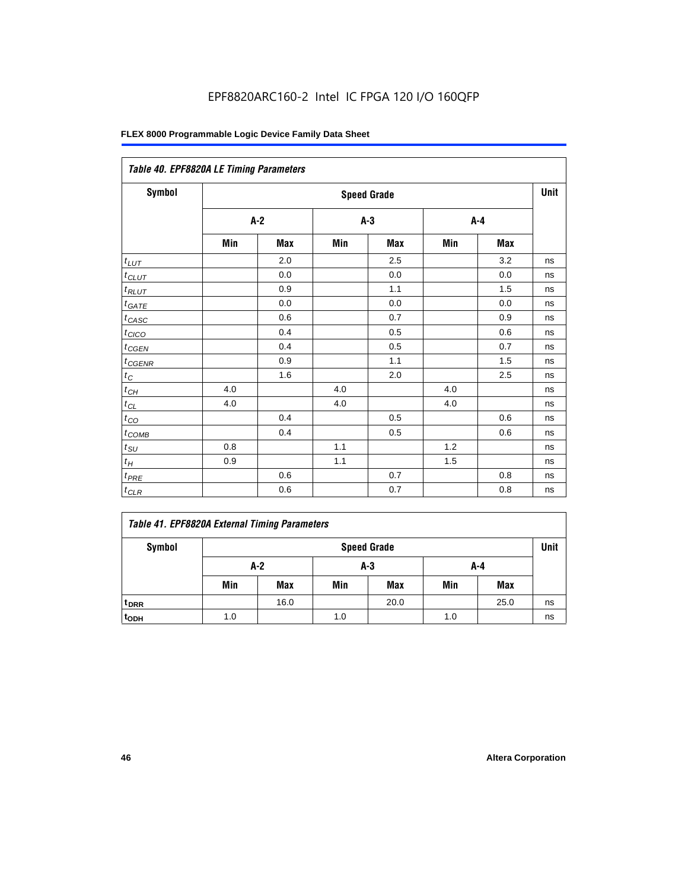EPF8820ARC160-2 Intel IC FPGA 120 I/O 160QFP

| Table 40. EPF8820A LE Timing Parameters | | | | | | | |
|---|---|---|---|---|---|---|---|
| Symbol | Speed Grade | | | | | | Unit |
| | A-2 | | A-3 | | A-4 | | |
| | Min | Max | Min | Max | Min | Max | |
| $t_{LUT}$ | | 2.0 | | 2.5 | | 3.2 | ns |
| $t_{CLUT}$ | | 0.0 | | 0.0 | | 0.0 | ns |
| $t_{RLUT}$ | | 0.9 | | 1.1 | | 1.5 | ns |
| $t_{GATE}$ | | 0.0 | | 0.0 | | 0.0 | ns |
| $t_{CASC}$ | | 0.6 | | 0.7 | | 0.9 | ns |
| $t_{CICO}$ | | 0.4 | | 0.5 | | 0.6 | ns |
| $t_{CGEN}$ | | 0.4 | | 0.5 | | 0.7 | ns |
| $t_{CGENR}$ | | 0.9 | | 1.1 | | 1.5 | ns |
| $t_{C}$ | | 1.6 | | 2.0 | | 2.5 | ns |
| $t_{CH}$ | 4.0 | | 4.0 | | 4.0 | | ns |
| $t_{CL}$ | 4.0 | | 4.0 | | 4.0 | | ns |
| $t_{CO}$ | | 0.4 | | 0.5 | | 0.6 | ns |
| $t_{COMB}$ | | 0.4 | | 0.5 | | 0.6 | ns |
| $t_{SU}$ | 0.8 | | 1.1 | | 1.2 | | ns |
| $t_{H}$ | 0.9 | | 1.1 | | 1.5 | | ns |
| $t_{PRE}$ | | 0.6 | | 0.7 | | 0.8 | ns |
| $t_{CLR}$ | | 0.6 | | 0.7 | | 0.8 | ns |

| Table 41. EPF8820A External Timing Parameters | | | | | | | |
|---|---|---|---|---|---|---|---|
| Symbol | Speed Grade | | | | | | Unit |
| | A-2 | | A-3 | | A-4 | | |
| | Min | Max | Min | Max | Min | Max | |
| $t_{DRR}$ | | 16.0 | | 20.0 | | 25.0 | ns |
| $t_{ODH}$ | 1.0 | | 1.0 | | 1.0 | | ns |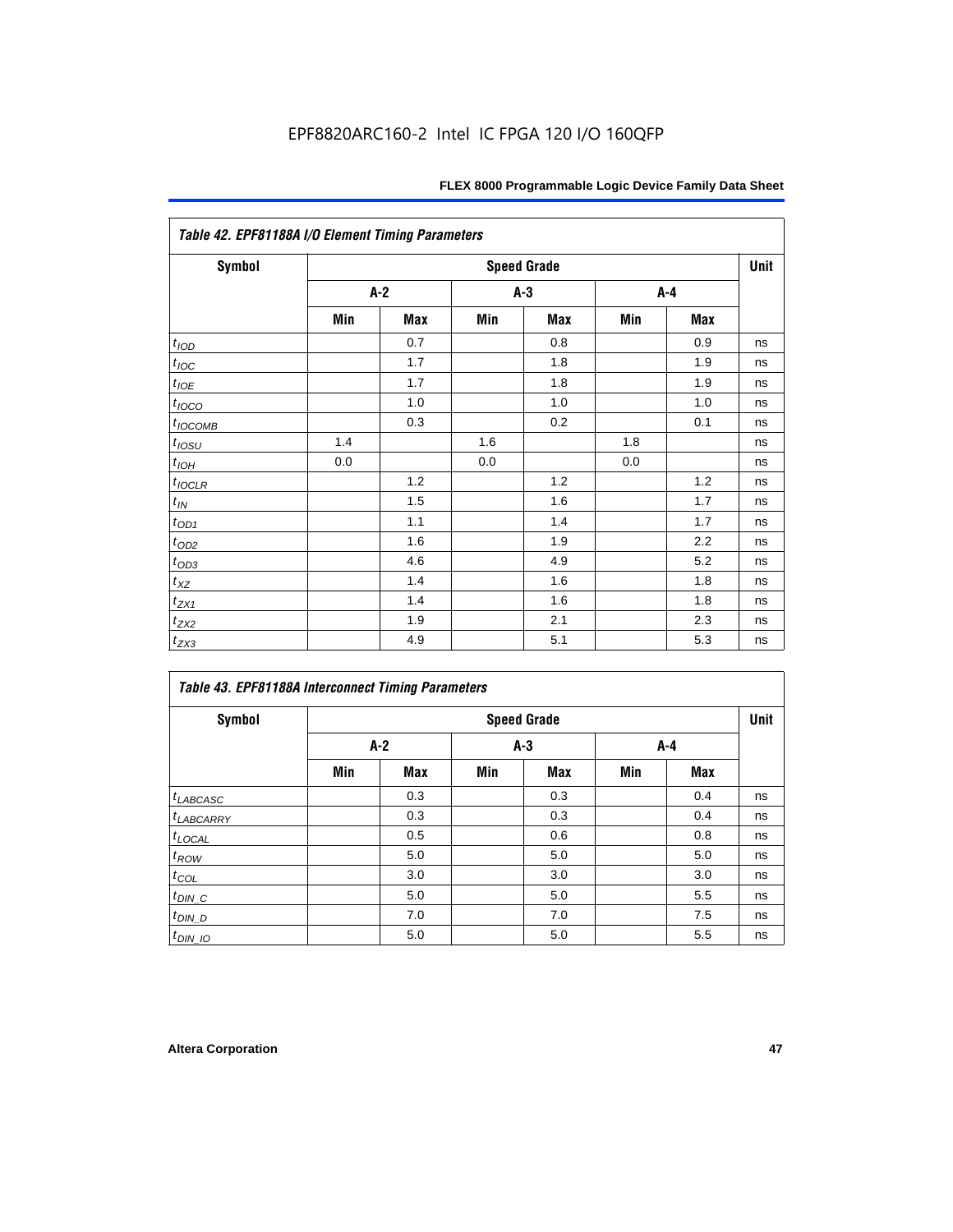EPF8820ARC160-2 Intel IC FPGA 120 I/O 160QFP

**Table 42. EPF81188A I/O Element Timing Parameters**

| Symbol | Speed Grade | | | | | | Unit |
|---|---|---|---|---|---|---|---|
| | A-2 | | A-3 | | A-4 | | |
| | Min | Max | Min | Max | Min | Max | |
| $t_{IOD}$ | | 0.7 | | 0.8 | | 0.9 | ns |
| $t_{IOC}$ | | 1.7 | | 1.8 | | 1.9 | ns |
| $t_{IOE}$ | | 1.7 | | 1.8 | | 1.9 | ns |
| $t_{IOCO}$ | | 1.0 | | 1.0 | | 1.0 | ns |
| $t_{IOCOMB}$ | | 0.3 | | 0.2 | | 0.1 | ns |
| $t_{IOSU}$ | 1.4 | | 1.6 | | 1.8 | | ns |
| $t_{IOH}$ | 0.0 | | 0.0 | | 0.0 | | ns |
| $t_{IOCLR}$ | | 1.2 | | 1.2 | | 1.2 | ns |
| $t_{IN}$ | | 1.5 | | 1.6 | | 1.7 | ns |
| $t_{OD1}$ | | 1.1 | | 1.4 | | 1.7 | ns |
| $t_{OD2}$ | | 1.6 | | 1.9 | | 2.2 | ns |
| $t_{OD3}$ | | 4.6 | | 4.9 | | 5.2 | ns |
| $t_{XZ}$ | | 1.4 | | 1.6 | | 1.8 | ns |
| $t_{ZX1}$ | | 1.4 | | 1.6 | | 1.8 | ns |
| $t_{ZX2}$ | | 1.9 | | 2.1 | | 2.3 | ns |
| $t_{ZX3}$ | | 4.9 | | 5.1 | | 5.3 | ns |

**Table 43. EPF81188A Interconnect Timing Parameters**

| Symbol | Speed Grade | | | | | | Unit |
|---|---|---|---|---|---|---|---|
| | A-2 | | A-3 | | A-4 | | |
| | Min | Max | Min | Max | Min | Max | |
| $t_{LABCASC}$ | | 0.3 | | 0.3 | | 0.4 | ns |
| $t_{LABCARRY}$ | | 0.3 | | 0.3 | | 0.4 | ns |
| $t_{LOCAL}$ | | 0.5 | | 0.6 | | 0.8 | ns |
| $t_{ROW}$ | | 5.0 | | 5.0 | | 5.0 | ns |
| $t_{COL}$ | | 3.0 | | 3.0 | | 3.0 | ns |
| $t_{DIN\_C}$ | | 5.0 | | 5.0 | | 5.5 | ns |
| $t_{DIN\_D}$ | | 7.0 | | 7.0 | | 7.5 | ns |
| $t_{DIN\_IO}$ | | 5.0 | | 5.0 | | 5.5 | ns |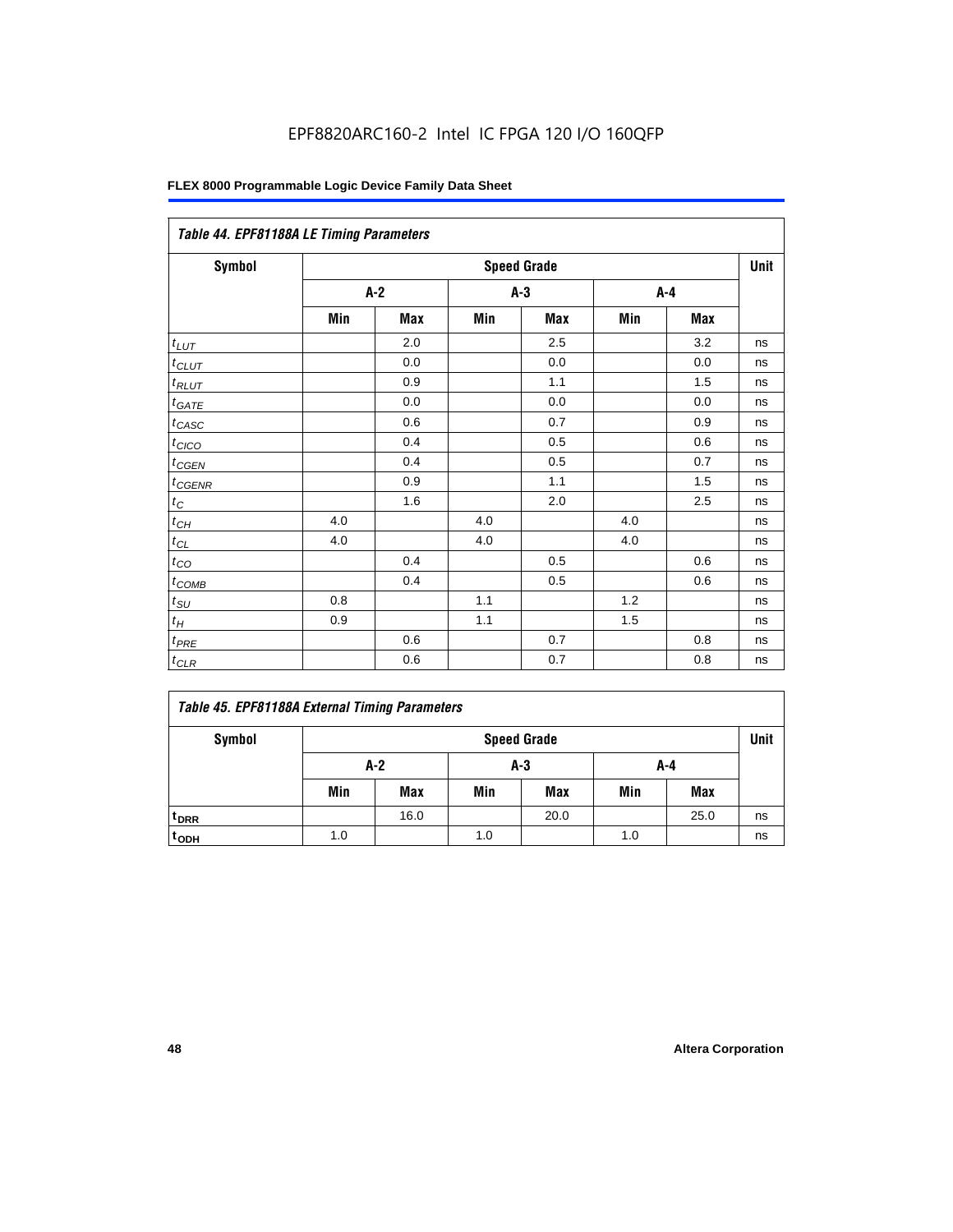### Table 44. EPF81188A LE Timing Parameters

| Symbol | Speed Grade | | | | | | Unit |
|---|---|---|---|---|---|---|---|
| | A-2 | | A-3 | | A-4 | | |
| | Min | Max | Min | Max | Min | Max | |
| $t_{LUT}$ | | 2.0 | | 2.5 | | 3.2 | ns |
| $t_{CLUT}$ | | 0.0 | | 0.0 | | 0.0 | ns |
| $t_{RLUT}$ | | 0.9 | | 1.1 | | 1.5 | ns |
| $t_{GATE}$ | | 0.0 | | 0.0 | | 0.0 | ns |
| $t_{CASC}$ | | 0.6 | | 0.7 | | 0.9 | ns |
| $t_{CICO}$ | | 0.4 | | 0.5 | | 0.6 | ns |
| $t_{CGEN}$ | | 0.4 | | 0.5 | | 0.7 | ns |
| $t_{CGENR}$ | | 0.9 | | 1.1 | | 1.5 | ns |
| $t_{C}$ | | 1.6 | | 2.0 | | 2.5 | ns |
| $t_{CH}$ | 4.0 | | 4.0 | | 4.0 | | ns |
| $t_{CL}$ | 4.0 | | 4.0 | | 4.0 | | ns |
| $t_{CO}$ | | 0.4 | | 0.5 | | 0.6 | ns |
| $t_{COMB}$ | | 0.4 | | 0.5 | | 0.6 | ns |
| $t_{SU}$ | 0.8 | | 1.1 | | 1.2 | | ns |
| $t_{H}$ | 0.9 | | 1.1 | | 1.5 | | ns |
| $t_{PRE}$ | | 0.6 | | 0.7 | | 0.8 | ns |
| $t_{CLR}$ | | 0.6 | | 0.7 | | 0.8 | ns |

### Table 45. EPF81188A External Timing Parameters

| Symbol | Speed Grade | | | | | | Unit |
|---|---|---|---|---|---|---|---|
| | A-2 | | A-3 | | A-4 | | |
| | Min | Max | Min | Max | Min | Max | |
| $t_{DRR}$ | | 16.0 | | 20.0 | | 25.0 | ns |
| $t_{ODH}$ | 1.0 | | 1.0 | | 1.0 | | ns |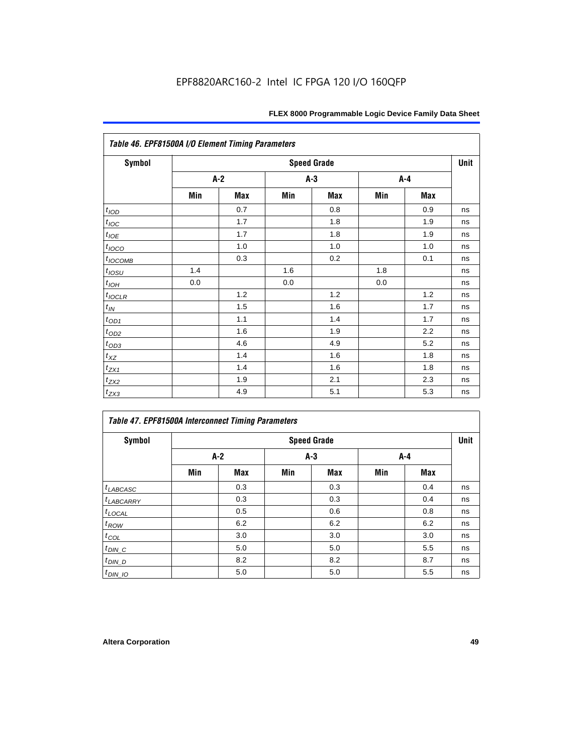**Table 46. EPF81500A I/O Element Timing Parameters**

| Symbol | Speed Grade | | | | | | Unit |
|---|---|---|---|---|---|---|---|
| | A-2 | | A-3 | | A-4 | | |
| | Min | Max | Min | Max | Min | Max | |
| $t_{IOD}$ | | 0.7 | | 0.8 | | 0.9 | ns |
| $t_{IOC}$ | | 1.7 | | 1.8 | | 1.9 | ns |
| $t_{IOE}$ | | 1.7 | | 1.8 | | 1.9 | ns |
| $t_{IOCO}$ | | 1.0 | | 1.0 | | 1.0 | ns |
| $t_{IOCOMB}$ | | 0.3 | | 0.2 | | 0.1 | ns |
| $t_{IOSU}$ | 1.4 | | 1.6 | | 1.8 | | ns |
| $t_{IOH}$ | 0.0 | | 0.0 | | 0.0 | | ns |
| $t_{IOCLR}$ | | 1.2 | | 1.2 | | 1.2 | ns |
| $t_{IN}$ | | 1.5 | | 1.6 | | 1.7 | ns |
| $t_{OD1}$ | | 1.1 | | 1.4 | | 1.7 | ns |
| $t_{OD2}$ | | 1.6 | | 1.9 | | 2.2 | ns |
| $t_{OD3}$ | | 4.6 | | 4.9 | | 5.2 | ns |
| $t_{XZ}$ | | 1.4 | | 1.6 | | 1.8 | ns |
| $t_{ZX1}$ | | 1.4 | | 1.6 | | 1.8 | ns |
| $t_{ZX2}$ | | 1.9 | | 2.1 | | 2.3 | ns |
| $t_{ZX3}$ | | 4.9 | | 5.1 | | 5.3 | ns |

**Table 47. EPF81500A Interconnect Timing Parameters**

| Symbol | Speed Grade | | | | | | Unit |
|---|---|---|---|---|---|---|---|
| | A-2 | | A-3 | | A-4 | | |
| | Min | Max | Min | Max | Min | Max | |
| $t_{LABCASC}$ | | 0.3 | | 0.3 | | 0.4 | ns |
| $t_{LABCARRY}$ | | 0.3 | | 0.3 | | 0.4 | ns |
| $t_{LOCAL}$ | | 0.5 | | 0.6 | | 0.8 | ns |
| $t_{ROW}$ | | 6.2 | | 6.2 | | 6.2 | ns |
| $t_{COL}$ | | 3.0 | | 3.0 | | 3.0 | ns |
| $t_{DIN\_C}$ | | 5.0 | | 5.0 | | 5.5 | ns |
| $t_{DIN\_D}$ | | 8.2 | | 8.2 | | 8.7 | ns |
| $t_{DIN\_IO}$ | | 5.0 | | 5.0 | | 5.5 | ns |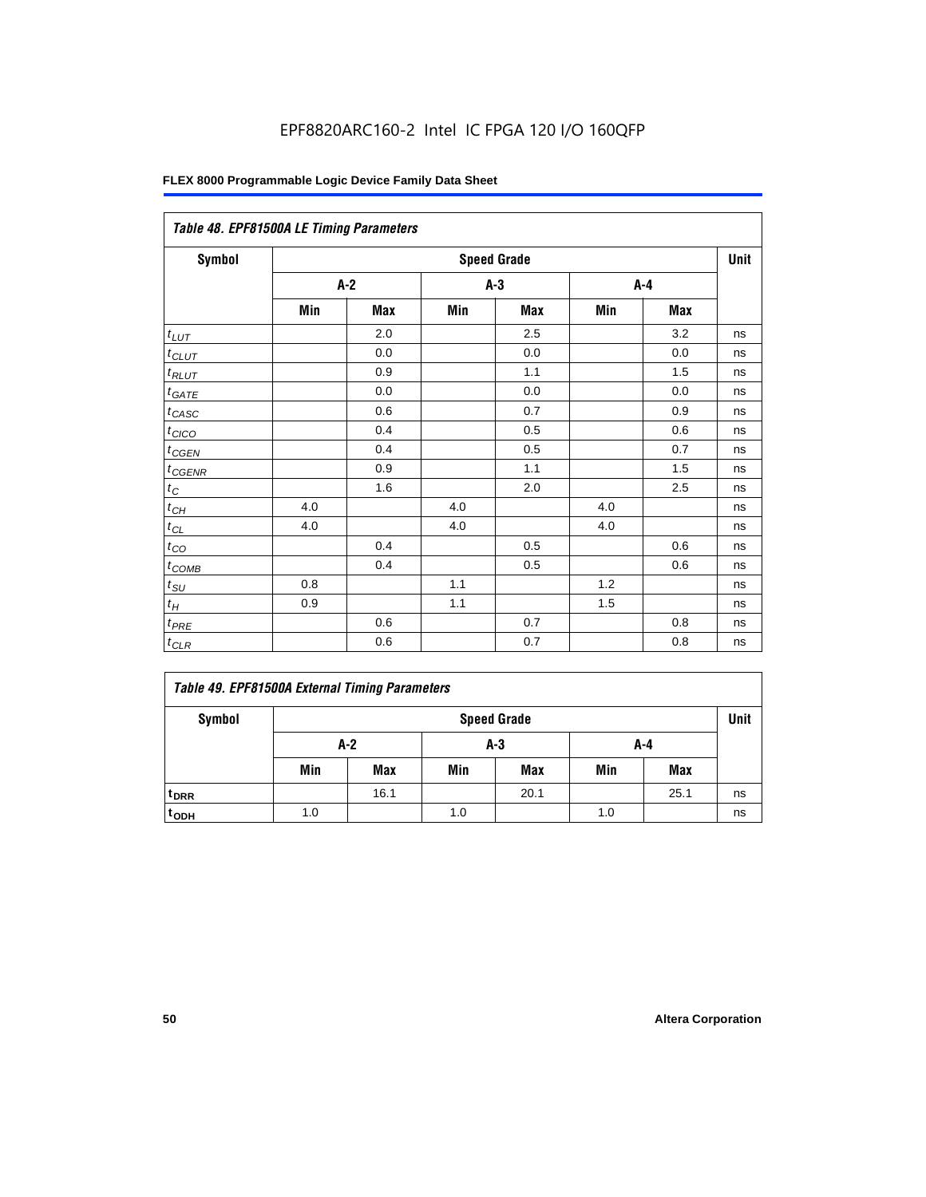EPF8820ARC160-2 Intel IC FPGA 120 I/O 160QFP

**FLEX 8000 Programmable Logic Device Family Data Sheet**

| *Table 48. EPF81500A LE Timing Parameters* | | | | | | | |
|---|---|---|---|---|---|---|---|
| **Symbol** | **Speed Grade** | | | | | | **Unit** |
| | **A-2** | | **A-3** | | **A-4** | | |
| | **Min** | **Max** | **Min** | **Max** | **Min** | **Max** | |
| $t_{LUT}$ | | 2.0 | | 2.5 | | 3.2 | ns |
| $t_{CLUT}$ | | 0.0 | | 0.0 | | 0.0 | ns |
| $t_{RLUT}$ | | 0.9 | | 1.1 | | 1.5 | ns |
| $t_{GATE}$ | | 0.0 | | 0.0 | | 0.0 | ns |
| $t_{CASC}$ | | 0.6 | | 0.7 | | 0.9 | ns |
| $t_{CICO}$ | | 0.4 | | 0.5 | | 0.6 | ns |
| $t_{CGEN}$ | | 0.4 | | 0.5 | | 0.7 | ns |
| $t_{CGENR}$ | | 0.9 | | 1.1 | | 1.5 | ns |
| $t_{C}$ | | 1.6 | | 2.0 | | 2.5 | ns |
| $t_{CH}$ | 4.0 | | 4.0 | | 4.0 | | ns |
| $t_{CL}$ | 4.0 | | 4.0 | | 4.0 | | ns |
| $t_{CO}$ | | 0.4 | | 0.5 | | 0.6 | ns |
| $t_{COMB}$ | | 0.4 | | 0.5 | | 0.6 | ns |
| $t_{SU}$ | 0.8 | | 1.1 | | 1.2 | | ns |
| $t_{H}$ | 0.9 | | 1.1 | | 1.5 | | ns |
| $t_{PRE}$ | | 0.6 | | 0.7 | | 0.8 | ns |
| $t_{CLR}$ | | 0.6 | | 0.7 | | 0.8 | ns |

| *Table 49. EPF81500A External Timing Parameters* | | | | | | | |
|---|---|---|---|---|---|---|---|
| **Symbol** | **Speed Grade** | | | | | | **Unit** |
| | **A-2** | | **A-3** | | **A-4** | | |
| | **Min** | **Max** | **Min** | **Max** | **Min** | **Max** | |
| $t_{DRR}$ | | 16.1 | | 20.1 | | 25.1 | ns |
| $t_{ODH}$ | 1.0 | | 1.0 | | 1.0 | | ns |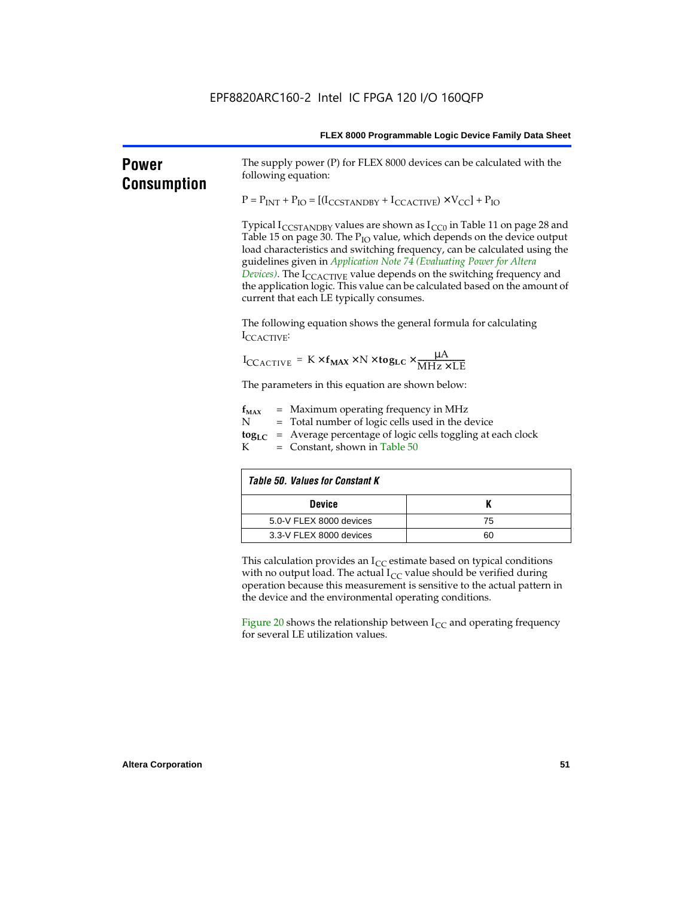## Power Consumption

The supply power (P) for FLEX 8000 devices can be calculated with the following equation:

$$P = P_{INT} + P_{IO} = [(I_{CCSTANDBY} + I_{CCACTIVE}) \times V_{CC}] + P_{IO}$$

Typical $I_{CCSTANDBY}$ values are shown as $I_{CC0}$ in Table 11 on page 28 and Table 15 on page 30. The $P_{IO}$ value, which depends on the device output load characteristics and switching frequency, can be calculated using the guidelines given in *Application Note 74 (Evaluating Power for Altera Devices)*. The $I_{CCACTIVE}$ value depends on the switching frequency and the application logic. This value can be calculated based on the amount of current that each LE typically consumes.

The following equation shows the general formula for calculating $I_{CCACTIVE}$:

$$I_{CCACTIVE} = K \times \mathbf{f_{MAX}} \times N \times \mathbf{tog_{LC}} \times \frac{\mu A}{MHz \times LE}$$

The parameters in this equation are shown below:

$\mathbf{f_{MAX}}$ = Maximum operating frequency in MHz
N = Total number of logic cells used in the device
$\mathbf{tog_{LC}}$ = Average percentage of logic cells toggling at each clock
K = Constant, shown in Table 50

**Table 50. Values for Constant K**

| Device | K |
|---|---|
| 5.0-V FLEX 8000 devices | 75 |
| 3.3-V FLEX 8000 devices | 60 |

This calculation provides an $I_{CC}$ estimate based on typical conditions with no output load. The actual $I_{CC}$ value should be verified during operation because this measurement is sensitive to the actual pattern in the device and the environmental operating conditions.

Figure 20 shows the relationship between $I_{CC}$ and operating frequency for several LE utilization values.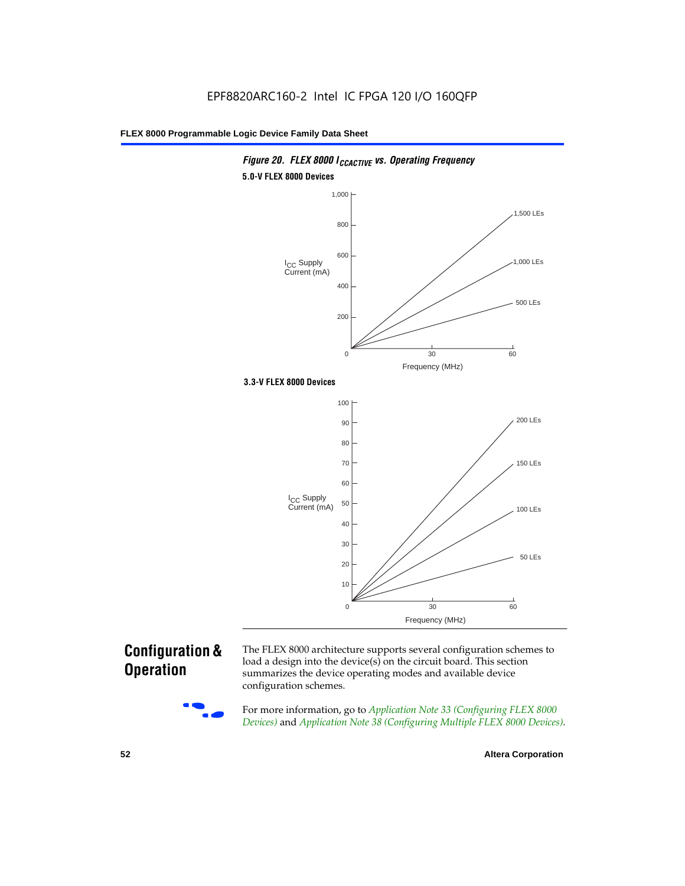*Figure 20. FLEX 8000 $I_{CCACTIVE}$ vs. Operating Frequency*

**5.0-V FLEX 8000 Devices**

**3.3-V FLEX 8000 Devices**

## Configuration & Operation

The FLEX 8000 architecture supports several configuration schemes to load a design into the device(s) on the circuit board. This section summarizes the device operating modes and available device configuration schemes.

For more information, go to *Application Note 33 (Configuring FLEX 8000 Devices)* and *Application Note 38 (Configuring Multiple FLEX 8000 Devices)*.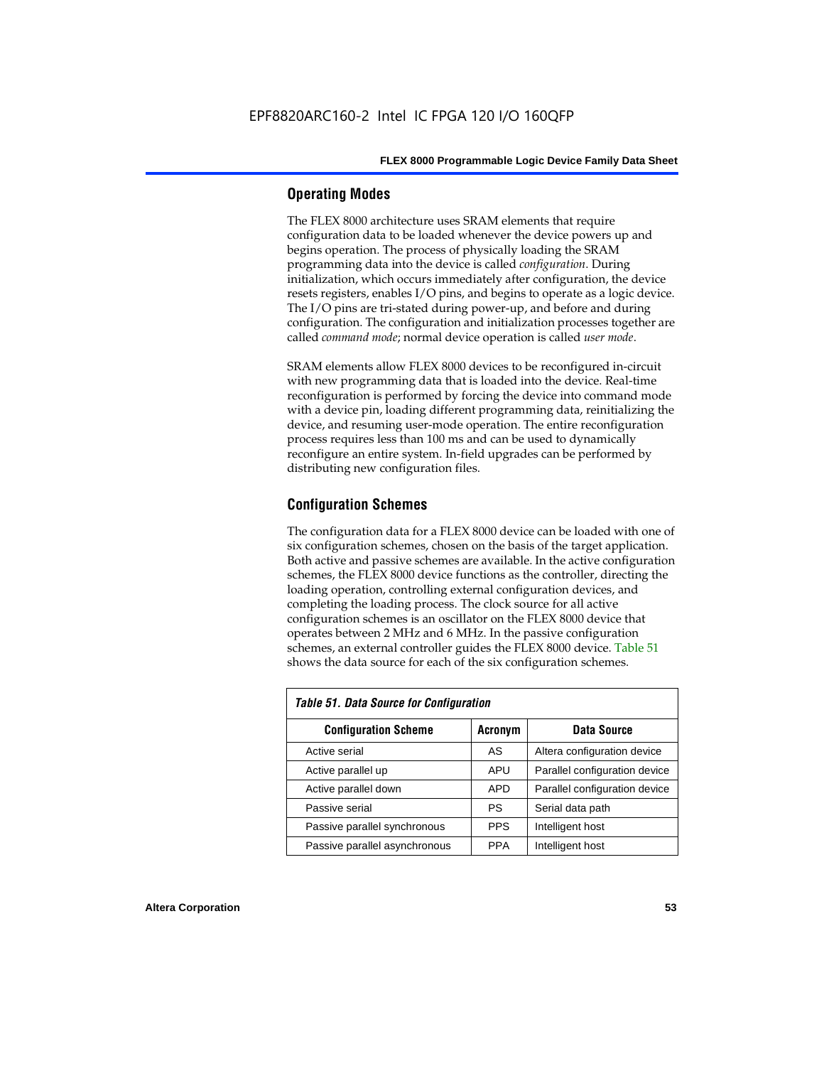## Operating Modes

The FLEX 8000 architecture uses SRAM elements that require configuration data to be loaded whenever the device powers up and begins operation. The process of physically loading the SRAM programming data into the device is called *configuration*. During initialization, which occurs immediately after configuration, the device resets registers, enables I/O pins, and begins to operate as a logic device. The I/O pins are tri-stated during power-up, and before and during configuration. The configuration and initialization processes together are called *command mode*; normal device operation is called *user mode*.

SRAM elements allow FLEX 8000 devices to be reconfigured in-circuit with new programming data that is loaded into the device. Real-time reconfiguration is performed by forcing the device into command mode with a device pin, loading different programming data, reinitializing the device, and resuming user-mode operation. The entire reconfiguration process requires less than 100 ms and can be used to dynamically reconfigure an entire system. In-field upgrades can be performed by distributing new configuration files.

## Configuration Schemes

The configuration data for a FLEX 8000 device can be loaded with one of six configuration schemes, chosen on the basis of the target application. Both active and passive schemes are available. In the active configuration schemes, the FLEX 8000 device functions as the controller, directing the loading operation, controlling external configuration devices, and completing the loading process. The clock source for all active configuration schemes is an oscillator on the FLEX 8000 device that operates between 2 MHz and 6 MHz. In the passive configuration schemes, an external controller guides the FLEX 8000 device. Table 51 shows the data source for each of the six configuration schemes.

*Table 51. Data Source for Configuration*

| Configuration Scheme | Acronym | Data Source |
|---|---|---|
| Active serial | AS | Altera configuration device |
| Active parallel up | APU | Parallel configuration device |
| Active parallel down | APD | Parallel configuration device |
| Passive serial | PS | Serial data path |
| Passive parallel synchronous | PPS | Intelligent host |
| Passive parallel asynchronous | PPA | Intelligent host |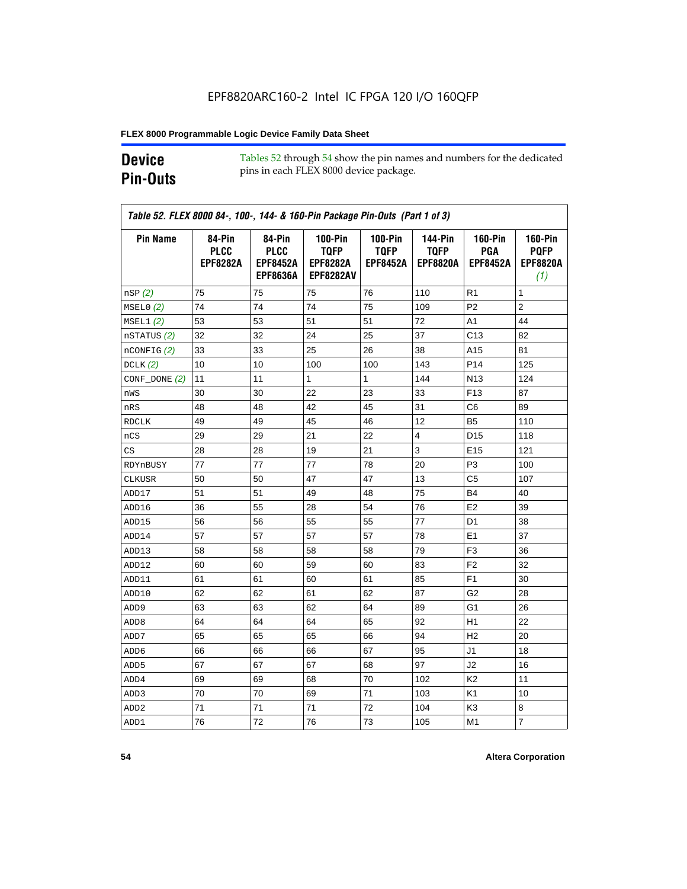EPF8820ARC160-2 Intel IC FPGA 120 I/O 160QFP

## Device Pin-Outs

Tables 52 through 54 show the pin names and numbers for the dedicated pins in each FLEX 8000 device package.

*Table 52. FLEX 8000 84-, 100-, 144- & 160-Pin Package Pin-Outs (Part 1 of 3)*

| Pin Name | 84-Pin PLCC EPF8282A | 84-Pin PLCC EPF8452A EPF8636A | 100-Pin TQFP EPF8282A EPF8282AV | 100-Pin TQFP EPF8452A | 144-Pin TQFP EPF8820A | 160-Pin PGA EPF8452A | 160-Pin PQFP EPF8820A *(1)* |
|---|---|---|---|---|---|---|---|
| nSP *(2)* | 75 | 75 | 75 | 76 | 110 | R1 | 1 |
| MSEL0 *(2)* | 74 | 74 | 74 | 75 | 109 | P2 | 2 |
| MSEL1 *(2)* | 53 | 53 | 51 | 51 | 72 | A1 | 44 |
| nSTATUS *(2)* | 32 | 32 | 24 | 25 | 37 | C13 | 82 |
| nCONFIG *(2)* | 33 | 33 | 25 | 26 | 38 | A15 | 81 |
| DCLK *(2)* | 10 | 10 | 100 | 100 | 143 | P14 | 125 |
| CONF_DONE *(2)* | 11 | 11 | 1 | 1 | 144 | N13 | 124 |
| nWS | 30 | 30 | 22 | 23 | 33 | F13 | 87 |
| nRS | 48 | 48 | 42 | 45 | 31 | C6 | 89 |
| RDCLK | 49 | 49 | 45 | 46 | 12 | B5 | 110 |
| nCS | 29 | 29 | 21 | 22 | 4 | D15 | 118 |
| CS | 28 | 28 | 19 | 21 | 3 | E15 | 121 |
| RDYnBUSY | 77 | 77 | 77 | 78 | 20 | P3 | 100 |
| CLKUSR | 50 | 50 | 47 | 47 | 13 | C5 | 107 |
| ADD17 | 51 | 51 | 49 | 48 | 75 | B4 | 40 |
| ADD16 | 36 | 55 | 28 | 54 | 76 | E2 | 39 |
| ADD15 | 56 | 56 | 55 | 55 | 77 | D1 | 38 |
| ADD14 | 57 | 57 | 57 | 57 | 78 | E1 | 37 |
| ADD13 | 58 | 58 | 58 | 58 | 79 | F3 | 36 |
| ADD12 | 60 | 60 | 59 | 60 | 83 | F2 | 32 |
| ADD11 | 61 | 61 | 60 | 61 | 85 | F1 | 30 |
| ADD10 | 62 | 62 | 61 | 62 | 87 | G2 | 28 |
| ADD9 | 63 | 63 | 62 | 64 | 89 | G1 | 26 |
| ADD8 | 64 | 64 | 64 | 65 | 92 | H1 | 22 |
| ADD7 | 65 | 65 | 65 | 66 | 94 | H2 | 20 |
| ADD6 | 66 | 66 | 66 | 67 | 95 | J1 | 18 |
| ADD5 | 67 | 67 | 67 | 68 | 97 | J2 | 16 |
| ADD4 | 69 | 69 | 68 | 70 | 102 | K2 | 11 |
| ADD3 | 70 | 70 | 69 | 71 | 103 | K1 | 10 |
| ADD2 | 71 | 71 | 71 | 72 | 104 | K3 | 8 |
| ADD1 | 76 | 72 | 76 | 73 | 105 | M1 | 7 |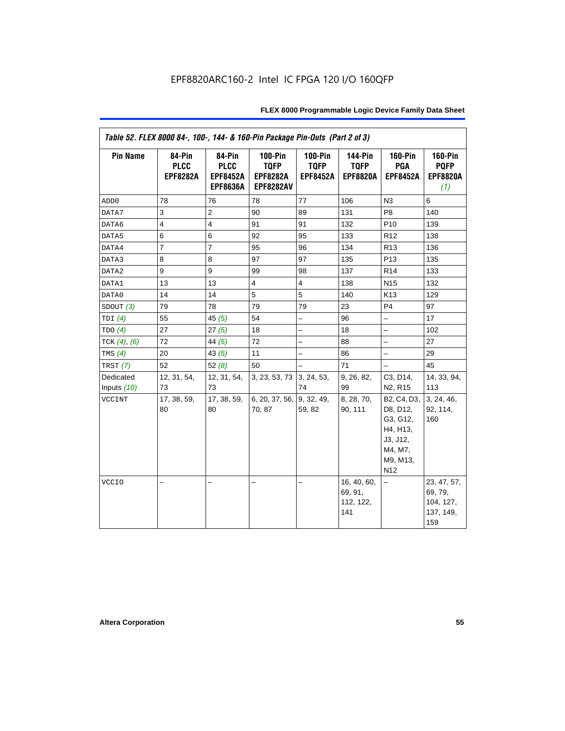EPF8820ARC160-2 Intel IC FPGA 120 I/O 160QFP

| Table 52. FLEX 8000 84-, 100-, 144- & 160-Pin Package Pin-Outs (Part 2 of 3) | | | | | | | |
|---|---|---|---|---|---|---|---|
| **Pin Name** | **84-Pin PLCC EPF8282A** | **84-Pin PLCC EPF8452A EPF8636A** | **100-Pin TQFP EPF8282A EPF8282AV** | **100-Pin TQFP EPF8452A** | **144-Pin TQFP EPF8820A** | **160-Pin PGA EPF8452A** | **160-Pin PQFP EPF8820A *(1)*** |
| ADD0 | 78 | 76 | 78 | 77 | 106 | N3 | 6 |
| DATA7 | 3 | 2 | 90 | 89 | 131 | P8 | 140 |
| DATA6 | 4 | 4 | 91 | 91 | 132 | P10 | 139 |
| DATA5 | 6 | 6 | 92 | 95 | 133 | R12 | 138 |
| DATA4 | 7 | 7 | 95 | 96 | 134 | R13 | 136 |
| DATA3 | 8 | 8 | 97 | 97 | 135 | P13 | 135 |
| DATA2 | 9 | 9 | 99 | 98 | 137 | R14 | 133 |
| DATA1 | 13 | 13 | 4 | 4 | 138 | N15 | 132 |
| DATA0 | 14 | 14 | 5 | 5 | 140 | K13 | 129 |
| SDOUT *(3)* | 79 | 78 | 79 | 79 | 23 | P4 | 97 |
| TDI *(4)* | 55 | 45 *(5)* | 54 | – | 96 | – | 17 |
| TDO *(4)* | 27 | 27 *(5)* | 18 | – | 18 | – | 102 |
| TCK *(4)*, *(6)* | 72 | 44 *(5)* | 72 | – | 88 | – | 27 |
| TMS *(4)* | 20 | 43 *(5)* | 11 | – | 86 | – | 29 |
| TRST *(7)* | 52 | 52 *(8)* | 50 | – | 71 | – | 45 |
| Dedicated Inputs *(10)* | 12, 31, 54, 73 | 12, 31, 54, 73 | 3, 23, 53, 73 | 3, 24, 53, 74 | 9, 26, 82, 99 | C3, D14, N2, R15 | 14, 33, 94, 113 |
| VCCINT | 17, 38, 59, 80 | 17, 38, 59, 80 | 6, 20, 37, 56, 70, 87 | 9, 32, 49, 59, 82 | 8, 28, 70, 90, 111 | B2, C4, D3, D8, D12, G3, G12, H4, H13, J3, J12, M4, M7, M9, M13, N12 | 3, 24, 46, 92, 114, 160 |
| VCCIO | – | – | – | – | 16, 40, 60, 69, 91, 112, 122, 141 | – | 23, 47, 57, 69, 79, 104, 127, 137, 149, 159 |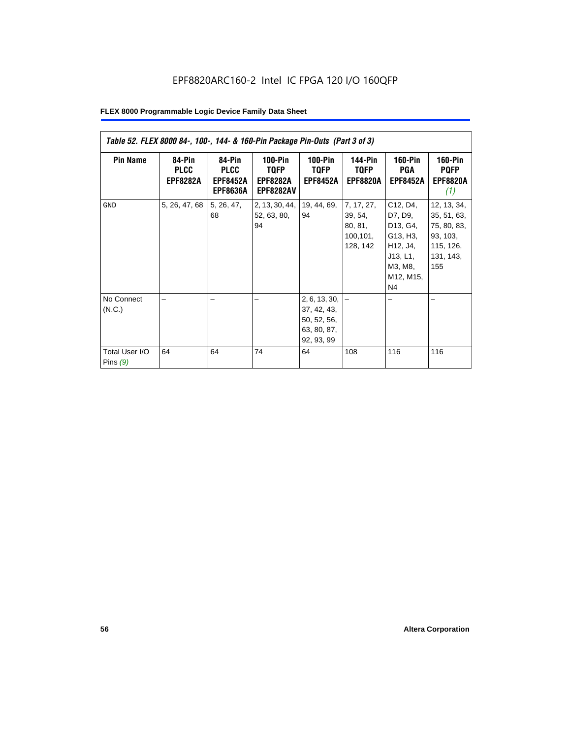EPF8820ARC160-2 Intel IC FPGA 120 I/O 160QFP

**Table 52. FLEX 8000 84-, 100-, 144- & 160-Pin Package Pin-Outs (Part 3 of 3)**

| Pin Name | 84-Pin PLCC EPF8282A | 84-Pin PLCC EPF8452A EPF8636A | 100-Pin TQFP EPF8282A EPF8282AV | 100-Pin TQFP EPF8452A | 144-Pin TQFP EPF8820A | 160-Pin PGA EPF8452A | 160-Pin PQFP EPF8820A *(1)* |
|---|---|---|---|---|---|---|---|
| GND | 5, 26, 47, 68 | 5, 26, 47, 68 | 2, 13, 30, 44, 52, 63, 80, 94 | 19, 44, 69, 94 | 7, 17, 27, 39, 54, 80, 81, 100,101, 128, 142 | C12, D4, D7, D9, D13, G4, G13, H3, H12, J4, J13, L1, M3, M8, M12, M15, N4 | 12, 13, 34, 35, 51, 63, 75, 80, 83, 93, 103, 115, 126, 131, 143, 155 |
| No Connect (N.C.) | – | – | – | 2, 6, 13, 30, 37, 42, 43, 50, 52, 56, 63, 80, 87, 92, 93, 99 | – | – | – |
| Total User I/O Pins *(9)* | 64 | 64 | 74 | 64 | 108 | 116 | 116 |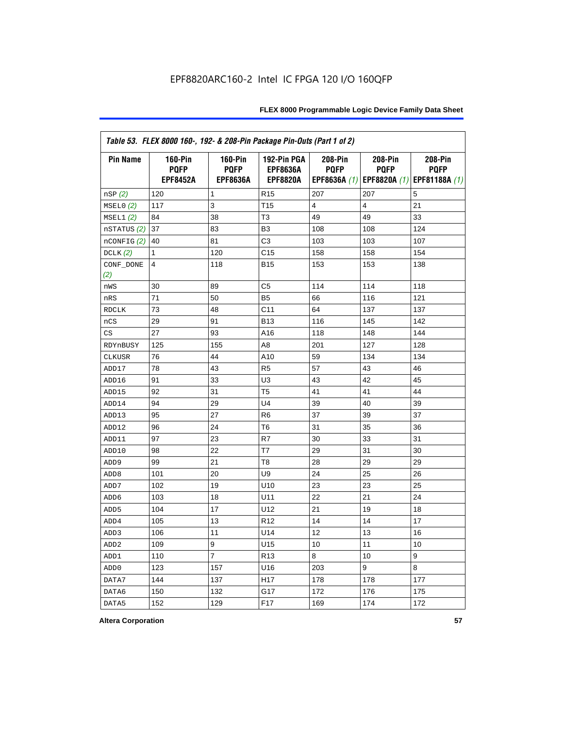EPF8820ARC160-2 Intel IC FPGA 120 I/O 160QFP

| *Table 53. FLEX 8000 160-, 192- & 208-Pin Package Pin-Outs (Part 1 of 2)* | | | | | | |
|---|---|---|---|---|---|---|
| **Pin Name** | **160-Pin PQFP EPF8452A** | **160-Pin PQFP EPF8636A** | **192-Pin PGA EPF8636A EPF8820A** | **208-Pin PQFP EPF8636A** *(1)* | **208-Pin PQFP EPF8820A** *(1)* | **208-Pin PQFP EPF81188A** *(1)* |
| nSP *(2)* | 120 | 1 | R15 | 207 | 207 | 5 |
| MSEL0 *(2)* | 117 | 3 | T15 | 4 | 4 | 21 |
| MSEL1 *(2)* | 84 | 38 | T3 | 49 | 49 | 33 |
| nSTATUS *(2)* | 37 | 83 | B3 | 108 | 108 | 124 |
| nCONFIG *(2)* | 40 | 81 | C3 | 103 | 103 | 107 |
| DCLK *(2)* | 1 | 120 | C15 | 158 | 158 | 154 |
| CONF_DONE *(2)* | 4 | 118 | B15 | 153 | 153 | 138 |
| nWS | 30 | 89 | C5 | 114 | 114 | 118 |
| nRS | 71 | 50 | B5 | 66 | 116 | 121 |
| RDCLK | 73 | 48 | C11 | 64 | 137 | 137 |
| nCS | 29 | 91 | B13 | 116 | 145 | 142 |
| CS | 27 | 93 | A16 | 118 | 148 | 144 |
| RDYnBUSY | 125 | 155 | A8 | 201 | 127 | 128 |
| CLKUSR | 76 | 44 | A10 | 59 | 134 | 134 |
| ADD17 | 78 | 43 | R5 | 57 | 43 | 46 |
| ADD16 | 91 | 33 | U3 | 43 | 42 | 45 |
| ADD15 | 92 | 31 | T5 | 41 | 41 | 44 |
| ADD14 | 94 | 29 | U4 | 39 | 40 | 39 |
| ADD13 | 95 | 27 | R6 | 37 | 39 | 37 |
| ADD12 | 96 | 24 | T6 | 31 | 35 | 36 |
| ADD11 | 97 | 23 | R7 | 30 | 33 | 31 |
| ADD10 | 98 | 22 | T7 | 29 | 31 | 30 |
| ADD9 | 99 | 21 | T8 | 28 | 29 | 29 |
| ADD8 | 101 | 20 | U9 | 24 | 25 | 26 |
| ADD7 | 102 | 19 | U10 | 23 | 23 | 25 |
| ADD6 | 103 | 18 | U11 | 22 | 21 | 24 |
| ADD5 | 104 | 17 | U12 | 21 | 19 | 18 |
| ADD4 | 105 | 13 | R12 | 14 | 14 | 17 |
| ADD3 | 106 | 11 | U14 | 12 | 13 | 16 |
| ADD2 | 109 | 9 | U15 | 10 | 11 | 10 |
| ADD1 | 110 | 7 | R13 | 8 | 10 | 9 |
| ADD0 | 123 | 157 | U16 | 203 | 9 | 8 |
| DATA7 | 144 | 137 | H17 | 178 | 178 | 177 |
| DATA6 | 150 | 132 | G17 | 172 | 176 | 175 |
| DATA5 | 152 | 129 | F17 | 169 | 174 | 172 |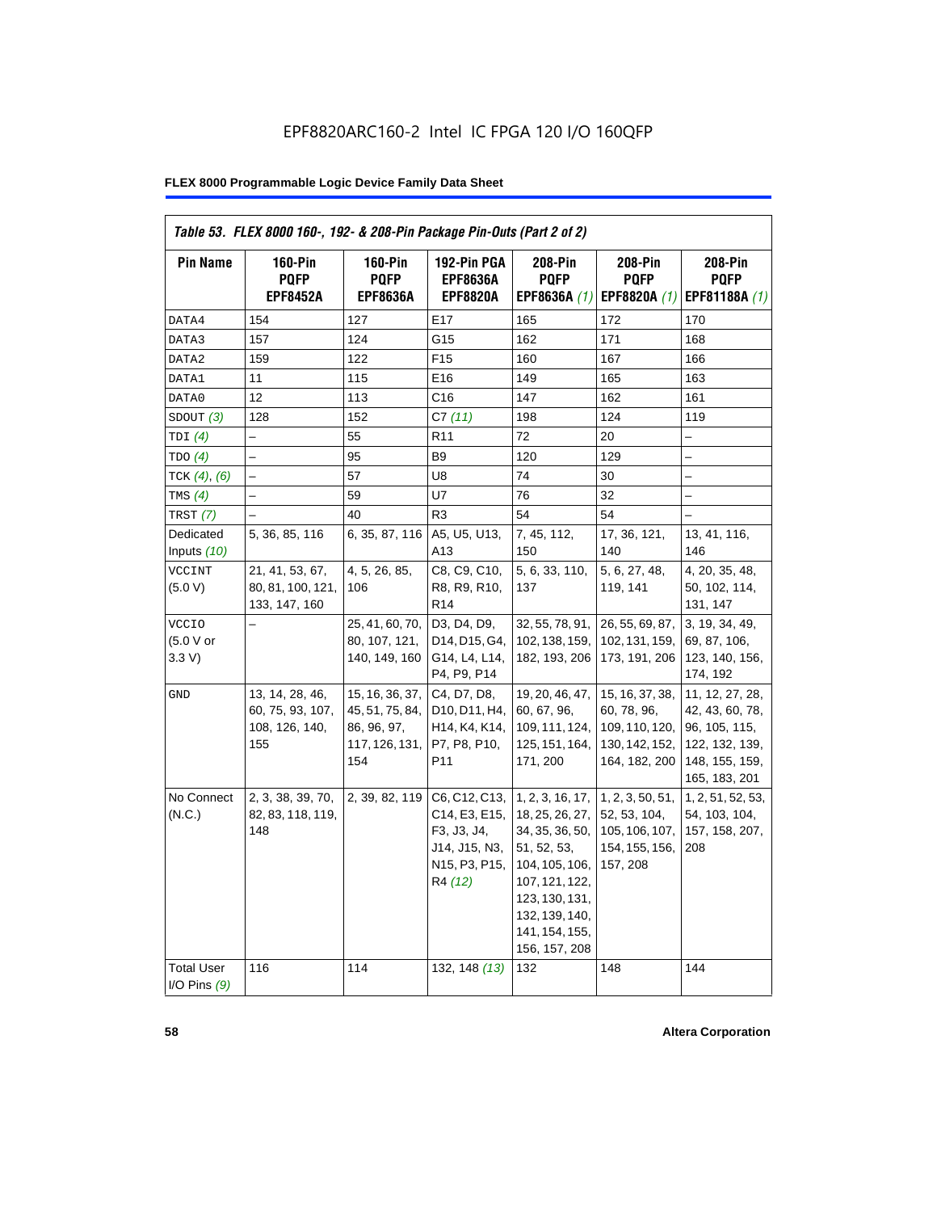EPF8820ARC160-2 Intel IC FPGA 120 I/O 160QFP

**Table 53. FLEX 8000 160-, 192- & 208-Pin Package Pin-Outs (Part 2 of 2)**

| Pin Name | 160-Pin PQFP EPF8452A | 160-Pin PQFP EPF8636A | 192-Pin PGA EPF8636A EPF8820A | 208-Pin PQFP EPF8636A *(1)* | 208-Pin PQFP EPF8820A *(1)* | 208-Pin PQFP EPF81188A *(1)* |
|---|---|---|---|---|---|---|
| DATA4 | 154 | 127 | E17 | 165 | 172 | 170 |
| DATA3 | 157 | 124 | G15 | 162 | 171 | 168 |
| DATA2 | 159 | 122 | F15 | 160 | 167 | 166 |
| DATA1 | 11 | 115 | E16 | 149 | 165 | 163 |
| DATA0 | 12 | 113 | C16 | 147 | 162 | 161 |
| SDOUT *(3)* | 128 | 152 | C7 *(11)* | 198 | 124 | 119 |
| TDI *(4)* | – | 55 | R11 | 72 | 20 | – |
| TDO *(4)* | – | 95 | B9 | 120 | 129 | – |
| TCK *(4)*, *(6)* | – | 57 | U8 | 74 | 30 | – |
| TMS *(4)* | – | 59 | U7 | 76 | 32 | – |
| TRST *(7)* | – | 40 | R3 | 54 | 54 | – |
| Dedicated Inputs *(10)* | 5, 36, 85, 116 | 6, 35, 87, 116 | A5, U5, U13, A13 | 7, 45, 112, 150 | 17, 36, 121, 140 | 13, 41, 116, 146 |
| VCCINT (5.0 V) | 21, 41, 53, 67, 80, 81, 100, 121, 133, 147, 160 | 4, 5, 26, 85, 106 | C8, C9, C10, R8, R9, R10, R14 | 5, 6, 33, 110, 137 | 5, 6, 27, 48, 119, 141 | 4, 20, 35, 48, 50, 102, 114, 131, 147 |
| VCCIO (5.0 V or 3.3 V) | – | 25, 41, 60, 70, 80, 107, 121, 140, 149, 160 | D3, D4, D9, D14, D15, G4, G14, L4, L14, P4, P9, P14 | 32, 55, 78, 91, 102, 138, 159, 182, 193, 206 | 26, 55, 69, 87, 102, 131, 159, 173, 191, 206 | 3, 19, 34, 49, 69, 87, 106, 123, 140, 156, 174, 192 |
| GND | 13, 14, 28, 46, 60, 75, 93, 107, 108, 126, 140, 155 | 15, 16, 36, 37, 45, 51, 75, 84, 86, 96, 97, 117, 126, 131, 154 | C4, D7, D8, D10, D11, H4, H14, K4, K14, P7, P8, P10, P11 | 19, 20, 46, 47, 60, 67, 96, 109, 111, 124, 125, 151, 164, 171, 200 | 15, 16, 37, 38, 60, 78, 96, 109, 110, 120, 130, 142, 152, 164, 182, 200 | 11, 12, 27, 28, 42, 43, 60, 78, 96, 105, 115, 122, 132, 139, 148, 155, 159, 165, 183, 201 |
| No Connect (N.C.) | 2, 3, 38, 39, 70, 82, 83, 118, 119, 148 | 2, 39, 82, 119 | C6, C12, C13, C14, E3, E15, F3, J3, J4, J14, J15, N3, N15, P3, P15, R4 *(12)* | 1, 2, 3, 16, 17, 18, 25, 26, 27, 34, 35, 36, 50, 51, 52, 53, 104, 105, 106, 107, 121, 122, 123, 130, 131, 132, 139, 140, 141, 154, 155, 156, 157, 208 | 1, 2, 3, 50, 51, 52, 53, 104, 105, 106, 107, 154, 155, 156, 157, 208 | 1, 2, 51, 52, 53, 54, 103, 104, 157, 158, 207, 208 |
| Total User I/O Pins *(9)* | 116 | 114 | 132, 148 *(13)* | 132 | 148 | 144 |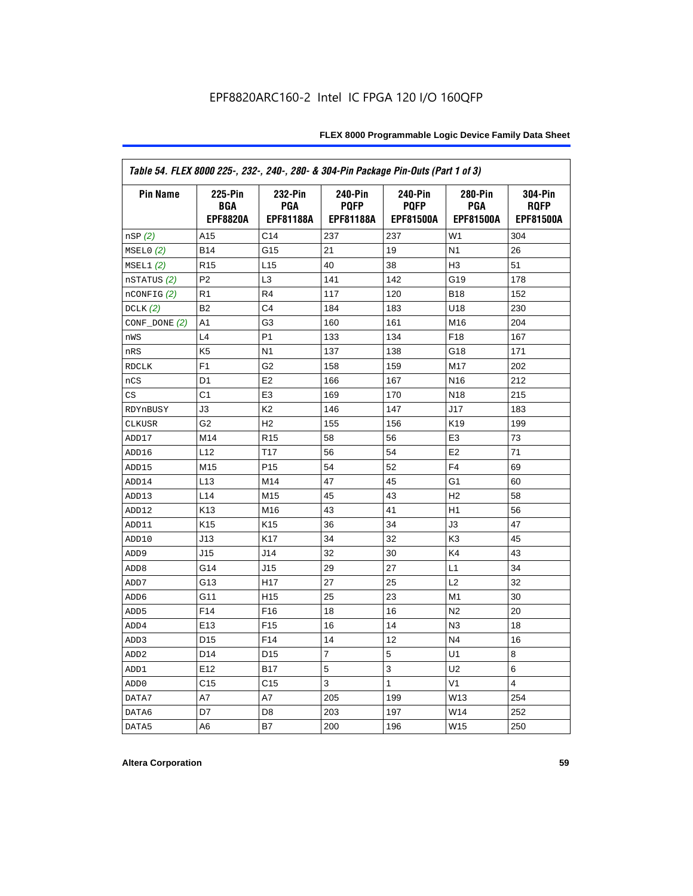EPF8820ARC160-2 Intel IC FPGA 120 I/O 160QFP

| *Table 54. FLEX 8000 225-, 232-, 240-, 280- & 304-Pin Package Pin-Outs (Part 1 of 3)* | | | | | | |
|---|---|---|---|---|---|---|
| **Pin Name** | **225-Pin BGA EPF8820A** | **232-Pin PGA EPF81188A** | **240-Pin PQFP EPF81188A** | **240-Pin PQFP EPF81500A** | **280-Pin PGA EPF81500A** | **304-Pin RQFP EPF81500A** |
| nSP *(2)* | A15 | C14 | 237 | 237 | W1 | 304 |
| MSEL0 *(2)* | B14 | G15 | 21 | 19 | N1 | 26 |
| MSEL1 *(2)* | R15 | L15 | 40 | 38 | H3 | 51 |
| nSTATUS *(2)* | P2 | L3 | 141 | 142 | G19 | 178 |
| nCONFIG *(2)* | R1 | R4 | 117 | 120 | B18 | 152 |
| DCLK *(2)* | B2 | C4 | 184 | 183 | U18 | 230 |
| CONF_DONE *(2)* | A1 | G3 | 160 | 161 | M16 | 204 |
| nWS | L4 | P1 | 133 | 134 | F18 | 167 |
| nRS | K5 | N1 | 137 | 138 | G18 | 171 |
| RDCLK | F1 | G2 | 158 | 159 | M17 | 202 |
| nCS | D1 | E2 | 166 | 167 | N16 | 212 |
| CS | C1 | E3 | 169 | 170 | N18 | 215 |
| RDYnBUSY | J3 | K2 | 146 | 147 | J17 | 183 |
| CLKUSR | G2 | H2 | 155 | 156 | K19 | 199 |
| ADD17 | M14 | R15 | 58 | 56 | E3 | 73 |
| ADD16 | L12 | T17 | 56 | 54 | E2 | 71 |
| ADD15 | M15 | P15 | 54 | 52 | F4 | 69 |
| ADD14 | L13 | M14 | 47 | 45 | G1 | 60 |
| ADD13 | L14 | M15 | 45 | 43 | H2 | 58 |
| ADD12 | K13 | M16 | 43 | 41 | H1 | 56 |
| ADD11 | K15 | K15 | 36 | 34 | J3 | 47 |
| ADD10 | J13 | K17 | 34 | 32 | K3 | 45 |
| ADD9 | J15 | J14 | 32 | 30 | K4 | 43 |
| ADD8 | G14 | J15 | 29 | 27 | L1 | 34 |
| ADD7 | G13 | H17 | 27 | 25 | L2 | 32 |
| ADD6 | G11 | H15 | 25 | 23 | M1 | 30 |
| ADD5 | F14 | F16 | 18 | 16 | N2 | 20 |
| ADD4 | E13 | F15 | 16 | 14 | N3 | 18 |
| ADD3 | D15 | F14 | 14 | 12 | N4 | 16 |
| ADD2 | D14 | D15 | 7 | 5 | U1 | 8 |
| ADD1 | E12 | B17 | 5 | 3 | U2 | 6 |
| ADD0 | C15 | C15 | 3 | 1 | V1 | 4 |
| DATA7 | A7 | A7 | 205 | 199 | W13 | 254 |
| DATA6 | D7 | D8 | 203 | 197 | W14 | 252 |
| DATA5 | A6 | B7 | 200 | 196 | W15 | 250 |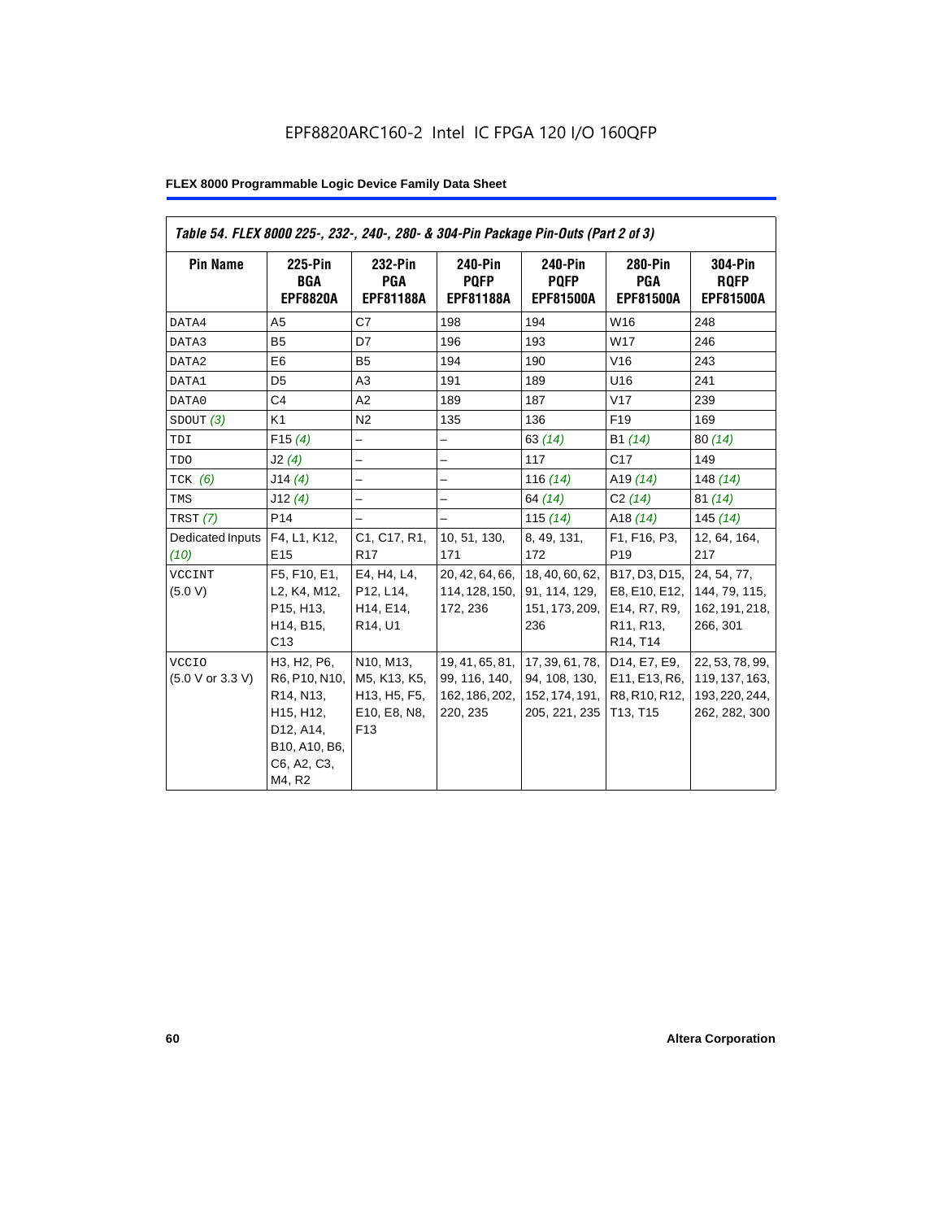EPF8820ARC160-2 Intel IC FPGA 120 I/O 160QFP

**FLEX 8000 Programmable Logic Device Family Data Sheet**

*Table 54. FLEX 8000 225-, 232-, 240-, 280- & 304-Pin Package Pin-Outs (Part 2 of 3)*

| Pin Name | 225-Pin BGA EPF8820A | 232-Pin PGA EPF81188A | 240-Pin PQFP EPF81188A | 240-Pin PQFP EPF81500A | 280-Pin PGA EPF81500A | 304-Pin RQFP EPF81500A |
|---|---|---|---|---|---|---|
| DATA4 | A5 | C7 | 198 | 194 | W16 | 248 |
| DATA3 | B5 | D7 | 196 | 193 | W17 | 246 |
| DATA2 | E6 | B5 | 194 | 190 | V16 | 243 |
| DATA1 | D5 | A3 | 191 | 189 | U16 | 241 |
| DATA0 | C4 | A2 | 189 | 187 | V17 | 239 |
| SDOUT *(3)* | K1 | N2 | 135 | 136 | F19 | 169 |
| TDI | F15 *(4)* | – | – | 63 *(14)* | B1 *(14)* | 80 *(14)* |
| TDO | J2 *(4)* | – | – | 117 | C17 | 149 |
| TCK *(6)* | J14 *(4)* | – | – | 116 *(14)* | A19 *(14)* | 148 *(14)* |
| TMS | J12 *(4)* | – | – | 64 *(14)* | C2 *(14)* | 81 *(14)* |
| TRST *(7)* | P14 | – | – | 115 *(14)* | A18 *(14)* | 145 *(14)* |
| Dedicated Inputs *(10)* | F4, L1, K12, E15 | C1, C17, R1, R17 | 10, 51, 130, 171 | 8, 49, 131, 172 | F1, F16, P3, P19 | 12, 64, 164, 217 |
| VCCINT (5.0 V) | F5, F10, E1, L2, K4, M12, P15, H13, H14, B15, C13 | E4, H4, L4, P12, L14, H14, E14, R14, U1 | 20, 42, 64, 66, 114, 128, 150, 172, 236 | 18, 40, 60, 62, 91, 114, 129, 151, 173, 209, 236 | B17, D3, D15, E8, E10, E12, E14, R7, R9, R11, R13, R14, T14 | 24, 54, 77, 144, 79, 115, 162, 191, 218, 266, 301 |
| VCCIO (5.0 V or 3.3 V) | H3, H2, P6, R6, P10, N10, R14, N13, H15, H12, D12, A14, B10, A10, B6, C6, A2, C3, M4, R2 | N10, M13, M5, K13, K5, H13, H5, F5, E10, E8, N8, F13 | 19, 41, 65, 81, 99, 116, 140, 162, 186, 202, 220, 235 | 17, 39, 61, 78, 94, 108, 130, 152, 174, 191, 205, 221, 235 | D14, E7, E9, E11, E13, R6, R8, R10, R12, T13, T15 | 22, 53, 78, 99, 119, 137, 163, 193, 220, 244, 262, 282, 300 |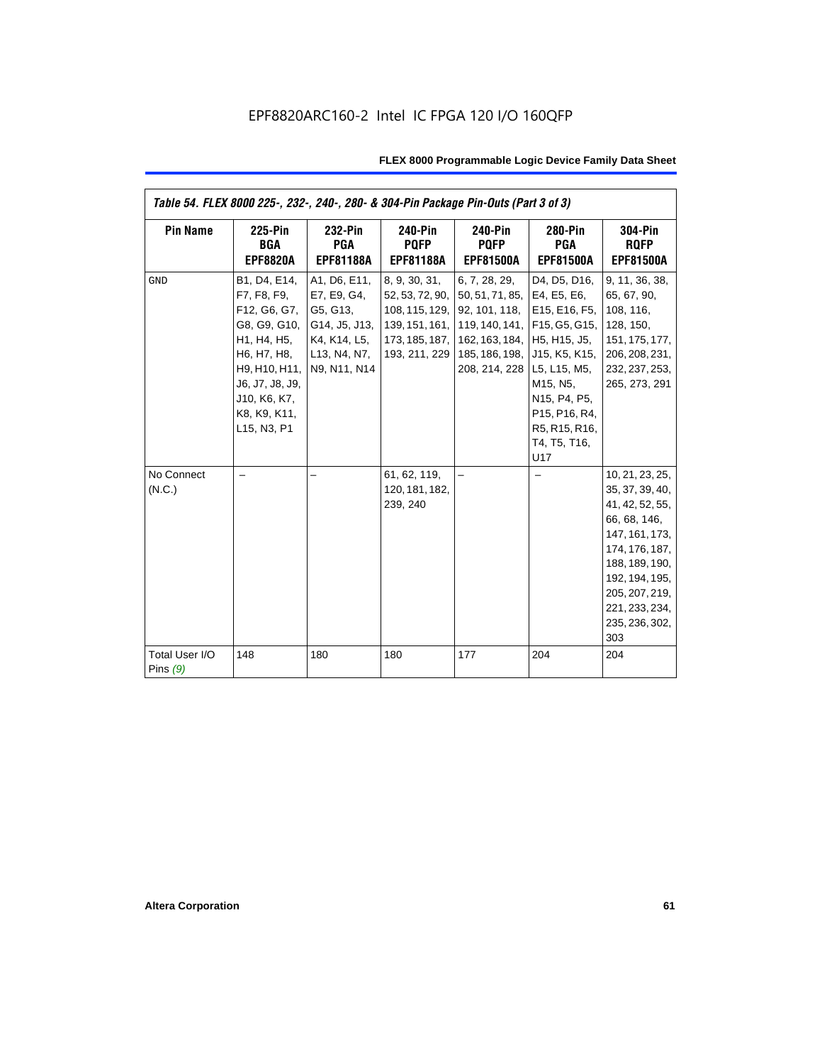EPF8820ARC160-2 Intel IC FPGA 120 I/O 160QFP

| *Table 54. FLEX 8000 225-, 232-, 240-, 280- & 304-Pin Package Pin-Outs (Part 3 of 3)* | | | | | | |
|---|---|---|---|---|---|---|
| **Pin Name** | **225-Pin BGA EPF8820A** | **232-Pin PGA EPF81188A** | **240-Pin PQFP EPF81188A** | **240-Pin PQFP EPF81500A** | **280-Pin PGA EPF81500A** | **304-Pin RQFP EPF81500A** |
| GND | B1, D4, E14, F7, F8, F9, F12, G6, G7, G8, G9, G10, H1, H4, H5, H6, H7, H8, H9, H10, H11, J6, J7, J8, J9, J10, K6, K7, K8, K9, K11, L15, N3, P1 | A1, D6, E11, E7, E9, G4, G5, G13, G14, J5, J13, K4, K14, L5, L13, N4, N7, N9, N11, N14 | 8, 9, 30, 31, 52, 53, 72, 90, 108, 115, 129, 139, 151, 161, 173, 185, 187, 193, 211, 229 | 6, 7, 28, 29, 50, 51, 71, 85, 92, 101, 118, 119, 140, 141, 162, 163, 184, 185, 186, 198, 208, 214, 228 | D4, D5, D16, E4, E5, E6, E15, E16, F5, F15, G5, G15, H5, H15, J5, J15, K5, K15, L5, L15, M5, M15, N5, N15, P4, P5, P15, P16, R4, R5, R15, R16, T4, T5, T16, U17 | 9, 11, 36, 38, 65, 67, 90, 108, 116, 128, 150, 151, 175, 177, 206, 208, 231, 232, 237, 253, 265, 273, 291 |
| No Connect (N.C.) | – | – | 61, 62, 119, 120, 181, 182, 239, 240 | – | – | 10, 21, 23, 25, 35, 37, 39, 40, 41, 42, 52, 55, 66, 68, 146, 147, 161, 173, 174, 176, 187, 188, 189, 190, 192, 194, 195, 205, 207, 219, 221, 233, 234, 235, 236, 302, 303 |
| Total User I/O Pins *(9)* | 148 | 180 | 180 | 177 | 204 | 204 |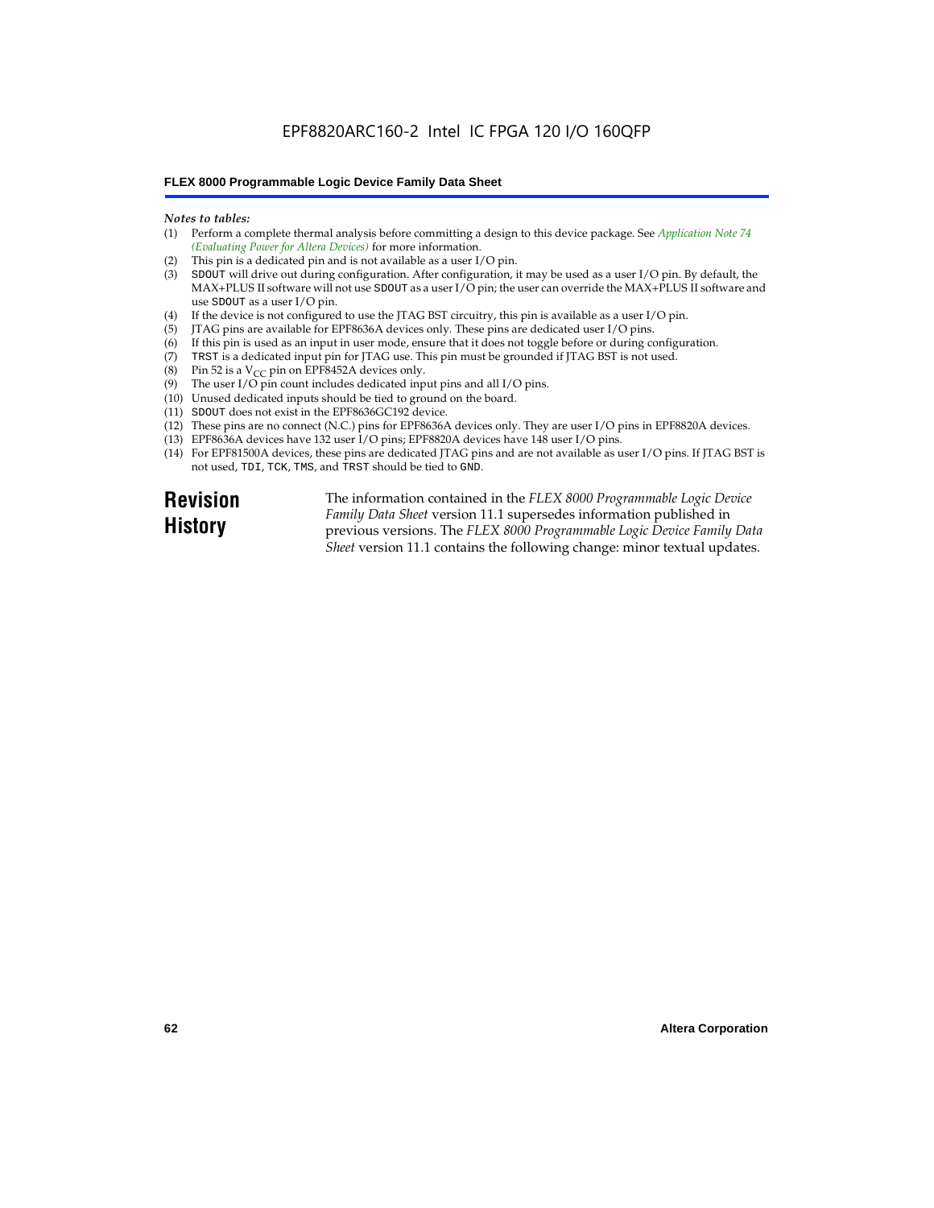*Notes to tables:*

(1) Perform a complete thermal analysis before committing a design to this device package. See *Application Note 74 (Evaluating Power for Altera Devices)* for more information.
(2) This pin is a dedicated pin and is not available as a user I/O pin.
(3) SDOUT will drive out during configuration. After configuration, it may be used as a user I/O pin. By default, the MAX+PLUS II software will not use SDOUT as a user I/O pin; the user can override the MAX+PLUS II software and use SDOUT as a user I/O pin.
(4) If the device is not configured to use the JTAG BST circuitry, this pin is available as a user I/O pin.
(5) JTAG pins are available for EPF8636A devices only. These pins are dedicated user I/O pins.
(6) If this pin is used as an input in user mode, ensure that it does not toggle before or during configuration.
(7) TRST is a dedicated input pin for JTAG use. This pin must be grounded if JTAG BST is not used.
(8) Pin 52 is a $V_{CC}$ pin on EPF8452A devices only.
(9) The user I/O pin count includes dedicated input pins and all I/O pins.
(10) Unused dedicated inputs should be tied to ground on the board.
(11) SDOUT does not exist in the EPF8636GC192 device.
(12) These pins are no connect (N.C.) pins for EPF8636A devices only. They are user I/O pins in EPF8820A devices.
(13) EPF8636A devices have 132 user I/O pins; EPF8820A devices have 148 user I/O pins.
(14) For EPF81500A devices, these pins are dedicated JTAG pins and are not available as user I/O pins. If JTAG BST is not used, TDI, TCK, TMS, and TRST should be tied to GND.

## Revision History

The information contained in the *FLEX 8000 Programmable Logic Device Family Data Sheet* version 11.1 supersedes information published in previous versions. The *FLEX 8000 Programmable Logic Device Family Data Sheet* version 11.1 contains the following change: minor textual updates.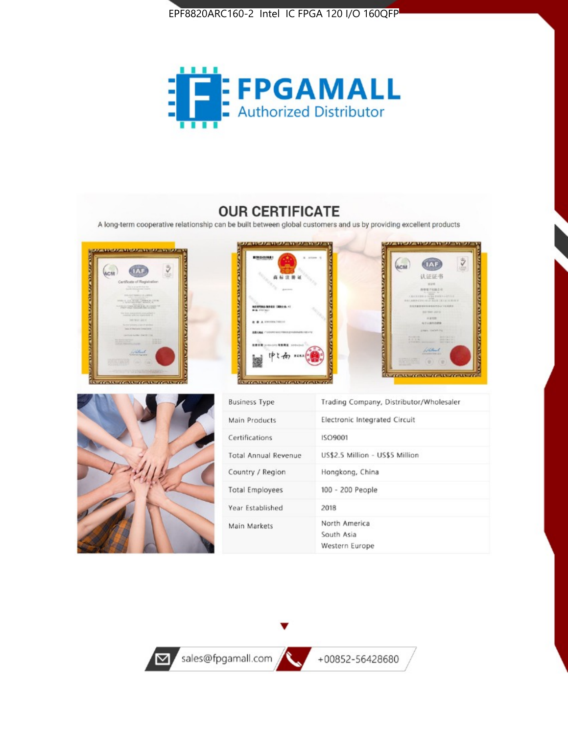FPGAMALL

Authorized Distributor

## OUR CERTIFICATE

A long-term cooperative relationship can be built between global customers and us by providing excellent products

| | |
|---|---|
| Business Type | Trading Company, Distributor/Wholesaler |
| Main Products | Electronic Integrated Circuit |
| Certifications | ISO9001 |
| Total Annual Revenue | US$2.5 Million - US$5 Million |
| Country / Region | Hongkong, China |
| Total Employees | 100 - 200 People |
| Year Established | 2018 |
| Main Markets | North America<br>South Asia<br>Western Europe |

sales@fpgamall.com

+00852-56428680